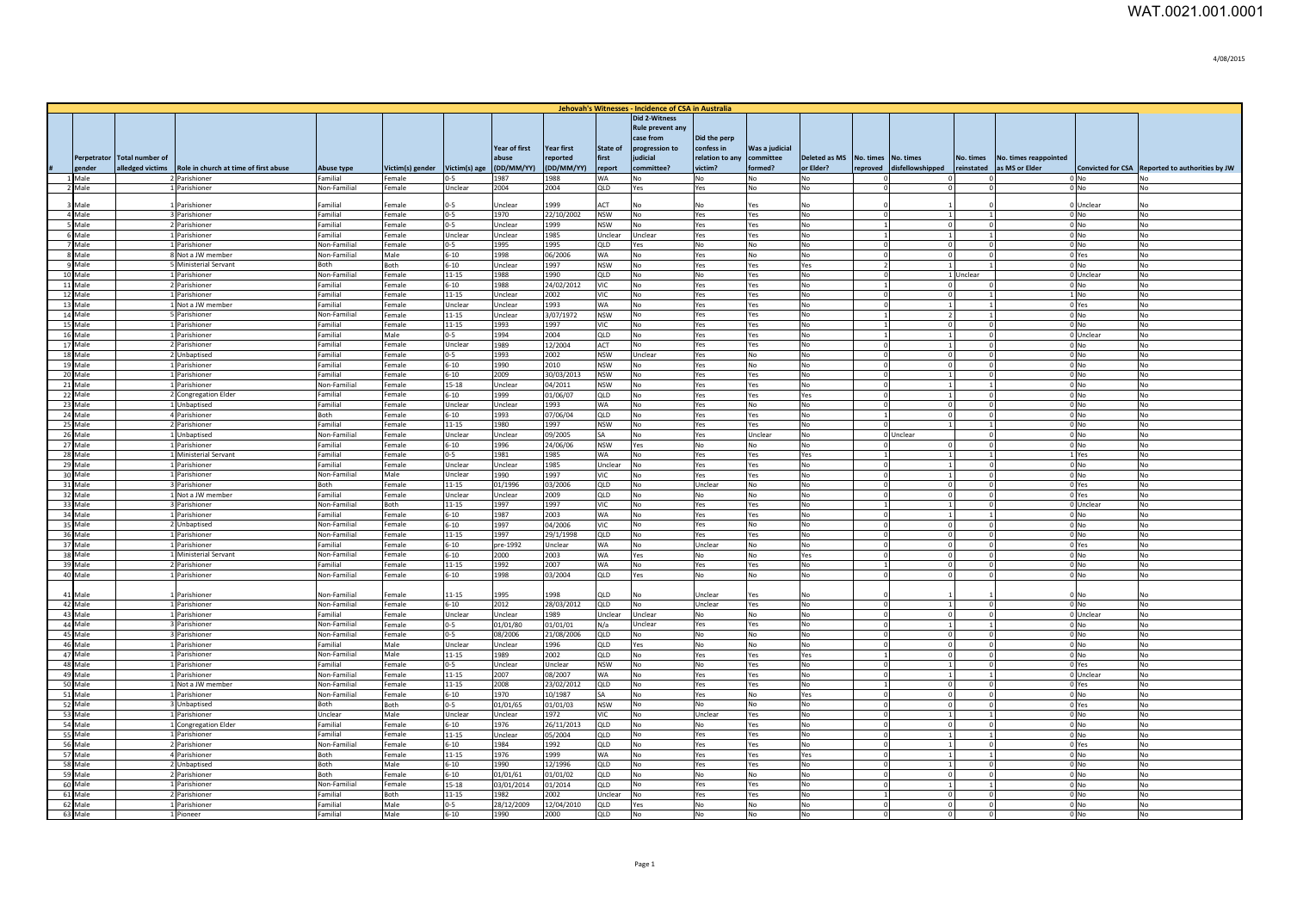## Jehovah's Witnesses - Incidence of CSA in Australia

| # | Perpetrator gender | Total number of alledged victims | Role in church at time of first abuse | Abuse type | Victim(s) gender | Victim(s) age | Year of first abuse (DD/MM/YY) | Year first reported (DD/MM/YY) | State of first report | Did 2-Witness Rule prevent any case from progression to judicial committee? | Did the perp confess in relation to any victim? | Was a judicial committee formed? | Deleted as MS or Elder? | No. times reproved | No. times disfellowshipped | No. times reinstated | No. times reappointed as MS or Elder | Convicted for CSA | Reported to authorities by JW |
|---|---|---|---|---|---|---|---|---|---|---|---|---|---|---|---|---|---|---|---|
| 1 | Male | 2 | Parishioner | Familial | Female | 0-5 | 1987 | 1988 | WA | No | No | No | No | 0 | 0 | 0 | 0 | No | No |
| 2 | Male | 1 | Parishioner | Non-Familial | Female | Unclear | 2004 | 2004 | QLD | Yes | Yes | No | No | 0 | 0 | 0 | 0 | No | No |
| 3 | Male | 1 | Parishioner | Familial | Female | 0-5 | Unclear | 1999 | ACT | No | No | Yes | No | 0 | 1 | 0 | 0 | Unclear | No |
| 4 | Male | 3 | Parishioner | Familial | Female | 0-5 | 1970 | 22/10/2002 | NSW | No | Yes | Yes | No | 0 | 1 | 1 | 0 | No | No |
| 5 | Male | 2 | Parishioner | Familial | Female | 0-5 | Unclear | 1999 | NSW | No | Yes | Yes | No | 1 | 0 | 0 | 0 | No | No |
| 6 | Male | 1 | Parishioner | Familial | Female | Unclear | Unclear | 1985 | Unclear | Unclear | Yes | Yes | No | 1 | 1 | 1 | 0 | No | No |
| 7 | Male | 1 | Parishioner | Non-Familial | Female | 0-5 | 1995 | 1995 | QLD | Yes | No | No | No | 0 | 0 | 0 | 0 | No | No |
| 8 | Male | 8 | Not a JW member | Non-Familial | Male | 6-10 | 1998 | 06/2006 | WA | No | Yes | No | No | 0 | 0 | 0 | 0 | Yes | No |
| 9 | Male | 5 | Ministerial Servant | Both | Both | 6-10 | Unclear | 1997 | NSW | No | Yes | Yes | Yes | 2 | 1 | 1 | 0 | No | No |
| 10 | Male | 1 | Parishioner | Non-Familial | Female | 11-15 | 1988 | 1990 | QLD | No | No | Yes | No | 0 | 1 | Unclear | 0 | Unclear | No |
| 11 | Male | 2 | Parishioner | Familial | Female | 6-10 | 1988 | 24/02/2012 | VIC | No | Yes | Yes | No | 1 | 0 | 0 | 0 | No | No |
| 12 | Male | 1 | Parishioner | Familial | Female | 11-15 | Unclear | 2002 | VIC | No | Yes | Yes | No | 0 | 0 | 1 | 1 | No | No |
| 13 | Male | 1 | Not a JW member | Familial | Female | Unclear | Unclear | 1993 | WA | No | Yes | Yes | No | 0 | 1 | 1 | 0 | Yes | No |
| 14 | Male | 5 | Parishioner | Non-Familial | Female | 11-15 | Unclear | 3/07/1972 | NSW | No | Yes | Yes | No | 1 | 2 | 1 | 0 | No | No |
| 15 | Male | 1 | Parishioner | Familial | Female | 11-15 | 1993 | 1997 | VIC | No | Yes | Yes | No | 1 | 0 | 0 | 0 | No | No |
| 16 | Male | 1 | Parishioner | Familial | Male | 0-5 | 1994 | 2004 | QLD | No | Yes | Yes | No | 1 | 1 | 0 | 0 | Unclear | No |
| 17 | Male | 2 | Parishioner | Familial | Female | Unclear | 1989 | 12/2004 | ACT | No | Yes | Yes | No | 0 | 1 | 0 | 0 | No | No |
| 18 | Male | 2 | Unbaptised | Familial | Female | 0-5 | 1993 | 2002 | NSW | Unclear | Yes | No | No | 0 | 0 | 0 | 0 | No | No |
| 19 | Male | 1 | Parishioner | Familial | Female | 6-10 | 1990 | 2010 | NSW | No | Yes | Yes | No | 0 | 0 | 0 | 0 | No | No |
| 20 | Male | 1 | Parishioner | Familial | Female | 6-10 | 2009 | 30/03/2013 | NSW | No | Yes | Yes | No | 0 | 1 | 0 | 0 | No | No |
| 21 | Male | 1 | Parishioner | Non-Familial | Female | 15-18 | Unclear | 04/2011 | NSW | No | Yes | Yes | No | 0 | 1 | 1 | 0 | No | No |
| 22 | Male | 2 | Congregation Elder | Familial | Female | 6-10 | 1999 | 01/06/07 | QLD | No | Yes | Yes | Yes | 0 | 1 | 0 | 0 | No | No |
| 23 | Male | 1 | Unbaptised | Familial | Female | Unclear | Unclear | 1993 | WA | No | Yes | No | No | 0 | 0 | 0 | 0 | No | No |
| 24 | Male | 4 | Parishioner | Both | Female | 6-10 | 1993 | 07/06/04 | QLD | No | Yes | Yes | No | 1 | 0 | 0 | 0 | No | No |
| 25 | Male | 2 | Parishioner | Familial | Female | 11-15 | 1980 | 1997 | NSW | No | Yes | Yes | No | 0 | 1 | 1 | 0 | No | No |
| 26 | Male | 1 | Unbaptised | Non-Familial | Female | Unclear | Unclear | 09/2005 | SA | No | Yes | Unclear | No | 0 | Unclear | 0 | 0 | No | No |
| 27 | Male | 1 | Parishioner | Familial | Female | 6-10 | 1996 | 24/06/06 | NSW | Yes | No | No | No | 0 | 0 | 0 | 0 | No | No |
| 28 | Male | 1 | Ministerial Servant | Familial | Female | 0-5 | 1981 | 1985 | WA | No | Yes | Yes | Yes | 1 | 1 | 1 | 1 | Yes | No |
| 29 | Male | 1 | Parishioner | Familial | Female | Unclear | Unclear | 1985 | Unclear | No | Yes | Yes | No | 0 | 1 | 0 | 0 | No | No |
| 30 | Male | 1 | Parishioner | Non-Familial | Male | Unclear | 1990 | 1997 | VIC | No | Yes | Yes | No | 0 | 1 | 0 | 0 | No | No |
| 31 | Male | 3 | Parishioner | Both | Female | 11-15 | 01/1996 | 03/2006 | QLD | No | Unclear | No | No | 0 | 0 | 0 | 0 | Yes | No |
| 32 | Male | 1 | Not a JW member | Familial | Female | Unclear | Unclear | 2009 | QLD | No | No | No | No | 0 | 0 | 0 | 0 | Yes | No |
| 33 | Male | 3 | Parishioner | Non-Familial | Both | 11-15 | 1997 | 1997 | VIC | No | Yes | Yes | No | 1 | 1 | 0 | 0 | Unclear | No |
| 34 | Male | 1 | Parishioner | Familial | Female | 6-10 | 1987 | 2003 | WA | No | Yes | Yes | No | 0 | 1 | 1 | 0 | No | No |
| 35 | Male | 2 | Unbaptised | Non-Familial | Female | 6-10 | 1997 | 04/2006 | VIC | No | Yes | No | No | 0 | 0 | 0 | 0 | No | No |
| 36 | Male | 1 | Parishioner | Non-Familial | Female | 11-15 | 1997 | 29/1/1998 | QLD | No | Yes | Yes | No | 0 | 0 | 0 | 0 | No | No |
| 37 | Male | 1 | Parishioner | Familial | Female | 6-10 | pre-1992 | Unclear | WA | No | Unclear | No | No | 0 | 0 | 0 | 0 | Yes | No |
| 38 | Male | 1 | Ministerial Servant | Non-Familial | Female | 6-10 | 2000 | 2003 | WA | Yes | No | No | Yes | 0 | 0 | 0 | 0 | No | No |
| 39 | Male | 2 | Parishioner | Familial | Female | 11-15 | 1992 | 2007 | WA | No | Yes | Yes | No | 1 | 0 | 0 | 0 | No | No |
| 40 | Male | 1 | Parishioner | Non-Familial | Female | 6-10 | 1998 | 03/2004 | QLD | Yes | No | No | No | 0 | 0 | 0 | 0 | No | No |
| 41 | Male | 1 | Parishioner | Non-Familial | Female | 11-15 | 1995 | 1998 | QLD | No | Unclear | Yes | No | 0 | 1 | 1 | 0 | No | No |
| 42 | Male | 1 | Parishioner | Non-Familial | Female | 6-10 | 2012 | 28/03/2012 | QLD | No | Unclear | Yes | No | 0 | 1 | 0 | 0 | No | No |
| 43 | Male | 1 | Parishioner | Familial | Female | Unclear | Unclear | 1989 | Unclear | Unclear | No | No | No | 0 | 0 | 0 | 0 | Unclear | No |
| 44 | Male | 3 | Parishioner | Non-Familial | Female | 0-5 | 01/01/80 | 01/01/01 | N/a | Unclear | Yes | Yes | No | 0 | 1 | 1 | 0 | No | No |
| 45 | Male | 3 | Parishioner | Non-Familial | Female | 0-5 | 08/2006 | 21/08/2006 | QLD | No | No | No | No | 0 | 0 | 0 | 0 | No | No |
| 46 | Male | 1 | Parishioner | Familial | Male | Unclear | Unclear | 1996 | QLD | Yes | No | No | No | 0 | 0 | 0 | 0 | No | No |
| 47 | Male | 1 | Parishioner | Non-Familial | Male | 11-15 | 1989 | 2002 | QLD | No | Yes | Yes | Yes | 1 | 0 | 0 | 0 | No | No |
| 48 | Male | 1 | Parishioner | Familial | Female | 0-5 | Unclear | Unclear | NSW | No | No | Yes | No | 0 | 1 | 0 | 0 | Yes | No |
| 49 | Male | 1 | Parishioner | Non-Familial | Female | 11-15 | 2007 | 08/2007 | WA | No | Yes | Yes | No | 0 | 1 | 1 | 0 | Unclear | No |
| 50 | Male | 1 | Not a JW member | Non-Familial | Female | 11-15 | 2008 | 23/02/2012 | QLD | No | Yes | Yes | No | 1 | 0 | 0 | 0 | Yes | No |
| 51 | Male | 1 | Parishioner | Non-Familial | Female | 6-10 | 1970 | 10/1987 | SA | No | Yes | No | Yes | 0 | 0 | 0 | 0 | No | No |
| 52 | Male | 3 | Unbaptised | Both | Both | 0-5 | 01/01/65 | 01/01/03 | NSW | No | No | No | No | 0 | 0 | 0 | 0 | Yes | No |
| 53 | Male | 1 | Parishioner | Unclear | Male | Unclear | Unclear | 1972 | VIC | No | Unclear | Yes | No | 0 | 1 | 1 | 0 | No | No |
| 54 | Male | 1 | Congregation Elder | Familial | Female | 6-10 | 1976 | 26/11/2013 | QLD | No | No | Yes | No | 0 | 0 | 0 | 0 | No | No |
| 55 | Male | 1 | Parishioner | Familial | Female | 11-15 | Unclear | 05/2004 | QLD | No | Yes | Yes | No | 0 | 1 | 1 | 0 | No | No |
| 56 | Male | 2 | Parishioner | Non-Familial | Female | 6-10 | 1984 | 1992 | QLD | No | Yes | Yes | No | 0 | 1 | 0 | 0 | Yes | No |
| 57 | Male | 4 | Parishioner | Both | Female | 11-15 | 1976 | 1999 | WA | No | Yes | Yes | Yes | 0 | 1 | 1 | 0 | No | No |
| 58 | Male | 2 | Unbaptised | Both | Male | 6-10 | 1990 | 12/1996 | QLD | No | Yes | Yes | No | 0 | 1 | 0 | 0 | No | No |
| 59 | Male | 2 | Parishioner | Both | Female | 6-10 | 01/01/61 | 01/01/02 | QLD | No | No | No | No | 0 | 0 | 0 | 0 | No | No |
| 60 | Male | 1 | Parishioner | Non-Familial | Female | 15-18 | 03/01/2014 | 01/2014 | QLD | No | Yes | Yes | No | 0 | 1 | 1 | 0 | No | No |
| 61 | Male | 2 | Parishioner | Familial | Both | 11-15 | 1982 | 2002 | Unclear | No | Yes | Yes | No | 1 | 0 | 0 | 0 | No | No |
| 62 | Male | 1 | Parishioner | Familial | Male | 0-5 | 28/12/2009 | 12/04/2010 | QLD | Yes | No | No | No | 0 | 0 | 0 | 0 | No | No |
| 63 | Male | 1 | Pioneer | Familial | Male | 6-10 | 1990 | 2000 | QLD | No | No | No | No | 0 | 0 | 0 | 0 | No | No |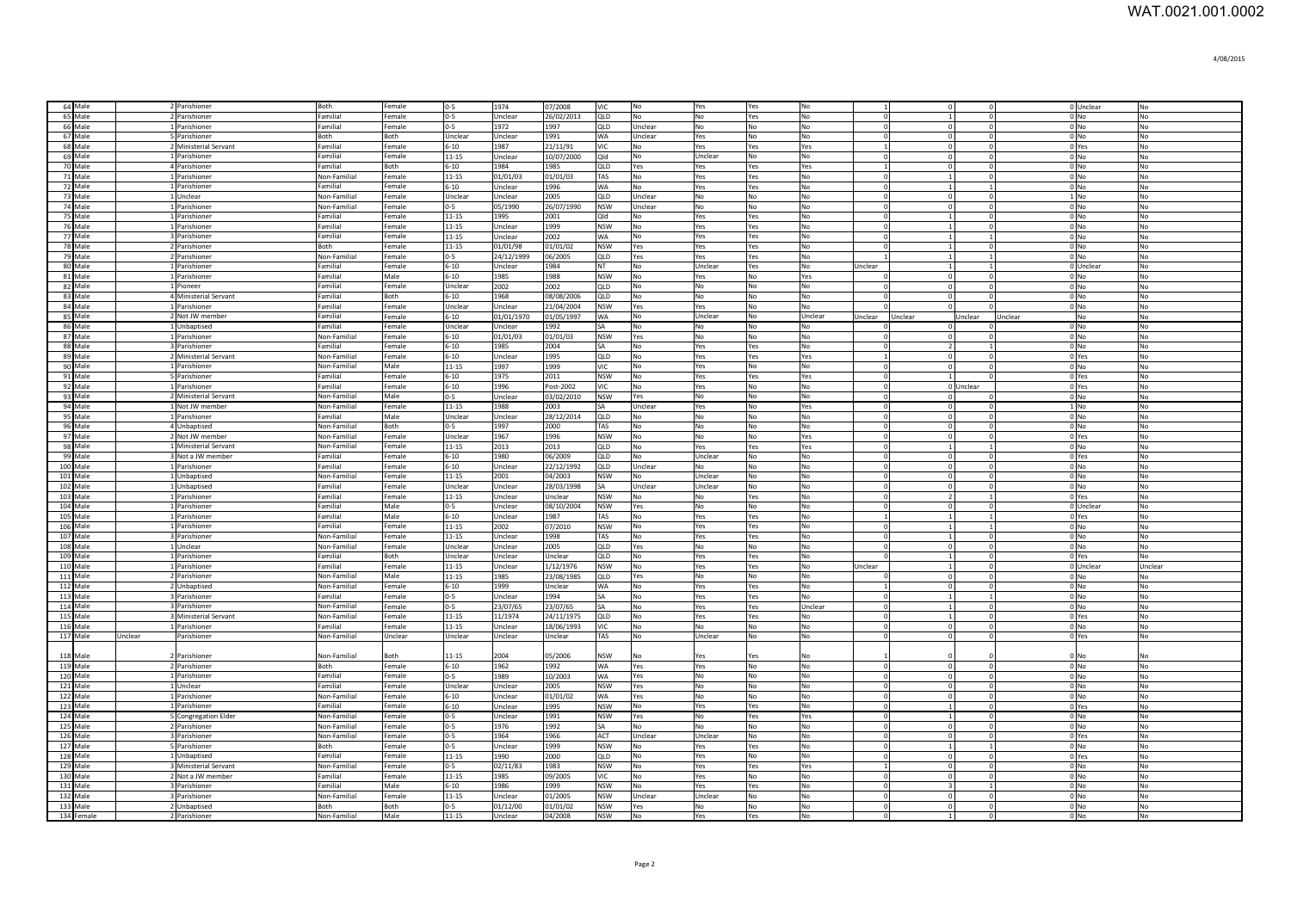| | | | | | | | | | | | | | | | | | | | | |
|---|---|---|---|---|---|---|---|---|---|---|---|---|---|---|---|---|---|---|---|---|
| 64 | Male | | 2 | Parishioner | Both | Female | 0-5 | 1974 | 07/2008 | VIC | No | Yes | Yes | No | 1 | 0 | 0 | 0 | Unclear | No |
| 65 | Male | | 2 | Parishioner | Familial | Female | 0-5 | Unclear | 26/02/2013 | QLD | No | No | Yes | No | 0 | 1 | 0 | 0 | No | No |
| 66 | Male | | 1 | Parishioner | Familial | Female | 0-5 | 1972 | 1997 | QLD | Unclear | No | No | No | 0 | 0 | 0 | 0 | No | No |
| 67 | Male | | 5 | Parishioner | Both | Both | Unclear | Unclear | 1991 | WA | Unclear | Yes | No | No | 0 | 0 | 0 | 0 | No | No |
| 68 | Male | | 2 | Ministerial Servant | Familial | Female | 6-10 | 1987 | 21/11/91 | VIC | No | Yes | Yes | Yes | 1 | 0 | 0 | 0 | Yes | No |
| 69 | Male | | 1 | Parishioner | Familial | Female | 11-15 | Unclear | 10/07/2000 | Qld | No | Unclear | No | No | 0 | 0 | 0 | 0 | No | No |
| 70 | Male | | 4 | Parishioner | Familial | Both | 6-10 | 1984 | 1985 | QLD | Yes | Yes | Yes | Yes | 1 | 0 | 0 | 0 | No | No |
| 71 | Male | | 1 | Parishioner | Non-Familial | Female | 11-15 | 01/01/03 | 01/01/03 | TAS | No | Yes | Yes | No | 0 | 1 | 0 | 0 | No | No |
| 72 | Male | | 1 | Parishioner | Familial | Female | 6-10 | Unclear | 1996 | WA | No | Yes | Yes | No | 0 | 1 | 1 | 0 | No | No |
| 73 | Male | | 1 | Unclear | Non-Familial | Female | Unclear | Unclear | 2005 | QLD | Unclear | No | No | No | 0 | 0 | 0 | 1 | No | No |
| 74 | Male | | 1 | Parishioner | Non-Familial | Female | 0-5 | 05/1990 | 26/07/1990 | NSW | Unclear | No | No | No | 0 | 0 | 0 | 0 | No | No |
| 75 | Male | | 1 | Parishioner | Familial | Female | 11-15 | 1995 | 2001 | Qld | No | Yes | Yes | No | 0 | 1 | 0 | 0 | No | No |
| 76 | Male | | 1 | Parishioner | Familial | Female | 11-15 | Unclear | 1999 | NSW | No | Yes | Yes | No | 0 | 1 | 0 | 0 | No | No |
| 77 | Male | | 3 | Parishioner | Familial | Female | 11-15 | Unclear | 2002 | WA | No | Yes | Yes | No | 0 | 1 | 1 | 0 | No | No |
| 78 | Male | | 2 | Parishioner | Both | Female | 11-15 | 01/01/98 | 01/01/02 | NSW | Yes | Yes | Yes | No | 0 | 1 | 0 | 0 | No | No |
| 79 | Male | | 2 | Parishioner | Non-Familial | Female | 0-5 | 24/12/1999 | 06/2005 | QLD | Yes | Yes | Yes | No | 1 | 1 | 1 | 0 | No | No |
| 80 | Male | | 1 | Parishioner | Familial | Female | 6-10 | Unclear | 1984 | NT | No | Unclear | Yes | No | Unclear | 1 | 1 | 0 | Unclear | No |
| 81 | Male | | 1 | Parishioner | Familial | Male | 6-10 | 1985 | 1988 | NSW | No | Yes | No | Yes | 0 | 0 | 0 | 0 | No | No |
| 82 | Male | | 1 | Pioneer | Familial | Female | Unclear | 2002 | 2002 | QLD | No | No | No | No | 0 | 0 | 0 | 0 | No | No |
| 83 | Male | | 4 | Ministerial Servant | Familial | Both | 6-10 | 1968 | 08/08/2006 | QLD | No | No | No | No | 0 | 0 | 0 | 0 | No | No |
| 84 | Male | | 1 | Parishioner | Familial | Female | Unclear | Unclear | 21/04/2004 | NSW | Yes | Yes | No | No | 0 | 0 | 0 | 0 | No | No |
| 85 | Male | | 2 | Not JW member | Familial | Female | 6-10 | 01/01/1970 | 01/05/1997 | WA | No | Unclear | No | Unclear | Unclear | Unclear | Unclear | Unclear | No | No |
| 86 | Male | | 1 | Unbaptised | Familial | Female | Unclear | Unclear | 1992 | SA | No | No | No | No | 0 | 0 | 0 | 0 | No | No |
| 87 | Male | | 1 | Parishioner | Non-Familial | Female | 6-10 | 01/01/03 | 01/01/03 | NSW | Yes | No | No | No | 0 | 0 | 0 | 0 | No | No |
| 88 | Male | | 3 | Parishioner | Familial | Female | 6-10 | 1985 | 2004 | SA | No | Yes | Yes | No | 0 | 2 | 1 | 0 | No | No |
| 89 | Male | | 2 | Ministerial Servant | Non-Familial | Female | 6-10 | Unclear | 1995 | QLD | No | Yes | Yes | Yes | 1 | 0 | 0 | 0 | Yes | No |
| 90 | Male | | 1 | Parishioner | Non-Familial | Male | 11-15 | 1997 | 1999 | VIC | No | Yes | No | No | 0 | 0 | 0 | 0 | No | No |
| 91 | Male | | 5 | Parishioner | Familial | Female | 6-10 | 1975 | 2011 | NSW | No | Yes | Yes | Yes | 0 | 1 | 0 | 0 | Yes | No |
| 92 | Male | | 1 | Parishioner | Familial | Female | 6-10 | 1996 | Post-2002 | VIC | No | Yes | No | No | 0 | 0 | Unclear | 0 | Yes | No |
| 93 | Male | | 2 | Ministerial Servant | Non-Familial | Male | 0-5 | Unclear | 03/02/2010 | NSW | Yes | No | No | No | 0 | 0 | 0 | 0 | No | No |
| 94 | Male | | 1 | Not JW member | Non-Familial | Female | 11-15 | 1988 | 2003 | SA | Unclear | Yes | No | Yes | 0 | 0 | 0 | 1 | No | No |
| 95 | Male | | 1 | Parishioner | Familial | Male | Unclear | Unclear | 28/12/2014 | QLD | No | No | No | No | 0 | 0 | 0 | 0 | No | No |
| 96 | Male | | 4 | Unbaptised | Non-Familial | Both | 0-5 | 1997 | 2000 | TAS | No | No | No | No | 0 | 0 | 0 | 0 | No | No |
| 97 | Male | | 2 | Not JW member | Non-Familial | Female | Unclear | 1967 | 1996 | NSW | No | No | No | Yes | 0 | 0 | 0 | 0 | Yes | No |
| 98 | Male | | 1 | Ministerial Servant | Non-Familial | Female | 11-15 | 2013 | 2013 | QLD | No | Yes | Yes | Yes | 0 | 1 | 1 | 0 | No | No |
| 99 | Male | | 3 | Not a JW member | Familial | Female | 6-10 | 1980 | 06/2009 | QLD | No | Unclear | No | No | 0 | 0 | 0 | 0 | Yes | No |
| 100 | Male | | 1 | Parishioner | Familial | Female | 6-10 | Unclear | 22/12/1992 | QLD | Unclear | No | No | No | 0 | 0 | 0 | 0 | No | No |
| 101 | Male | | 1 | Unbaptised | Non-Familial | Female | 11-15 | 2001 | 04/2003 | NSW | No | Unclear | No | No | 0 | 0 | 0 | 0 | No | No |
| 102 | Male | | 1 | Unbaptised | Familial | Female | Unclear | Unclear | 28/03/1998 | SA | Unclear | Unclear | No | No | 0 | 0 | 0 | 0 | No | No |
| 103 | Male | | 1 | Parishioner | Familial | Female | 11-15 | Unclear | Unclear | NSW | No | No | Yes | No | 0 | 2 | 1 | 0 | Yes | No |
| 104 | Male | | 1 | Parishioner | Familial | Male | 0-5 | Unclear | 08/10/2004 | NSW | Yes | No | No | No | 0 | 0 | 0 | 0 | Unclear | No |
| 105 | Male | | 1 | Parishioner | Familial | Male | 6-10 | Unclear | 1987 | TAS | No | Yes | Yes | No | 1 | 1 | 1 | 0 | Yes | No |
| 106 | Male | | 1 | Parishioner | Familial | Female | 11-15 | 2002 | 07/2010 | NSW | No | Yes | Yes | No | 0 | 1 | 1 | 0 | No | No |
| 107 | Male | | 3 | Parishioner | Non-Familial | Female | 11-15 | Unclear | 1998 | TAS | No | Yes | Yes | No | 0 | 1 | 0 | 0 | No | No |
| 108 | Male | | 1 | Unclear | Non-Familial | Female | Unclear | Unclear | 2005 | QLD | Yes | No | No | No | 0 | 0 | 0 | 0 | No | No |
| 109 | Male | | 1 | Parishioner | Familial | Both | Unclear | Unclear | Unclear | QLD | No | Yes | Yes | No | 0 | 1 | 0 | 0 | Yes | No |
| 110 | Male | | 1 | Parishioner | Familial | Female | 11-15 | Unclear | 1/12/1976 | NSW | No | Yes | Yes | No | Unclear | 1 | 0 | 0 | Unclear | Unclear |
| 111 | Male | | 2 | Parishioner | Non-Familial | Male | 11-15 | 1985 | 23/08/1985 | QLD | Yes | No | No | No | 0 | 0 | 0 | 0 | No | No |
| 112 | Male | | 2 | Unbaptised | Non-Familial | Female | 6-10 | 1999 | Unclear | WA | No | Yes | Yes | No | 1 | 0 | 0 | 0 | No | No |
| 113 | Male | | 3 | Parishioner | Familial | Female | 0-5 | Unclear | 1994 | SA | No | Yes | Yes | No | 0 | 1 | 1 | 0 | No | No |
| 114 | Male | | 3 | Parishioner | Non-Familial | Female | 0-5 | 23/07/65 | 23/07/65 | SA | No | Yes | Yes | Unclear | 0 | 1 | 0 | 0 | No | No |
| 115 | Male | | 3 | Ministerial Servant | Non-Familial | Female | 11-15 | 11/1974 | 24/11/1975 | QLD | No | Yes | Yes | No | 0 | 1 | 0 | 0 | Yes | No |
| 116 | Male | | 1 | Parishioner | Familial | Female | 11-15 | Unclear | 18/06/1993 | VIC | No | No | No | No | 0 | 0 | 0 | 0 | No | No |
| 117 | Male | Unclear | | Parishioner | Non-Familial | Unclear | Unclear | Unclear | Unclear | TAS | No | Unclear | No | No | 0 | 0 | 0 | 0 | Yes | No |
| 118 | Male | | 2 | Parishioner | Non-Familial | Both | 11-15 | 2004 | 05/2006 | NSW | No | Yes | Yes | No | 1 | 0 | 0 | 0 | No | No |
| 119 | Male | | 2 | Parishioner | Both | Female | 6-10 | 1962 | 1992 | WA | Yes | Yes | No | No | 0 | 0 | 0 | 0 | No | No |
| 120 | Male | | 1 | Parishioner | Familial | Female | 0-5 | 1989 | 10/2003 | WA | Yes | No | No | No | 0 | 0 | 0 | 0 | No | No |
| 121 | Male | | 1 | Unclear | Familial | Female | Unclear | Unclear | 2005 | NSW | Yes | No | No | No | 0 | 0 | 0 | 0 | No | No |
| 122 | Male | | 1 | Parishioner | Non-Familial | Female | 6-10 | Unclear | 01/01/02 | WA | Yes | No | No | No | 0 | 0 | 0 | 0 | No | No |
| 123 | Male | | 1 | Parishioner | Familial | Female | 6-10 | Unclear | 1995 | NSW | No | Yes | Yes | No | 0 | 1 | 0 | 0 | Yes | No |
| 124 | Male | | 5 | Congregation Elder | Non-Familial | Female | 0-5 | Unclear | 1991 | NSW | Yes | No | Yes | Yes | 0 | 1 | 0 | 0 | No | No |
| 125 | Male | | 2 | Parishioner | Non-Familial | Female | 0-5 | 1976 | 1992 | SA | No | No | No | No | 0 | 0 | 0 | 0 | No | No |
| 126 | Male | | 3 | Parishioner | Non-Familial | Female | 0-5 | 1964 | 1966 | ACT | Unclear | Unclear | No | No | 0 | 0 | 0 | 0 | Yes | No |
| 127 | Male | | 5 | Parishioner | Both | Female | 0-5 | Unclear | 1999 | NSW | No | Yes | Yes | No | 0 | 1 | 1 | 0 | No | No |
| 128 | Male | | 1 | Unbaptised | Familial | Female | 11-15 | 1990 | 2000 | QLD | No | Yes | No | No | 0 | 0 | 0 | 0 | Yes | No |
| 129 | Male | | 3 | Ministerial Servant | Non-Familial | Female | 0-5 | 02/11/83 | 1983 | NSW | No | Yes | Yes | Yes | 1 | 0 | 0 | 0 | No | No |
| 130 | Male | | 2 | Not a JW member | Familial | Female | 11-15 | 1985 | 09/2005 | VIC | No | Yes | No | No | 0 | 0 | 0 | 0 | No | No |
| 131 | Male | | 3 | Parishioner | Familial | Male | 6-10 | 1986 | 1999 | NSW | No | Yes | Yes | No | 0 | 3 | 1 | 0 | No | No |
| 132 | Male | | 3 | Parishioner | Non-Familial | Female | 11-15 | Unclear | 01/2005 | NSW | Unclear | Unclear | No | No | 0 | 0 | 0 | 0 | No | No |
| 133 | Male | | 2 | Unbaptised | Both | Both | 0-5 | 01/12/00 | 01/01/02 | NSW | Yes | No | No | No | 0 | 0 | 0 | 0 | No | No |
| 134 | Female | | 2 | Parishioner | Non-Familial | Male | 11-15 | Unclear | 04/2008 | NSW | No | Yes | Yes | No | 0 | 1 | 0 | 0 | No | No |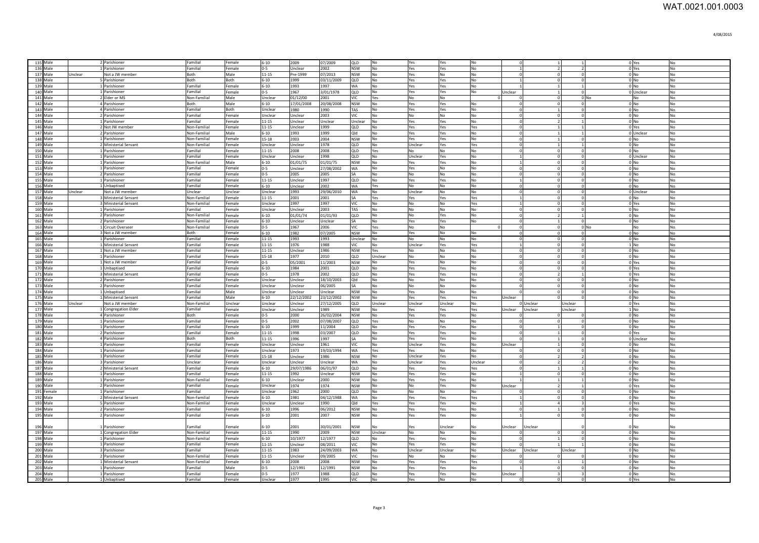| | | | | | | | | | | | | | | | | | | | | |
|---|---|---|---|---|---|---|---|---|---|---|---|---|---|---|---|---|---|---|---|---|
| 135 | Male | | 2 | Parishioner | Familial | Female | 6-10 | 2009 | 07/2009 | QLD | No | Yes | Yes | No | 0 | 1 | 1 | 0 | Yes | No |
| 136 | Male | | 1 | Parishioner | Familial | Female | 0-5 | Unclear | 2002 | NSW | No | Yes | Yes | No | 1 | 2 | 2 | 0 | Yes | No |
| 137 | Male | Unclear | | Not a JW member | Both | Male | 11-15 | Pre-1999 | 07/2013 | NSW | No | Yes | No | No | 0 | 0 | 0 | 0 | No | No |
| 138 | Male | | 5 | Parishioner | Both | Both | 6-10 | 1999 | 03/11/2009 | QLD | No | Yes | Yes | No | 1 | 0 | 0 | 0 | No | No |
| 139 | Male | | 1 | Parishioner | Familial | Female | 6-10 | 1993 | 1997 | WA | No | Yes | Yes | No | 1 | 1 | 1 | 0 | No | No |
| 140 | Male | | 1 | Parishioner | Familial | Female | 0-5 | 1967 | 3/01/1978 | QLD | No | Yes | Yes | No | Unclear | 1 | 0 | 0 | Unclear | No |
| 141 | Male | | 2 | Elder or MS | Non-Familial | Male | Unclear | 01/12/00 | 2001 | VIC | Yes | No | No | 0 | 0 | 0 | 0 | No | No | No |
| 142 | Male | | 4 | Parishioner | Both | Male | 6-10 | 17/01/2008 | 20/08/2008 | NSW | No | Yes | Yes | No | 0 | 0 | 0 | 0 | No | No |
| 143 | Male | | 4 | Parishioner | Familial | Both | Unclear | 1980 | 1990 | TAS | No | Yes | Yes | No | 0 | 1 | 0 | 0 | No | No |
| 144 | Male | | 2 | Parishioner | Familial | Female | Unclear | Unclear | 2003 | VIC | No | No | No | No | 0 | 0 | 0 | 0 | No | No |
| 145 | Male | | 1 | Parishioner | Familial | Female | 11-15 | Unclear | Unclear | Unclear | No | Yes | Yes | No | 0 | 2 | 1 | 0 | No | No |
| 146 | Male | | 2 | Not JW member | Non-Familial | Female | 11-15 | Unclear | 1999 | QLD | No | Yes | Yes | Yes | 0 | 1 | 1 | 0 | Yes | No |
| 147 | Male | | 2 | Parishioner | Non-Familial | Male | 6-10 | 1993 | 1999 | Qld | No | Yes | Yes | No | 0 | 1 | 1 | 0 | Unclear | No |
| 148 | Male | | 1 | Parishioner | Non-Familial | Female | 15-18 | 2003 | 2004 | NSW | No | Yes | Yes | No | 0 | 1 | 0 | 0 | No | No |
| 149 | Male | | 2 | Ministerial Servant | Non-Familial | Female | Unclear | Unclear | 1978 | QLD | No | Unclear | Yes | Yes | 0 | 1 | 1 | 0 | No | No |
| 150 | Male | | 1 | Parishioner | Familial | Female | 11-15 | 2008 | 2008 | QLD | Yes | No | No | No | 0 | 0 | 0 | 0 | No | No |
| 151 | Male | | 1 | Parishioner | Familial | Female | Unclear | Unclear | 1998 | QLD | No | Unclear | Yes | No | 1 | 0 | 0 | 0 | Unclear | No |
| 152 | Male | | 1 | Parishioner | Non-Familial | Male | 6-10 | 01/01/75 | 01/01/75 | NSW | No | Yes | Yes | No | 1 | 0 | 0 | 0 | No | No |
| 153 | Male | | 1 | Parishioner | Familial | Female | 0-5 | Unclear | 27/08/2002 | WA | No | Yes | No | No | 0 | 0 | 0 | 0 | No | No |
| 154 | Male | | 2 | Parishioner | Familial | Female | 0-5 | 2005 | 2005 | SA | No | No | No | No | 0 | 0 | 0 | 0 | No | No |
| 155 | Male | | 1 | Parishioner | Familial | Female | 11-15 | Unclear | 1997 | QLD | No | Yes | Yes | No | 1 | 0 | 0 | 0 | No | No |
| 156 | Male | | 1 | Unbaptised | Familial | Female | 6-10 | Unclear | 2002 | WA | Yes | No | No | No | 0 | 0 | 0 | 0 | No | No |
| 157 | Male | Unclear | | Not a JW member | Unclear | Unclear | Unclear | 1993 | 29/06/2010 | WA | No | Unclear | No | No | 0 | 0 | 0 | 0 | Unclear | No |
| 158 | Male | | 3 | Ministerial Servant | Non-Familial | Female | 11-15 | 2001 | 2001 | SA | Yes | Yes | Yes | Yes | 1 | 0 | 0 | 0 | No | No |
| 159 | Male | | 3 | Ministerial Servant | Familial | Female | Unclear | 1997 | 1997 | VIC | No | No | No | Yes | 1 | 0 | 0 | 0 | Yes | No |
| 160 | Male | | 1 | Parishioner | Familial | Female | Unclear | Unclear | 2003 | TAS | No | No | No | No | 0 | 0 | 0 | 0 | No | No |
| 161 | Male | | 2 | Parishioner | Non-Familial | Female | 6-10 | 01/01/74 | 01/01/93 | QLD | No | No | Yes | No | 0 | 2 | 1 | 0 | No | No |
| 162 | Male | | 2 | Parishioner | Non-Familial | Female | 6-10 | Unclear | Unclear | SA | No | Yes | Yes | No | 0 | 1 | 0 | 0 | No | No |
| 163 | Male | | 1 | Circuit Overseer | Non-Familial | Female | 0-5 | 1967 | 2006 | VIC | Yes | No | No | 0 | 0 | 0 | 0 | No | No | No |
| 164 | Male | | 3 | Not a JW member | Both | Female | 6-10 | 1982 | 07/2005 | NSW | No | Yes | No | No | 0 | 0 | 0 | 0 | No | No |
| 165 | Male | | 1 | Parishioner | Familial | Female | 11-15 | 1993 | 1993 | Unclear | No | No | No | No | 0 | 0 | 0 | 0 | No | No |
| 166 | Male | | 1 | Ministerial Servant | Familial | Female | 11-15 | 1976 | 1988 | VIC | No | Unclear | Yes | Yes | 1 | 0 | 0 | 1 | No | No |
| 167 | Male | | 1 | Not a JW member | Familial | Female | 11-15 | Unclear | 1986 | NSW | Yes | No | No | No | 0 | 0 | 0 | 0 | No | No |
| 168 | Male | | 1 | Parishioner | Familial | Female | 15-18 | 1977 | 2010 | QLD | Unclear | No | No | No | 0 | 0 | 0 | 0 | No | No |
| 169 | Male | | 1 | Not a JW member | Familial | Female | 0-5 | 05/2001 | 11/2003 | NSW | No | Yes | No | No | 0 | 0 | 0 | 0 | Yes | No |
| 170 | Male | | 1 | Unbaptised | Familial | Female | 6-10 | 1984 | 2001 | QLD | No | Yes | Yes | No | 0 | 0 | 0 | 0 | Yes | No |
| 171 | Male | | 3 | Ministerial Servant | Familial | Female | 0-5 | 1978 | 2002 | QLD | No | Yes | Yes | Yes | 0 | 2 | 1 | 0 | Yes | No |
| 172 | Male | | 2 | Parishioner | Familial | Female | Unclear | Unclear | 18/10/2003 | Qld | No | No | No | No | 0 | 0 | 0 | 0 | No | No |
| 173 | Male | | 2 | Parishioner | Familial | Female | Unclear | Unclear | 06/2005 | SA | No | No | No | No | 0 | 0 | 0 | 0 | No | No |
| 174 | Male | | 1 | Unbaptised | Familial | Male | Unclear | Unclear | Unclear | NSW | No | Yes | No | No | 0 | 0 | 0 | 0 | No | No |
| 175 | Male | | 1 | Ministerial Servant | Familial | Male | 6-10 | 22/12/2002 | 23/12/2002 | NSW | No | Yes | Yes | Yes | Unclear | 0 | 0 | 0 | No | No |
| 176 | Male | Unclear | | Not a JW member | Non-Familial | Unclear | Unclear | Unclear | 27/12/2005 | QLD | Unclear | Unclear | Unclear | No | 0 | Unclear | Unclear | 0 | Yes | No |
| 177 | Male | | 1 | Congregation Elder | Familial | Female | Unclear | Unclear | 1989 | NSW | No | Yes | Yes | Yes | Unclear | Unclear | Unclear | 1 | No | No |
| 178 | Male | | 4 | Parishioner | Both | Female | 0-5 | 2000 | 26/02/2004 | NSW | No | Yes | Yes | No | 0 | 0 | 0 | 0 | No | No |
| 179 | Male | | 1 | Parishioner | Familial | Female | 0-5 | 2002 | 07/08/2007 | QLD | Yes | No | No | No | 0 | 0 | 0 | 0 | No | No |
| 180 | Male | | 1 | Parishioner | Familial | Female | 6-10 | 1999 | 11/2004 | QLD | No | Yes | Yes | No | 0 | 1 | 0 | 0 | No | No |
| 181 | Male | | 2 | Parishioner | Familial | Female | 11-15 | 1998 | 03/2007 | QLD | No | Yes | Yes | No | 0 | 1 | 0 | 0 | Yes | No |
| 182 | Male | | 4 | Parishioner | Both | Both | 11-15 | 1996 | 1997 | SA | No | Yes | Yes | No | 0 | 1 | 0 | 0 | Unclear | No |
| 183 | Male | | 1 | Parishioner | Familial | Female | Unclear | Unclear | 1961 | VIC | No | Unclear | Yes | No | Unclear | 1 | 0 | 0 | No | No |
| 184 | Male | | 1 | Parishioner | Familial | Female | Unclear | 1973 | 19/03/1994 | WA | Yes | Yes | No | No | 0 | 0 | 0 | 0 | No | No |
| 185 | Male | | 1 | Parishioner | Familial | Female | 15-18 | Unclear | 1986 | NSW | No | Unclear | Yes | No | 0 | 2 | 2 | 0 | No | No |
| 186 | Male | | 3 | Parishioner | Unclear | Female | Unclear | Unclear | Unclear | WA | No | Unclear | Yes | Unclear | 0 | 2 | 2 | 0 | No | No |
| 187 | Male | | 2 | Ministerial Servant | Familial | Female | 6-10 | 29/07/1986 | 06/01/97 | QLD | No | Yes | Yes | Yes | 0 | 1 | 1 | 0 | No | No |
| 188 | Male | | 1 | Parishioner | Familial | Female | 11-15 | 1992 | Unclear | NSW | No | Yes | Yes | No | 1 | 0 | 0 | 0 | No | No |
| 189 | Male | | 1 | Parishioner | Non-Familial | Female | 6-10 | Unclear | 2000 | NSW | No | Yes | Yes | No | 1 | 1 | 1 | 0 | No | No |
| 190 | Male | | 2 | Parishioner | Familial | Female | Unclear | 1974 | 1974 | NSW | No | No | Yes | No | Unclear | 2 | 1 | 0 | Yes | No |
| 191 | Female | | 1 | Parishioner | Familial | Female | Unclear | 1962 | 2000 | QLD | No | No | No | No | 0 | 0 | 0 | 0 | No | No |
| 192 | Male | | 2 | Ministerial Servant | Non-Familial | Female | 6-10 | 1981 | 04/12/1988 | WA | No | Yes | Yes | Yes | 1 | 0 | 0 | 0 | No | No |
| 193 | Male | | 5 | Parishioner | Non-Familial | Female | Unclear | Unclear | 1990 | Qld | Yes | Yes | Yes | No | 1 | 4 | 3 | 0 | Yes | No |
| 194 | Male | | 2 | Parishioner | Familial | Female | 6-10 | 1996 | 06/2012 | NSW | No | Yes | Yes | No | 0 | 1 | 0 | 0 | No | No |
| 195 | Male | | 2 | Parishioner | Familial | Female | 6-10 | 2001 | 2007 | NSW | No | Yes | Yes | No | 1 | 0 | 0 | 0 | No | No |
| 196 | Male | | 1 | Parishioner | Familial | Female | 6-10 | 2001 | 30/01/2001 | NSW | No | Yes | Unclear | No | Unclear | Unclear | 0 | 0 | No | No |
| 197 | Male | | 1 | Congregation Elder | Non-Familial | Female | 11-15 | 1990 | 2009 | NSW | Unclear | No | No | No | 0 | 0 | 0 | 0 | No | No |
| 198 | Male | | 1 | Parishioner | Non-Familial | Female | 6-10 | 10/1977 | 12/1977 | QLD | No | Yes | Yes | No | 0 | 1 | 0 | 0 | No | No |
| 199 | Male | | 1 | Parishioner | Familial | Female | 11-15 | Unclear | 08/2011 | VIC | No | Yes | Yes | No | 0 | 1 | 1 | 0 | No | No |
| 200 | Male | | 3 | Parishioner | Familial | Female | 11-15 | 1983 | 24/09/2003 | WA | No | Unclear | Unclear | No | Unclear | Unclear | Unclear | 0 | No | No |
| 201 | Male | | 2 | Parishioner | Non-Familial | Female | 11-15 | Unclear | 09/2005 | VIC | Yes | No | No | No | 0 | 0 | 0 | 0 | No | No |
| 202 | Male | | 1 | Ministerial Servant | Non-Familial | Female | 6-10 | 2008 | 2008 | NSW | No | Yes | Yes | Yes | 0 | 1 | 1 | 0 | No | No |
| 203 | Male | | 1 | Parishioner | Familial | Male | 0-5 | 12/1991 | 12/1991 | NSW | No | Yes | Yes | No | 1 | 0 | 0 | 0 | No | No |
| 204 | Male | | 1 | Parishioner | Familial | Female | 0-5 | 1977 | 1988 | QLD | No | Yes | Yes | No | Unclear | 3 | 3 | 0 | No | No |
| 205 | Male | | 1 | Unbaptised | Familial | Female | Unclear | 1977 | 1995 | VIC | No | Yes | No | No | 0 | 0 | 0 | 0 | Yes | No |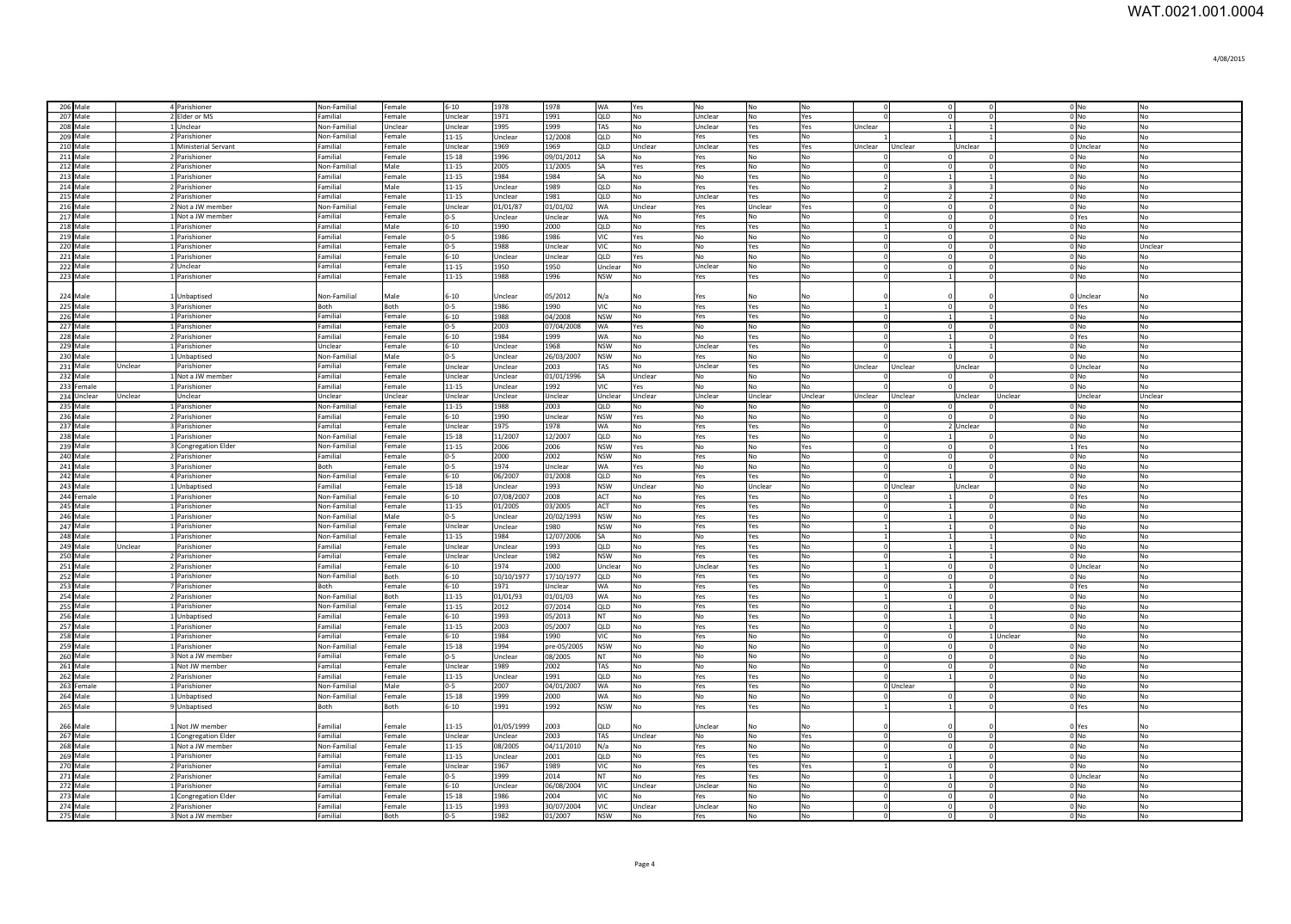| | | | | | | | | | | | | | | | | | | | |
|---|---|---|---|---|---|---|---|---|---|---|---|---|---|---|---|---|---|---|---|
| 206 | Male | 4 | Parishioner | Non-Familial | Female | 6-10 | 1978 | 1978 | WA | Yes | No | No | No | 0 | 0 | 0 | 0 | No | No |
| 207 | Male | 2 | Elder or MS | Familial | Female | Unclear | 1971 | 1991 | QLD | No | Unclear | No | Yes | 0 | 0 | 0 | 0 | No | No |
| 208 | Male | 1 | Unclear | Non-Familial | Unclear | Unclear | 1995 | 1999 | TAS | No | Unclear | Yes | Yes | Unclear | 1 | 1 | 0 | No | No |
| 209 | Male | 2 | Parishioner | Non-Familial | Female | 11-15 | Unclear | 12/2008 | QLD | No | Yes | Yes | No | 1 | 1 | 1 | 0 | No | No |
| 210 | Male | 1 | Ministerial Servant | Familial | Female | Unclear | 1969 | 1969 | QLD | Unclear | Unclear | Yes | Yes | Unclear | Unclear | Unclear | 0 | Unclear | Unclear |
| 211 | Male | 2 | Parishioner | Familial | Female | 15-18 | 1996 | 09/01/2012 | SA | No | Yes | No | No | 0 | 0 | 0 | 0 | No | No |
| 212 | Male | 2 | Parishioner | Non-Familial | Male | 11-15 | 2005 | 11/2005 | SA | Yes | Yes | No | No | 0 | 0 | 0 | 0 | No | No |
| 213 | Male | 1 | Parishioner | Familial | Female | 11-15 | 1984 | 1984 | SA | No | No | Yes | No | 0 | 1 | 1 | 0 | No | No |
| 214 | Male | 2 | Parishioner | Familial | Male | 11-15 | Unclear | 1989 | QLD | No | Yes | Yes | No | 2 | 3 | 3 | 0 | No | No |
| 215 | Male | 2 | Parishioner | Familial | Female | 11-15 | Unclear | 1981 | QLD | No | Unclear | Yes | No | 0 | 2 | 2 | 0 | No | No |
| 216 | Male | 2 | Not a JW member | Non-Familial | Female | Unclear | 01/01/87 | 01/01/02 | WA | Unclear | Yes | Unclear | Yes | 0 | 0 | 0 | 0 | No | No |
| 217 | Male | 1 | Not a JW member | Familial | Female | 0-5 | Unclear | Unclear | WA | No | Yes | No | No | 0 | 0 | 0 | 0 | Yes | No |
| 218 | Male | 1 | Parishioner | Familial | Male | 6-10 | 1990 | 2000 | QLD | No | Yes | Yes | No | 1 | 0 | 0 | 0 | No | No |
| 219 | Male | 1 | Parishioner | Familial | Female | 0-5 | 1986 | 1986 | VIC | Yes | No | No | No | 0 | 0 | 0 | 0 | No | No |
| 220 | Male | 1 | Parishioner | Familial | Female | 0-5 | 1988 | Unclear | VIC | No | No | Yes | No | 0 | 0 | 0 | 0 | No | Unclear |
| 221 | Male | 1 | Parishioner | Familial | Female | 6-10 | Unclear | Unclear | QLD | Yes | No | No | No | 0 | 0 | 0 | 0 | No | No |
| 222 | Male | 2 | Unclear | Familial | Female | 11-15 | 1950 | 1950 | Unclear | No | Unclear | No | No | 0 | 0 | 0 | 0 | No | No |
| 223 | Male | 1 | Parishioner | Familial | Female | 11-15 | 1988 | 1996 | NSW | No | Yes | Yes | No | 0 | 1 | 0 | 0 | No | No |
| 224 | Male | 1 | Unbaptised | Non-Familial | Male | 6-10 | Unclear | 05/2012 | N/a | No | Yes | No | No | 0 | 0 | 0 | 0 | Unclear | No |
| 225 | Male | 3 | Parishioner | Both | Both | 0-5 | 1986 | 1990 | VIC | No | Yes | Yes | No | 1 | 0 | 0 | 0 | Yes | No |
| 226 | Male | 1 | Parishioner | Familial | Female | 6-10 | 1988 | 04/2008 | NSW | No | Yes | Yes | No | 0 | 1 | 1 | 0 | No | No |
| 227 | Male | 1 | Parishioner | Familial | Female | 0-5 | 2003 | 07/04/2008 | WA | Yes | No | No | No | 0 | 0 | 0 | 0 | No | No |
| 228 | Male | 2 | Parishioner | Familial | Female | 6-10 | 1984 | 1999 | WA | No | No | Yes | No | 0 | 1 | 0 | 0 | Yes | No |
| 229 | Male | 1 | Parishioner | Unclear | Female | 6-10 | Unclear | 1968 | NSW | No | Unclear | Yes | No | 0 | 1 | 1 | 0 | No | No |
| 230 | Male | 1 | Unbaptised | Non-Familial | Male | 0-5 | Unclear | 26/03/2007 | NSW | No | Yes | No | No | 0 | 0 | 0 | 0 | No | No |
| 231 | Male | Unclear | Parishioner | Familial | Female | Unclear | Unclear | 2003 | TAS | No | Unclear | Yes | No | Unclear | Unclear | Unclear | 0 | Unclear | No |
| 232 | Male | 1 | Not a JW member | Familial | Female | Unclear | Unclear | 01/01/1996 | SA | Unclear | No | No | No | 0 | 0 | 0 | 0 | No | No |
| 233 | Female | 1 | Parishioner | Familial | Female | 11-15 | Unclear | 1992 | VIC | Yes | No | No | No | 0 | 0 | 0 | 0 | No | No |
| 234 | Unclear | Unclear | Unclear | Unclear | Unclear | Unclear | Unclear | Unclear | Unclear | Unclear | Unclear | Unclear | Unclear | Unclear | Unclear | Unclear | Unclear | Unclear | Unclear |
| 235 | Male | 1 | Parishioner | Non-Familial | Female | 11-15 | 1988 | 2003 | QLD | No | No | No | No | 0 | 0 | 0 | 0 | No | No |
| 236 | Male | 2 | Parishioner | Familial | Female | 6-10 | 1990 | Unclear | NSW | Yes | No | No | No | 0 | 0 | 0 | 0 | No | No |
| 237 | Male | 3 | Parishioner | Familial | Female | Unclear | 1975 | 1978 | WA | No | Yes | Yes | No | 0 | 2 | Unclear | 0 | No | No |
| 238 | Male | 1 | Parishioner | Non-Familial | Female | 15-18 | 11/2007 | 12/2007 | QLD | No | Yes | Yes | No | 0 | 1 | 0 | 0 | No | No |
| 239 | Male | 3 | Congregation Elder | Non-Familial | Female | 11-15 | 2006 | 2006 | NSW | Yes | No | No | Yes | 0 | 0 | 0 | 1 | Yes | No |
| 240 | Male | 2 | Parishioner | Familial | Female | 0-5 | 2000 | 2002 | NSW | No | Yes | No | No | 0 | 0 | 0 | 0 | No | No |
| 241 | Male | 3 | Parishioner | Both | Female | 0-5 | 1974 | Unclear | WA | Yes | No | No | No | 0 | 0 | 0 | 0 | No | No |
| 242 | Male | 4 | Parishioner | Non-Familial | Female | 6-10 | 06/2007 | 01/2008 | QLD | No | Yes | Yes | No | 0 | 1 | 0 | 0 | No | No |
| 243 | Male | 1 | Unbaptised | Familial | Female | 15-18 | Unclear | 1993 | NSW | Unclear | No | Unclear | No | 0 | Unclear | Unclear | 0 | No | No |
| 244 | Female | 1 | Parishioner | Non-Familial | Female | 6-10 | 07/08/2007 | 2008 | ACT | No | Yes | Yes | No | 0 | 1 | 0 | 0 | Yes | No |
| 245 | Male | 1 | Parishioner | Non-Familial | Female | 11-15 | 01/2005 | 03/2005 | ACT | No | Yes | Yes | No | 0 | 1 | 0 | 0 | No | No |
| 246 | Male | 1 | Parishioner | Non-Familial | Male | 0-5 | Unclear | 20/02/1993 | NSW | No | Yes | Yes | No | 0 | 1 | 0 | 0 | No | No |
| 247 | Male | 1 | Parishioner | Non-Familial | Female | Unclear | Unclear | 1980 | NSW | No | Yes | Yes | No | 1 | 1 | 0 | 0 | No | No |
| 248 | Male | 1 | Parishioner | Non-Familial | Female | 11-15 | 1984 | 12/07/2006 | SA | No | No | Yes | No | 1 | 1 | 1 | 0 | No | No |
| 249 | Male | Unclear | Parishioner | Familial | Female | Unclear | Unclear | 1993 | QLD | No | Yes | Yes | No | 0 | 1 | 1 | 0 | No | No |
| 250 | Male | 2 | Parishioner | Familial | Female | Unclear | Unclear | 1982 | NSW | No | Yes | Yes | No | 0 | 1 | 1 | 0 | No | No |
| 251 | Male | 2 | Parishioner | Familial | Female | 6-10 | 1974 | 2000 | Unclear | No | Unclear | Yes | No | 1 | 0 | 0 | 0 | Unclear | No |
| 252 | Male | 1 | Parishioner | Non-Familial | Both | 6-10 | 10/10/1977 | 17/10/1977 | QLD | No | Yes | Yes | No | 0 | 0 | 0 | 0 | No | No |
| 253 | Male | 7 | Parishioner | Both | Female | 6-10 | 1971 | Unclear | WA | No | Yes | Yes | No | 0 | 1 | 0 | 0 | Yes | No |
| 254 | Male | 2 | Parishioner | Non-Familial | Both | 11-15 | 01/01/93 | 01/01/03 | WA | No | Yes | Yes | No | 1 | 0 | 0 | 0 | No | No |
| 255 | Male | 1 | Parishioner | Non-Familial | Female | 11-15 | 2012 | 07/2014 | QLD | No | Yes | Yes | No | 0 | 1 | 0 | 0 | No | No |
| 256 | Male | 1 | Unbaptised | Familial | Female | 6-10 | 1993 | 05/2013 | NT | No | No | Yes | No | 0 | 1 | 1 | 0 | No | No |
| 257 | Male | 1 | Parishioner | Familial | Female | 11-15 | 2003 | 05/2007 | QLD | No | Yes | Yes | No | 0 | 1 | 0 | 0 | No | No |
| 258 | Male | 1 | Parishioner | Familial | Female | 6-10 | 1984 | 1990 | VIC | No | Yes | No | No | 0 | 0 | 1 | Unclear | No | No |
| 259 | Male | 1 | Parishioner | Non-Familial | Female | 15-18 | 1994 | pre-05/2005 | NSW | No | No | No | No | 0 | 0 | 0 | 0 | No | No |
| 260 | Male | 3 | Not a JW member | Familial | Female | 0-5 | Unclear | 08/2005 | NT | No | No | No | No | 0 | 0 | 0 | 0 | No | No |
| 261 | Male | 1 | Not JW member | Familial | Female | Unclear | 1989 | 2002 | TAS | No | No | No | No | 0 | 0 | 0 | 0 | No | No |
| 262 | Male | 2 | Parishioner | Familial | Female | 11-15 | Unclear | 1991 | QLD | No | Yes | Yes | No | 0 | 1 | 0 | 0 | No | No |
| 263 | Female | 1 | Parishioner | Non-Familial | Male | 0-5 | 2007 | 04/01/2007 | WA | No | Yes | Yes | No | 0 | Unclear | 0 | 0 | No | No |
| 264 | Male | 1 | Unbaptised | Non-Familial | Female | 15-18 | 1999 | 2000 | WA | No | No | No | No | 0 | 0 | 0 | 0 | No | No |
| 265 | Male | 9 | Unbaptised | Both | Both | 6-10 | 1991 | 1992 | NSW | No | Yes | Yes | No | 1 | 1 | 0 | 0 | Yes | No |
| 266 | Male | 1 | Not JW member | Familial | Female | 11-15 | 01/05/1999 | 2003 | QLD | No | Unclear | No | No | 0 | 0 | 0 | 0 | Yes | No |
| 267 | Male | 1 | Congregation Elder | Familial | Female | Unclear | Unclear | 2003 | TAS | Unclear | No | No | Yes | 0 | 0 | 0 | 0 | No | No |
| 268 | Male | 1 | Not a JW member | Non-Familial | Female | 11-15 | 08/2005 | 04/11/2010 | N/a | No | Yes | No | No | 0 | 0 | 0 | 0 | No | No |
| 269 | Male | 1 | Parishioner | Familial | Female | 11-15 | Unclear | 2001 | QLD | No | Yes | Yes | No | 0 | 1 | 0 | 0 | No | No |
| 270 | Male | 2 | Parishioner | Familial | Female | Unclear | 1967 | 1989 | VIC | No | Yes | Yes | Yes | 1 | 0 | 0 | 0 | No | No |
| 271 | Male | 2 | Parishioner | Familial | Female | 0-5 | 1999 | 2014 | NT | No | Yes | Yes | No | 0 | 1 | 0 | 0 | Unclear | No |
| 272 | Male | 1 | Parishioner | Familial | Female | 6-10 | Unclear | 06/08/2004 | VIC | Unclear | Unclear | No | No | 0 | 0 | 0 | 0 | No | No |
| 273 | Male | 1 | Congregation Elder | Familial | Female | 15-18 | 1986 | 2004 | VIC | No | Yes | Yes | No | 0 | 0 | 0 | 0 | No | No |
| 274 | Male | 2 | Parishioner | Familial | Female | 11-15 | 1993 | 30/07/2004 | VIC | Unclear | Unclear | No | No | 0 | 0 | 0 | 0 | No | No |
| 275 | Male | 3 | Not a JW member | Familial | Both | 0-5 | 1982 | 01/2007 | NSW | No | Yes | No | No | 0 | 0 | 0 | 0 | No | No |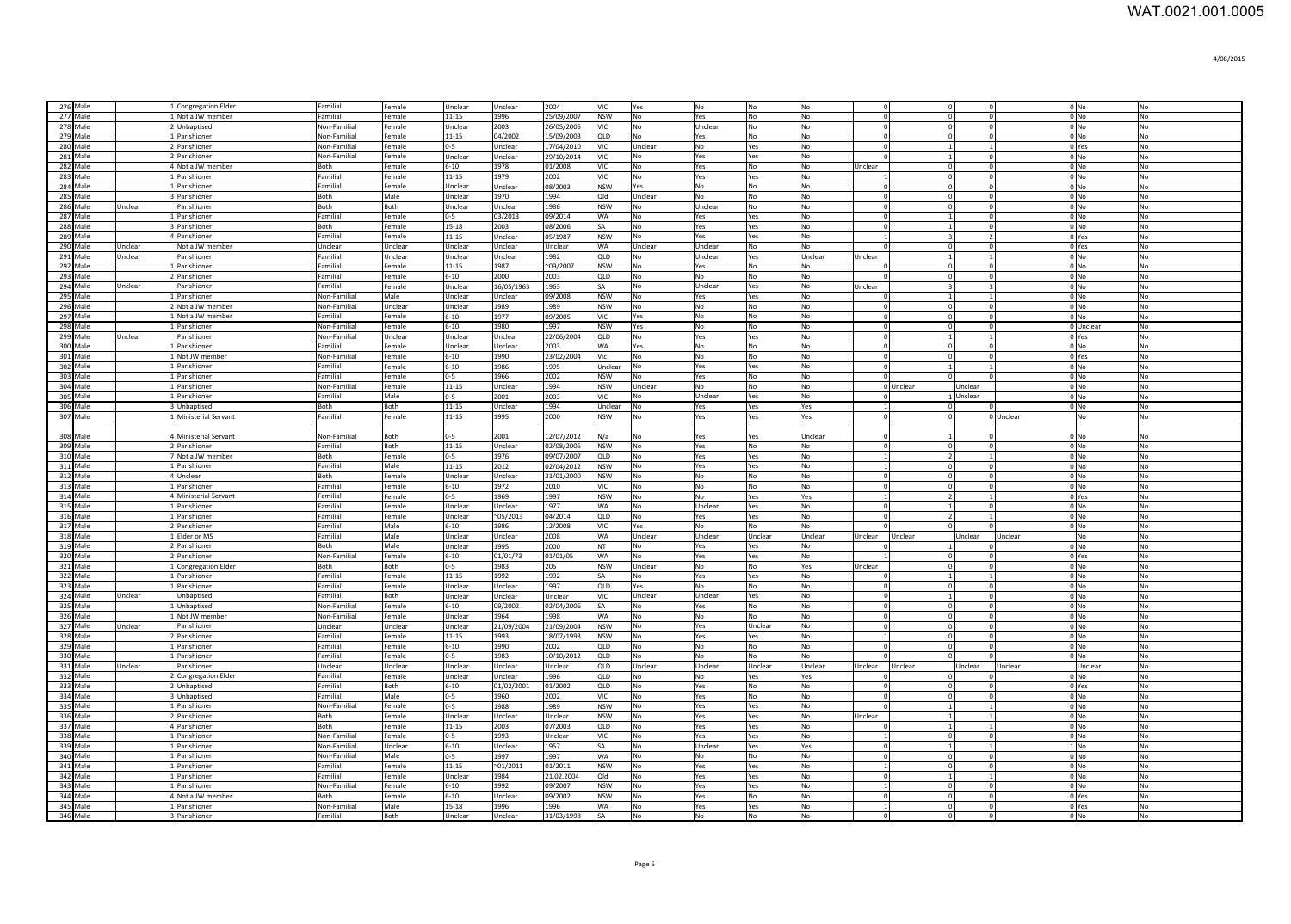| | | | | | | | | | | | | | | | | | | | |
|---|---|---|---|---|---|---|---|---|---|---|---|---|---|---|---|---|---|---|---|
| 276 | Male | 1 | Congregation Elder | Familial | Female | Unclear | Unclear | 2004 | VIC | Yes | No | No | No | 0 | 0 | 0 | 0 | No | No |
| 277 | Male | 1 | Not a JW member | Familial | Female | 11-15 | 1996 | 25/09/2007 | NSW | No | Yes | No | No | 0 | 0 | 0 | 0 | No | No |
| 278 | Male | 2 | Unbaptised | Non-Familial | Female | Unclear | 2003 | 26/05/2005 | VIC | No | Unclear | No | No | 0 | 0 | 0 | 0 | No | No |
| 279 | Male | 1 | Parishioner | Non-Familial | Female | 11-15 | 04/2002 | 15/09/2003 | QLD | No | Yes | No | No | 0 | 0 | 0 | 0 | No | No |
| 280 | Male | 2 | Parishioner | Non-Familial | Female | 0-5 | Unclear | 17/04/2010 | VIC | Unclear | No | Yes | No | 0 | 1 | 1 | 0 | Yes | No |
| 281 | Male | 2 | Parishioner | Non-Familial | Female | Unclear | Unclear | 29/10/2014 | VIC | No | Yes | Yes | No | 0 | 1 | 0 | 0 | No | No |
| 282 | Male | 4 | Not a JW member | Both | Female | 6-10 | 1978 | 01/2008 | VIC | No | Yes | No | No | Unclear | 0 | 0 | 0 | No | No |
| 283 | Male | 1 | Parishioner | Familial | Female | 11-15 | 1979 | 2002 | VIC | No | Yes | Yes | No | 1 | 0 | 0 | 0 | No | No |
| 284 | Male | 1 | Parishioner | Familial | Female | Unclear | Unclear | 08/2003 | NSW | Yes | No | No | No | 0 | 0 | 0 | 0 | No | No |
| 285 | Male | 3 | Parishioner | Both | Male | Unclear | 1970 | 1994 | Qld | Unclear | No | No | No | 0 | 0 | 0 | 0 | No | No |
| 286 | Male | Unclear | Parishioner | Both | Both | Unclear | Unclear | 1986 | NSW | No | Unclear | No | No | 0 | 0 | 0 | 0 | No | No |
| 287 | Male | 1 | Parishioner | Familial | Female | 0-5 | 03/2013 | 09/2014 | WA | No | Yes | Yes | No | 0 | 1 | 0 | 0 | No | No |
| 288 | Male | 3 | Parishioner | Both | Female | 15-18 | 2003 | 08/2006 | SA | No | Yes | Yes | No | 0 | 1 | 0 | 0 | No | No |
| 289 | Male | 4 | Parishioner | Familial | Female | 11-15 | Unclear | 05/1987 | NSW | No | Yes | Yes | No | 1 | 3 | 2 | 0 | Yes | No |
| 290 | Male | Unclear | Not a JW member | Unclear | Unclear | Unclear | Unclear | Unclear | WA | Unclear | Unclear | No | No | 0 | 0 | 0 | 0 | Yes | No |
| 291 | Male | Unclear | Parishioner | Familial | Unclear | Unclear | Unclear | 1982 | QLD | No | Unclear | Yes | Unclear | Unclear | 1 | 1 | 0 | No | No |
| 292 | Male | 1 | Parishioner | Familial | Female | 11-15 | 1987 | ~09/2007 | NSW | No | Yes | No | No | 0 | 0 | 0 | 0 | No | No |
| 293 | Male | 2 | Parishioner | Familial | Female | 6-10 | 2000 | 2003 | QLD | No | No | No | No | 0 | 0 | 0 | 0 | No | No |
| 294 | Male | Unclear | Parishioner | Familial | Female | Unclear | 16/05/1963 | 1963 | SA | No | Unclear | Yes | No | Unclear | 3 | 3 | 0 | No | No |
| 295 | Male | 1 | Parishioner | Non-Familial | Male | Unclear | Unclear | 09/2008 | NSW | No | Yes | Yes | No | 0 | 1 | 1 | 0 | No | No |
| 296 | Male | 2 | Not a JW member | Non-Familial | Unclear | Unclear | 1989 | 1989 | NSW | No | No | No | No | 0 | 0 | 0 | 0 | No | No |
| 297 | Male | 1 | Not a JW member | Familial | Female | 6-10 | 1977 | 09/2005 | VIC | Yes | No | No | No | 0 | 0 | 0 | 0 | No | No |
| 298 | Male | 1 | Parishioner | Non-Familial | Female | 6-10 | 1980 | 1997 | NSW | Yes | No | No | No | 0 | 0 | 0 | 0 | Unclear | No |
| 299 | Male | Unclear | Parishioner | Non-Familial | Unclear | Unclear | Unclear | 22/06/2004 | QLD | No | Yes | Yes | No | 0 | 1 | 1 | 0 | Yes | No |
| 300 | Male | 1 | Parishioner | Familial | Female | Unclear | Unclear | 2003 | WA | Yes | No | No | No | 0 | 0 | 0 | 0 | No | No |
| 301 | Male | 1 | Not JW member | Non-Familial | Female | 6-10 | 1990 | 23/02/2004 | Vic | No | No | No | No | 0 | 0 | 0 | 0 | Yes | No |
| 302 | Male | 1 | Parishioner | Familial | Female | 6-10 | 1986 | 1995 | Unclear | No | Yes | Yes | No | 0 | 1 | 1 | 0 | No | No |
| 303 | Male | 1 | Parishioner | Familial | Female | 0-5 | 1966 | 2002 | NSW | No | Yes | No | No | 0 | 0 | 0 | 0 | No | No |
| 304 | Male | 1 | Parishioner | Non-Familial | Female | 11-15 | Unclear | 1994 | NSW | Unclear | No | No | No | 0 | Unclear | Unclear | 0 | No | No |
| 305 | Male | 1 | Parishioner | Familial | Male | 0-5 | 2001 | 2003 | VIC | No | Unclear | Yes | No | 0 | 1 | Unclear | 0 | No | No |
| 306 | Male | 3 | Unbaptised | Both | Both | 11-15 | Unclear | 1994 | Unclear | No | Yes | Yes | Yes | 1 | 0 | 0 | 0 | No | No |
| 307 | Male | 1 | Ministerial Servant | Familial | Female | 11-15 | 1995 | 2000 | NSW | No | Yes | Yes | Yes | 0 | 0 | 0 | Unclear | No | No |
| 308 | Male | 4 | Ministerial Servant | Non-Familial | Both | 0-5 | 2001 | 12/07/2012 | N/a | No | Yes | Yes | Unclear | 0 | 1 | 0 | 0 | No | No |
| 309 | Male | 2 | Parishioner | Familial | Both | 11-15 | Unclear | 02/08/2005 | NSW | No | Yes | No | No | 0 | 0 | 0 | 0 | No | No |
| 310 | Male | 7 | Not a JW member | Both | Female | 0-5 | 1976 | 09/07/2007 | QLD | No | Yes | Yes | No | 1 | 2 | 1 | 0 | No | No |
| 311 | Male | 1 | Parishioner | Familial | Male | 11-15 | 2012 | 02/04/2012 | NSW | No | Yes | Yes | No | 1 | 0 | 0 | 0 | No | No |
| 312 | Male | 4 | Unclear | Both | Female | Unclear | Unclear | 31/01/2000 | NSW | No | No | No | No | 0 | 0 | 0 | 0 | No | No |
| 313 | Male | 1 | Parishioner | Familial | Female | 6-10 | 1972 | 2010 | VIC | No | No | No | No | 0 | 0 | 0 | 0 | No | No |
| 314 | Male | 4 | Ministerial Servant | Familial | Female | 0-5 | 1969 | 1997 | NSW | No | No | Yes | Yes | 1 | 2 | 1 | 0 | Yes | No |
| 315 | Male | 1 | Parishioner | Familial | Female | Unclear | Unclear | 1977 | WA | No | Unclear | Yes | No | 0 | 1 | 0 | 0 | No | No |
| 316 | Male | 1 | Parishioner | Familial | Female | Unclear | ~05/2013 | 04/2014 | QLD | No | Yes | Yes | No | 0 | 2 | 1 | 0 | No | No |
| 317 | Male | 2 | Parishioner | Familial | Male | 6-10 | 1986 | 12/2008 | VIC | Yes | No | No | No | 0 | 0 | 0 | 0 | No | No |
| 318 | Male | 1 | Elder or MS | Familial | Male | Unclear | Unclear | 2008 | WA | Unclear | Unclear | Unclear | Unclear | Unclear | Unclear | Unclear | Unclear | No | No |
| 319 | Male | 2 | Parishioner | Both | Male | Unclear | 1995 | 2000 | NT | No | Yes | Yes | No | 0 | 1 | 0 | 0 | No | No |
| 320 | Male | 2 | Parishioner | Non-Familial | Female | 6-10 | 01/01/73 | 01/01/05 | WA | No | Yes | Yes | No | 1 | 0 | 0 | 0 | Yes | No |
| 321 | Male | 1 | Congregation Elder | Both | Both | 0-5 | 1983 | 205 | NSW | Unclear | No | No | Yes | Unclear | 0 | 0 | 0 | No | No |
| 322 | Male | 1 | Parishioner | Familial | Female | 11-15 | 1992 | 1992 | SA | No | Yes | Yes | No | 0 | 1 | 1 | 0 | No | No |
| 323 | Male | 1 | Parishioner | Familial | Female | Unclear | Unclear | 1997 | QLD | Yes | No | No | No | 0 | 0 | 0 | 0 | No | No |
| 324 | Male | Unclear | Unbaptised | Familial | Both | Unclear | Unclear | Unclear | VIC | Unclear | Unclear | Yes | No | 0 | 1 | 0 | 0 | No | No |
| 325 | Male | 1 | Unbaptised | Non-Familial | Female | 6-10 | 09/2002 | 02/04/2006 | SA | No | Yes | No | No | 0 | 0 | 0 | 0 | No | No |
| 326 | Male | 1 | Not JW member | Non-Familial | Female | Unclear | 1964 | 1998 | WA | No | No | No | No | 0 | 0 | 0 | 0 | No | No |
| 327 | Male | Unclear | Parishioner | Unclear | Unclear | Unclear | 21/09/2004 | 21/09/2004 | NSW | No | Yes | Unclear | No | 0 | 0 | 0 | 0 | No | No |
| 328 | Male | 2 | Parishioner | Familial | Female | 11-15 | 1993 | 18/07/1993 | NSW | No | Yes | Yes | No | 1 | 0 | 0 | 0 | No | No |
| 329 | Male | 1 | Parishioner | Familial | Female | 6-10 | 1990 | 2002 | QLD | No | No | No | No | 0 | 0 | 0 | 0 | No | No |
| 330 | Male | 1 | Parishioner | Familial | Female | 0-5 | 1983 | 10/10/2012 | QLD | No | No | No | No | 0 | 0 | 0 | 0 | No | No |
| 331 | Male | Unclear | Parishioner | Unclear | Unclear | Unclear | Unclear | Unclear | QLD | Unclear | Unclear | Unclear | Unclear | Unclear | Unclear | Unclear | Unclear | Unclear | No |
| 332 | Male | 2 | Congregation Elder | Familial | Female | Unclear | Unclear | 1996 | QLD | No | No | Yes | Yes | 0 | 0 | 0 | 0 | No | No |
| 333 | Male | 2 | Unbaptised | Familial | Both | 6-10 | 01/02/2001 | 01/2002 | QLD | No | Yes | No | No | 0 | 0 | 0 | 0 | Yes | No |
| 334 | Male | 3 | Unbaptised | Familial | Male | 0-5 | 1960 | 2002 | VIC | No | Yes | No | No | 0 | 0 | 0 | 0 | No | No |
| 335 | Male | 1 | Parishioner | Non-Familial | Female | 0-5 | 1988 | 1989 | NSW | No | Yes | Yes | No | 0 | 1 | 1 | 0 | No | No |
| 336 | Male | 2 | Parishioner | Both | Female | Unclear | Unclear | Unclear | NSW | No | Yes | Yes | No | Unclear | 1 | 1 | 0 | No | No |
| 337 | Male | 4 | Parishioner | Both | Female | 11-15 | 2003 | 07/2003 | QLD | No | Yes | Yes | No | 0 | 1 | 1 | 0 | No | No |
| 338 | Male | 1 | Parishioner | Non-Familial | Female | 0-5 | 1993 | Unclear | VIC | No | Yes | Yes | No | 1 | 0 | 0 | 0 | No | No |
| 339 | Male | 1 | Parishioner | Non-Familial | Female | 6-10 | Unclear | 1957 | SA | No | Unclear | Yes | Yes | 0 | 1 | 1 | 1 | No | No |
| 340 | Male | 1 | Parishioner | Non-Familial | Male | 0-5 | 1997 | 1997 | WA | No | No | No | No | 0 | 0 | 0 | 0 | No | No |
| 341 | Male | 1 | Parishioner | Familial | Female | 11-15 | ~01/2011 | 01/2011 | NSW | No | Yes | Yes | No | 1 | 0 | 0 | 0 | No | No |
| 342 | Male | 1 | Parishioner | Familial | Female | Unclear | 1984 | 21.02.2004 | Qld | No | Yes | Yes | No | 0 | 1 | 1 | 0 | No | No |
| 343 | Male | 1 | Parishioner | Non-Familial | Female | 6-10 | 1992 | 09/2007 | NSW | No | Yes | Yes | No | 1 | 0 | 0 | 0 | No | No |
| 344 | Male | 4 | Not a JW member | Both | Female | 6-10 | Unclear | 09/2002 | NSW | No | Yes | No | No | 0 | 0 | 0 | 0 | Yes | No |
| 345 | Male | 1 | Parishioner | Non-Familial | Male | 15-18 | 1996 | 1996 | WA | No | Yes | Yes | No | 1 | 0 | 0 | 0 | Yes | No |
| 346 | Male | 3 | Parishioner | Familial | Both | Unclear | Unclear | 31/03/1998 | SA | No | No | No | No | 0 | 0 | 0 | 0 | No | No |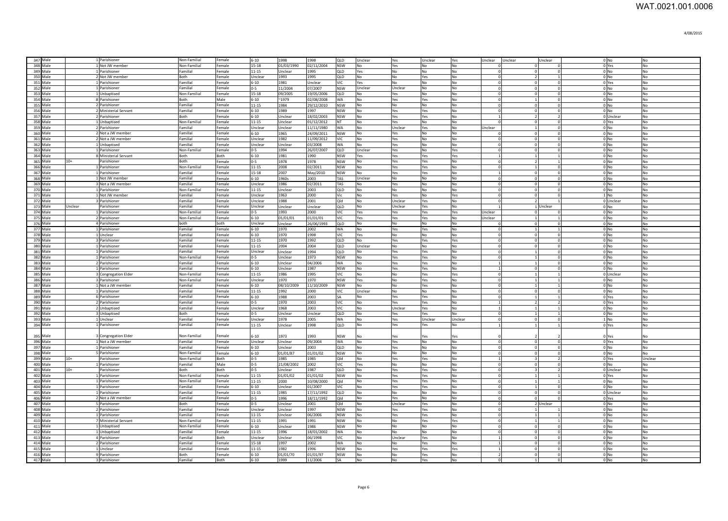| | | | | | | | | | | | | | | | | | | | | | |
|---|---|---|---|---|---|---|---|---|---|---|---|---|---|---|---|---|---|---|---|---|---|
| 347 | Male | | 1 | Parishioner | Non-Familial | Female | 6-10 | 1998 | 1998 | QLD | Unclear | Yes | Unclear | Yes | Unclear | Unclear | | Unclear | 0 | No | No |
| 348 | Male | | 1 | Not JW member | Non-Familial | Female | 15-18 | 01/03/1990 | 02/11/2004 | NSW | No | Yes | No | No | 0 | 0 | 0 | | 0 | Yes | No |
| 349 | Male | | 1 | Parishioner | Familial | Female | 11-15 | Unclear | 1995 | QLD | Yes | No | No | No | 0 | 0 | 0 | | 0 | No | No |
| 350 | Male | | 2 | Not JW member | Both | Female | Unclear | 1993 | 1995 | QLD | No | No | Yes | No | 0 | 2 | 1 | | 0 | No | No |
| 351 | Male | | 1 | Parishioner | Familial | Female | 6-10 | 1981 | Unclear | VIC | Yes | No | No | No | 0 | 0 | 0 | | 0 | Yes | No |
| 352 | Male | | 1 | Parishioner | Familial | Female | 0-5 | 11/2004 | 07/2007 | NSW | Unclear | Unclear | No | No | 0 | 0 | 0 | | 0 | No | No |
| 353 | Male | | 1 | Unbaptised | Non-Familial | Female | 15-18 | 09/2005 | 19/05/2006 | QLD | No | Yes | No | No | 0 | 0 | 0 | | 0 | No | No |
| 354 | Male | | 8 | Parishioner | Both | Male | 6-10 | ~1979 | 02/08/2008 | WA | No | Yes | Yes | No | 0 | 1 | 0 | | 0 | No | No |
| 355 | Male | | 2 | Parishioner | Familial | Female | 11-15 | 1984 | 29/12/2010 | NSW | No | No | No | No | 0 | 0 | 0 | | 0 | No | No |
| 356 | Male | | 2 | Ministerial Servant | Familial | Female | 6-10 | 1989 | 1997 | NSW | No | Yes | Yes | No | 0 | 0 | 0 | | 0 | No | No |
| 357 | Male | | 2 | Parishioner | Both | Female | 6-10 | Unclear | 18/02/2003 | NSW | No | Yes | Yes | No | 1 | 2 | 2 | | 0 | Unclear | No |
| 358 | Male | | 1 | Unbaptised | Non-Familial | Female | 11-15 | Unclear | 01/12/2012 | NT | No | Yes | No | No | 0 | 0 | 0 | | 0 | Yes | No |
| 359 | Male | | 2 | Parishioner | Familial | Female | Unclear | Unclear | 11/11/1980 | WA | No | Unclear | Yes | No | Unclear | 1 | 0 | | 0 | No | No |
| 360 | Male | | 2 | Not a JW member | Familial | Female | 6-10 | 1965 | 24/09/2011 | NSW | No | Yes | No | No | 0 | 0 | 0 | | 0 | No | No |
| 361 | Male | | 2 | Not a JW member | Familial | Female | Unclear | 1982 | 11/09/2012 | VIC | No | Yes | No | No | 0 | 0 | 0 | | 0 | No | No |
| 362 | Male | | 1 | Unbaptised | Familial | Female | Unclear | Unclear | 03/2008 | WA | No | Yes | No | No | 0 | 0 | 0 | | 0 | No | No |
| 363 | Male | | 1 | Parishioner | Non-Familial | Female | 0-5 | 1994 | 26/07/2007 | QLD | Unclear | Yes | No | Yes | 0 | 0 | 0 | | 0 | No | No |
| 364 | Male | | 8 | Ministerial Servant | Both | Both | 6-10 | 1981 | 1990 | NSW | Yes | Yes | Yes | Yes | 1 | 1 | 1 | | 0 | No | No |
| 365 | Male | 10+ | | Parishioner | Both | Female | 0-5 | 1978 | 1978 | NSW | No | Yes | Yes | No | 0 | 2 | 1 | | 0 | No | No |
| 366 | Male | | 1 | Parishioner | Non-Familial | Female | 11-15 | 2008 | 02/2011 | NSW | No | Yes | Yes | No | 0 | 1 | 0 | | 0 | No | No |
| 367 | Male | | 1 | Parishioner | Familial | Female | 15-18 | 2007 | May/2010 | NSW | No | Yes | Yes | No | 1 | 0 | 0 | | 0 | No | No |
| 368 | Male | | 1 | Not JW member | Familial | Female | 6-10 | 1960s | 2003 | TAS | Unclear | No | No | No | 0 | 0 | 0 | | 0 | No | No |
| 369 | Male | | 3 | Not a JW member | Familial | Female | Unclear | 1986 | 02/2011 | TAS | No | Yes | No | No | 0 | 0 | 0 | | 0 | No | No |
| 370 | Male | | 1 | Parishioner | Non-Familial | Female | 11-15 | Unclear | 2003 | QLD | No | No | No | No | 0 | 0 | 0 | | 0 | No | No |
| 371 | Male | | 1 | Not JW member | Familial | Female | Unclear | 1963 | 2000 | Vic | No | Yes | No | Yes | 0 | 0 | 0 | | 1 | No | No |
| 372 | Male | | 3 | Parishioner | Familial | Female | Unclear | 1988 | 2001 | Qld | No | Unclear | Yes | No | 0 | 2 | 1 | | 0 | Unclear | No |
| 373 | Male | Unclear | | Parishioner | Familial | Female | Unclear | Unclear | Unclear | QLD | No | Unclear | Yes | No | 1 | | 1 | Unclear | 0 | No | No |
| 374 | Male | | 1 | Parishioner | Non-Familial | Female | 0-5 | 1993 | 2000 | VIC | Yes | Yes | Yes | Yes | Unclear | 0 | 0 | | 0 | No | No |
| 375 | Male | | 2 | Parishioner | Non-Familial | Female | 6-10 | 01/01/01 | 01/01/01 | VIC | Yes | Yes | Yes | No | Unclear | 1 | 1 | | 0 | No | No |
| 376 | Male | | 4 | Parishioner | both | Female | Unclear | Unclear | 26/06/1993 | QLD | No | No | No | No | 0 | 0 | 0 | | 0 | No | No |
| 377 | Male | | 1 | Parishioner | Familial | Female | 6-10 | 1970 | 2002 | WA | No | Yes | Yes | No | 0 | 1 | 1 | | 0 | No | No |
| 378 | Male | | 1 | Unclear | Familial | Female | 6-10 | 1970 | 1998 | VIC | Yes | No | No | No | 0 | 0 | 0 | | 0 | No | No |
| 379 | Male | | 3 | Parishioner | Familial | Female | 11-15 | 1970 | 1992 | QLD | No | Yes | Yes | Yes | 0 | 0 | 0 | | 0 | No | No |
| 380 | Male | | 1 | Parishioner | Familial | Female | 11-15 | 2004 | 2004 | QLD | Unclear | No | No | No | 0 | 0 | 0 | | 0 | No | No |
| 381 | Male | | 1 | Parishioner | Familial | Female | Unclear | Unclear | 1994 | QLD | No | Yes | Yes | No | 0 | 1 | 0 | | 0 | No | No |
| 382 | Male | | 1 | Parishioner | Non-Familial | Female | 0-5 | Unclear | 1973 | NSW | No | Yes | Yes | No | 0 | 1 | 0 | | 0 | No | No |
| 383 | Male | | 2 | Parishioner | Familial | Female | 6-10 | Unclear | 04/2006 | WA | No | Yes | Yes | No | 1 | 1 | 0 | | 0 | No | No |
| 384 | Male | | 1 | Parishioner | Familial | Female | 6-10 | Unclear | 1987 | NSW | No | Yes | Yes | No | 1 | 0 | 0 | | 0 | No | No |
| 385 | Male | | 3 | Congregation Elder | Non-Familial | Female | 11-15 | 1986 | 1995 | VIC | No | No | Yes | Yes | 0 | 1 | 1 | | 0 | Unclear | No |
| 386 | Male | | 3 | Parishioner | Non-Familial | Female | Unclear | 1970 | 1970 | NSW | Yes | No | Yes | No | 0 | 1 | 1 | | 0 | No | No |
| 387 | Male | | 1 | Not a JW member | Familial | Female | 6-10 | 08/10/2009 | 11/10/2009 | NSW | No | No | Yes | No | 0 | 1 | 1 | | 0 | No | No |
| 388 | Male | | 1 | Parishioner | Familial | Female | 11-15 | 1992 | 2000 | VIC | Unclear | No | No | No | 0 | 0 | 0 | | 0 | No | No |
| 389 | Male | | 6 | Parishioner | Familial | Female | 6-10 | 1988 | 2003 | SA | No | Yes | Yes | No | 0 | 1 | 1 | | 0 | Yes | No |
| 390 | Male | | 2 | Parishioner | Familial | Female | 0-5 | 1970 | 2003 | VIC | No | Yes | Yes | No | 1 | 2 | 2 | | 0 | Yes | No |
| 391 | Male | | 2 | Unbaptised | Familial | Female | Unclear | 1968 | 2003 | VIC | No | Unclear | Yes | No | 1 | 1 | 1 | | 0 | No | No |
| 392 | Male | | 3 | Unbaptised | Both | Female | 0-5 | Unclear | Unclear | QLD | No | Yes | Yes | No | 0 | 1 | 1 | | 0 | No | No |
| 393 | Male | | 1 | Unclear | Familial | Female | Unclear | 1978 | 2005 | WA | No | Yes | Unclear | Unclear | 0 | 0 | 0 | | 1 | No | No |
| 394 | Male | | 1 | Parishioner | Familial | Female | 11-15 | Unclear | 1998 | QLD | No | Yes | Yes | No | 1 | 1 | 1 | | 0 | Yes | No |
| 395 | Male | | 3 | Congregation Elder | Non-Familial | Female | 6-10 | 1973 | 1993 | NSW | No | Yes | Yes | Yes | 0 | 2 | 2 | | 0 | Yes | No |
| 396 | Male | | 1 | Not a JW member | Familial | Female | Unclear | Unclear | 09/2004 | WA | No | Yes | No | No | 0 | 0 | 0 | | 0 | Yes | No |
| 397 | Male | | 1 | Parishioner | Familial | Female | 6-10 | Unclear | 2003 | QLD | No | Yes | No | No | 0 | 0 | 0 | | 0 | No | No |
| 398 | Male | | 5 | Parishioner | Non-Familial | Female | 6-10 | 01/01/87 | 01/01/02 | NSW | No | No | No | No | 0 | 0 | 0 | | 0 | No | No |
| 399 | Male | 10+ | | Parishioner | Non-Familial | Both | 0-5 | 1985 | 1985 | Qld | No | Yes | Yes | No | 1 | 3 | 2 | | 0 | Yes | Unclear |
| 400 | Male | | 1 | Parishioner | Familial | Male | 0-5 | 21/08/2002 | 2002 | VIC | Yes | No | No | No | 0 | 0 | 0 | | 0 | No | No |
| 401 | Male | 10+ | | Parishioner | Both | Both | 0-5 | Unclear | 1987 | QLD | No | Yes | Yes | No | 0 | 3 | 2 | | 0 | Unclear | No |
| 402 | Male | | 1 | Parishioner | Non-Familial | Female | 11-15 | 01/01/02 | 01/01/02 | NSW | No | Yes | Yes | No | 0 | 1 | 1 | | 0 | Yes | No |
| 403 | Male | | 1 | Parishioner | Non-Familial | Female | 11-15 | 2000 | 10/08/2000 | Qld | No | Yes | Yes | No | 0 | 1 | 1 | | 0 | No | No |
| 404 | Male | | 1 | Parishioner | Familial | Female | 6-10 | Unclear | 01/2007 | VIC | No | Yes | Yes | No | 0 | 1 | 0 | | 0 | No | No |
| 405 | Male | | 1 | Parishioner | Familial | Female | 11-15 | 1985 | 17/11/1992 | QLD | No | No | No | No | 0 | 0 | 0 | | 0 | Unclear | No |
| 406 | Male | | 2 | Not a JW member | Familial | Female | 0-5 | 1996 | 18/11/1992 | Qld | No | Yes | No | No | 0 | 0 | 0 | | 0 | Yes | No |
| 407 | Male | | 5 | Parishioner | Both | Female | 0-5 | Unclear | 2001 | Qld | No | Unclear | Yes | No | 0 | | 2 | Unclear | 0 | No | No |
| 408 | Male | | 2 | Parishioner | Familial | Female | Unclear | Unclear | 1997 | NSW | No | Yes | Yes | No | 0 | 1 | 1 | | 0 | No | No |
| 409 | Male | | 1 | Parishioner | Familial | Female | 11-15 | Unclear | 06/2006 | NSW | No | Yes | Yes | No | 0 | 1 | 1 | | 0 | No | No |
| 410 | Male | | 7 | Ministerial Servant | Non-Familial | Female | 11-15 | 1991 | 1991 | NSW | No | Yes | Yes | Yes | 0 | 1 | 1 | | 0 | No | No |
| 411 | Male | | 1 | Unbaptised | Non-Familial | Female | 6-10 | Unclear | 1986 | NSW | No | No | No | No | 0 | 0 | 0 | | 0 | No | No |
| 412 | Male | | 1 | Unbaptised | Familial | Female | 11-15 | 1996 | 18/01/2002 | WA | No | No | No | No | 0 | 0 | 0 | | 0 | No | No |
| 413 | Male | | 4 | Parishioner | Familial | Both | Unclear | Unclear | 06/1998 | VIC | No | Unclear | Yes | No | 1 | 0 | 0 | | 0 | No | No |
| 414 | Male | | 2 | Parishioner | Familial | Female | 15-18 | 1997 | 2002 | WA | No | No | Yes | No | 1 | 0 | 0 | | 0 | No | No |
| 415 | Male | | 1 | Unclear | Familial | Female | 11-15 | 1982 | 1996 | NSW | No | Yes | Yes | Yes | 1 | 0 | 0 | | 0 | No | No |
| 416 | Male | | 9 | Parishioner | Both | Female | 6-10 | 01/01/70 | 01/01/97 | NSW | No | No | Yes | No | 2 | 0 | 0 | | 0 | No | No |
| 417 | Male | | 3 | Parishioner | Familial | Both | 6-10 | 1999 | 11/2006 | SA | No | No | Yes | No | 0 | 1 | 0 | | 0 | No | No |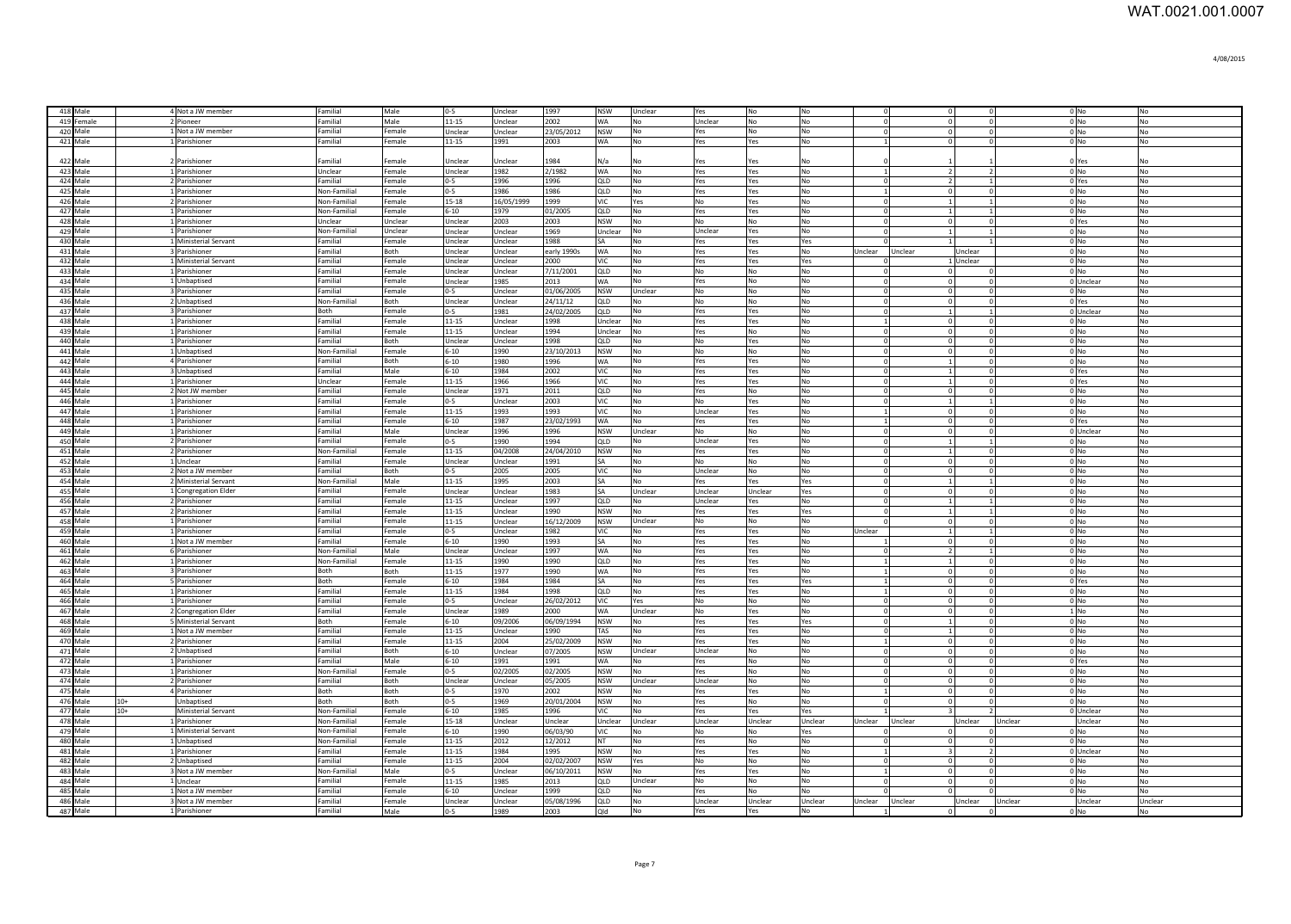| | | | | | | | | | | | | | | | | | | | | |
|---|---|---|---|---|---|---|---|---|---|---|---|---|---|---|---|---|---|---|---|---|
| 418 | Male | | 4 | Not a JW member | Familial | Male | 0-5 | Unclear | 1997 | NSW | Unclear | Yes | No | No | 0 | 0 | 0 | 0 | No | No |
| 419 | Female | | 2 | Pioneer | Familial | Male | 11-15 | Unclear | 2002 | WA | No | Unclear | No | No | 0 | 0 | 0 | 0 | No | No |
| 420 | Male | | 1 | Not a JW member | Familial | Female | Unclear | Unclear | 23/05/2012 | NSW | No | Yes | No | No | 0 | 0 | 0 | 0 | No | No |
| 421 | Male | | 1 | Parishioner | Familial | Female | 11-15 | 1991 | 2003 | WA | No | Yes | Yes | No | 1 | 0 | 0 | 0 | No | No |
| 422 | Male | | 2 | Parishioner | Familial | Female | Unclear | Unclear | 1984 | N/a | No | Yes | Yes | No | 0 | 1 | 1 | 0 | Yes | No |
| 423 | Male | | 1 | Parishioner | Unclear | Female | Unclear | 1982 | 2/1982 | WA | No | Yes | Yes | No | 1 | 2 | 2 | 0 | No | No |
| 424 | Male | | 2 | Parishioner | Familial | Female | 0-5 | 1996 | 1996 | QLD | No | Yes | Yes | No | 0 | 2 | 1 | 0 | Yes | No |
| 425 | Male | | 1 | Parishioner | Non-Familial | Female | 0-5 | 1986 | 1986 | QLD | No | Yes | Yes | No | 1 | 0 | 0 | 0 | No | No |
| 426 | Male | | 2 | Parishioner | Non-Familial | Female | 15-18 | 16/05/1999 | 1999 | VIC | Yes | No | Yes | No | 0 | 1 | 1 | 0 | No | No |
| 427 | Male | | 1 | Parishioner | Non-Familial | Female | 6-10 | 1979 | 01/2005 | QLD | No | Yes | Yes | No | 0 | 1 | 1 | 0 | No | No |
| 428 | Male | | 1 | Parishioner | Unclear | Unclear | Unclear | 2003 | 2003 | NSW | No | No | No | No | 0 | 0 | 0 | 0 | Yes | No |
| 429 | Male | | 1 | Parishioner | Non-Familial | Unclear | Unclear | Unclear | 1969 | Unclear | No | Unclear | Yes | No | 0 | 1 | 1 | 0 | No | No |
| 430 | Male | | 1 | Ministerial Servant | Familial | Female | Unclear | Unclear | 1988 | SA | No | Yes | Yes | Yes | 0 | 1 | 1 | 0 | No | No |
| 431 | Male | | 3 | Parishioner | Familial | Both | Unclear | Unclear | early 1990s | WA | No | Yes | Yes | No | Unclear | Unclear | Unclear | 0 | No | No |
| 432 | Male | | 1 | Ministerial Servant | Familial | Female | Unclear | Unclear | 2000 | VIC | No | Yes | Yes | Yes | 0 | 1 | Unclear | 0 | No | No |
| 433 | Male | | 1 | Parishioner | Familial | Female | Unclear | Unclear | 7/11/2001 | QLD | No | No | No | No | 0 | 0 | 0 | 0 | No | No |
| 434 | Male | | 1 | Unbaptised | Familial | Female | Unclear | 1985 | 2013 | WA | No | Yes | No | No | 0 | 0 | 0 | 0 | Unclear | No |
| 435 | Male | | 3 | Parishioner | Familial | Female | 0-5 | Unclear | 01/06/2005 | NSW | Unclear | No | No | No | 0 | 0 | 0 | 0 | No | No |
| 436 | Male | | 2 | Unbaptised | Non-Familial | Both | Unclear | Unclear | 24/11/12 | QLD | No | No | No | No | 0 | 0 | 0 | 0 | Yes | No |
| 437 | Male | | 3 | Parishioner | Both | Female | 0-5 | 1981 | 24/02/2005 | QLD | No | Yes | Yes | No | 0 | 1 | 1 | 0 | Unclear | No |
| 438 | Male | | 1 | Parishioner | Familial | Female | 11-15 | Unclear | 1998 | Unclear | No | Yes | Yes | No | 1 | 0 | 0 | 0 | No | No |
| 439 | Male | | 1 | Parishioner | Familial | Female | 11-15 | Unclear | 1994 | Unclear | No | Yes | No | No | 0 | 0 | 0 | 0 | No | No |
| 440 | Male | | 1 | Parishioner | Familial | Both | Unclear | Unclear | 1998 | QLD | No | No | Yes | No | 0 | 0 | 0 | 0 | No | No |
| 441 | Male | | 1 | Unbaptised | Non-Familial | Female | 6-10 | 1990 | 23/10/2013 | NSW | No | No | No | No | 0 | 0 | 0 | 0 | No | No |
| 442 | Male | | 4 | Parishioner | Familial | Both | 6-10 | 1980 | 1996 | WA | No | Yes | Yes | No | 0 | 1 | 0 | 0 | No | No |
| 443 | Male | | 3 | Unbaptised | Familial | Male | 6-10 | 1984 | 2002 | VIC | No | Yes | Yes | No | 0 | 1 | 0 | 0 | Yes | No |
| 444 | Male | | 1 | Parishioner | Unclear | Female | 11-15 | 1966 | 1966 | VIC | No | Yes | Yes | No | 0 | 1 | 0 | 0 | Yes | No |
| 445 | Male | | 2 | Not JW member | Familial | Female | Unclear | 1971 | 2011 | QLD | No | Yes | No | No | 0 | 0 | 0 | 0 | No | No |
| 446 | Male | | 1 | Parishioner | Familial | Female | 0-5 | Unclear | 2003 | VIC | No | No | Yes | No | 0 | 1 | 1 | 0 | No | No |
| 447 | Male | | 1 | Parishioner | Familial | Female | 11-15 | 1993 | 1993 | VIC | No | Unclear | Yes | No | 1 | 0 | 0 | 0 | No | No |
| 448 | Male | | 1 | Parishioner | Familial | Female | 6-10 | 1987 | 23/02/1993 | WA | No | Yes | Yes | No | 1 | 0 | 0 | 0 | Yes | No |
| 449 | Male | | 1 | Parishioner | Familial | Male | Unclear | 1996 | 1996 | NSW | Unclear | No | No | No | 0 | 0 | 0 | 0 | Unclear | No |
| 450 | Male | | 2 | Parishioner | Familial | Female | 0-5 | 1990 | 1994 | QLD | No | Unclear | Yes | No | 0 | 1 | 1 | 0 | No | No |
| 451 | Male | | 2 | Parishioner | Non-Familial | Female | 11-15 | 04/2008 | 24/04/2010 | NSW | No | Yes | Yes | No | 0 | 1 | 0 | 0 | No | No |
| 452 | Male | | 1 | Unclear | Familial | Female | Unclear | Unclear | 1991 | SA | No | No | No | No | 0 | 0 | 0 | 0 | No | No |
| 453 | Male | | 2 | Not a JW member | Familial | Both | 0-5 | 2005 | 2005 | VIC | No | Unclear | No | No | 0 | 0 | 0 | 0 | No | No |
| 454 | Male | | 2 | Ministerial Servant | Non-Familial | Male | 11-15 | 1995 | 2003 | SA | No | Yes | Yes | Yes | 0 | 1 | 1 | 0 | No | No |
| 455 | Male | | 1 | Congregation Elder | Familial | Female | Unclear | Unclear | 1983 | SA | Unclear | Unclear | Unclear | Yes | 0 | 0 | 0 | 0 | No | No |
| 456 | Male | | 2 | Parishioner | Familial | Female | 11-15 | Unclear | 1997 | QLD | No | Unclear | Yes | No | 0 | 1 | 1 | 0 | No | No |
| 457 | Male | | 2 | Parishioner | Familial | Female | 11-15 | Unclear | 1990 | NSW | No | Yes | Yes | Yes | 0 | 1 | 1 | 0 | No | No |
| 458 | Male | | 1 | Parishioner | Familial | Female | 11-15 | Unclear | 16/12/2009 | NSW | Unclear | No | No | No | 0 | 0 | 0 | 0 | No | No |
| 459 | Male | | 1 | Parishioner | Familial | Female | 0-5 | Unclear | 1982 | VIC | No | Yes | Yes | No | Unclear | 1 | 1 | 0 | No | No |
| 460 | Male | | 1 | Not a JW member | Familial | Female | 6-10 | 1990 | 1993 | SA | No | Yes | Yes | No | 1 | 0 | 0 | 0 | No | No |
| 461 | Male | | 6 | Parishioner | Non-Familial | Male | Unclear | Unclear | 1997 | WA | No | Yes | Yes | No | 0 | 2 | 1 | 0 | No | No |
| 462 | Male | | 1 | Parishioner | Non-Familial | Female | 11-15 | 1990 | 1990 | QLD | No | Yes | Yes | No | 1 | 1 | 0 | 0 | No | No |
| 463 | Male | | 3 | Parishioner | Both | Both | 11-15 | 1977 | 1990 | WA | No | Yes | Yes | No | 1 | 0 | 0 | 0 | No | No |
| 464 | Male | | 5 | Parishioner | Both | Female | 6-10 | 1984 | 1984 | SA | No | Yes | Yes | Yes | 1 | 0 | 0 | 0 | Yes | No |
| 465 | Male | | 1 | Parishioner | Familial | Female | 11-15 | 1984 | 1998 | QLD | No | Yes | Yes | No | 1 | 0 | 0 | 0 | No | No |
| 466 | Male | | 1 | Parishioner | Familial | Female | 0-5 | Unclear | 26/02/2012 | VIC | Yes | No | No | No | 0 | 0 | 0 | 0 | No | No |
| 467 | Male | | 2 | Congregation Elder | Familial | Female | Unclear | 1989 | 2000 | WA | Unclear | No | Yes | No | 0 | 0 | 0 | 1 | No | No |
| 468 | Male | | 5 | Ministerial Servant | Both | Female | 6-10 | 09/2006 | 06/09/1994 | NSW | No | Yes | Yes | Yes | 0 | 1 | 0 | 0 | No | No |
| 469 | Male | | 1 | Not a JW member | Familial | Female | 11-15 | Unclear | 1990 | TAS | No | Yes | Yes | No | 0 | 1 | 0 | 0 | No | No |
| 470 | Male | | 2 | Parishioner | Familial | Female | 11-15 | 2004 | 25/02/2009 | NSW | No | Yes | Yes | No | 1 | 0 | 0 | 0 | No | No |
| 471 | Male | | 2 | Unbaptised | Familial | Both | 6-10 | Unclear | 07/2005 | NSW | Unclear | Unclear | No | No | 0 | 0 | 0 | 0 | No | No |
| 472 | Male | | 1 | Parishioner | Familial | Male | 6-10 | 1991 | 1991 | WA | No | Yes | No | No | 0 | 0 | 0 | 0 | Yes | No |
| 473 | Male | | 1 | Parishioner | Non-Familial | Female | 0-5 | 02/2005 | 02/2005 | NSW | No | Yes | No | No | 0 | 0 | 0 | 0 | No | No |
| 474 | Male | | 2 | Parishioner | Familial | Both | Unclear | Unclear | 05/2005 | NSW | Unclear | Unclear | No | No | 0 | 0 | 0 | 0 | No | No |
| 475 | Male | | 4 | Parishioner | Both | Both | 0-5 | 1970 | 2002 | NSW | No | Yes | Yes | No | 1 | 0 | 0 | 0 | No | No |
| 476 | Male | 10+ | | Unbaptised | Both | Both | 0-5 | 1969 | 20/01/2004 | NSW | No | Yes | No | No | 0 | 0 | 0 | 0 | No | No |
| 477 | Male | 10+ | | Ministerial Servant | Non-Familial | Female | 6-10 | 1985 | 1996 | VIC | No | Yes | Yes | Yes | 1 | 3 | 2 | 0 | Unclear | No |
| 478 | Male | | 1 | Parishioner | Non-Familial | Female | 15-18 | Unclear | Unclear | Unclear | Unclear | Unclear | Unclear | Unclear | Unclear | Unclear | Unclear | Unclear | Unclear | Unclear | No |
| 479 | Male | | 1 | Ministerial Servant | Non-Familial | Female | 6-10 | 1990 | 06/03/90 | VIC | No | No | No | Yes | 0 | 0 | 0 | 0 | No | No |
| 480 | Male | | 1 | Unbaptised | Non-Familial | Female | 11-15 | 2012 | 12/2012 | NT | No | Yes | No | No | 0 | 0 | 0 | 0 | No | No |
| 481 | Male | | 1 | Parishioner | Familial | Female | 11-15 | 1984 | 1995 | NSW | No | Yes | Yes | No | 1 | 3 | 2 | 0 | Unclear | No |
| 482 | Male | | 2 | Unbaptised | Familial | Female | 11-15 | 2004 | 02/02/2007 | NSW | Yes | No | No | No | 0 | 0 | 0 | 0 | No | No |
| 483 | Male | | 3 | Not a JW member | Non-Familial | Male | 0-5 | Unclear | 06/10/2011 | NSW | No | Yes | Yes | No | 1 | 0 | 0 | 0 | No | No |
| 484 | Male | | 1 | Unclear | Familial | Female | 11-15 | 1985 | 2013 | QLD | Unclear | No | No | No | 0 | 0 | 0 | 0 | No | No |
| 485 | Male | | 1 | Not a JW member | Familial | Female | 6-10 | Unclear | 1999 | QLD | No | Yes | No | No | 0 | 0 | 0 | 0 | No | No |
| 486 | Male | | 3 | Not a JW member | Familial | Female | Unclear | Unclear | 05/08/1996 | QLD | No | Unclear | Unclear | Unclear | Unclear | Unclear | Unclear | Unclear | Unclear | Unclear |
| 487 | Male | | 1 | Parishioner | Familial | Male | 0-5 | 1989 | 2003 | Qld | No | Yes | Yes | No | 1 | 0 | 0 | 0 | No | No |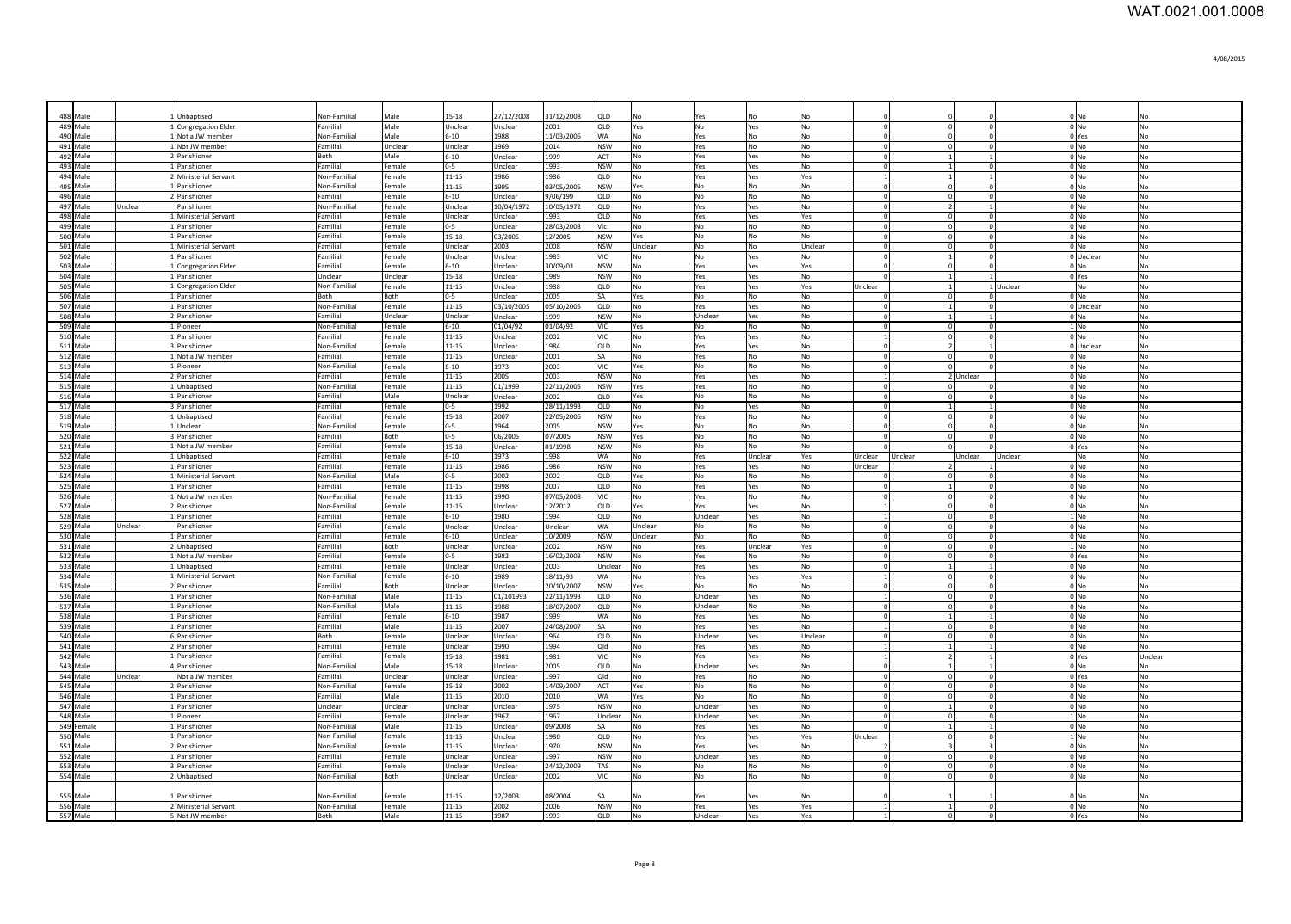| | | | | | | | | | | | | | | | | | | | | |
|---|---|---|---|---|---|---|---|---|---|---|---|---|---|---|---|---|---|---|---|---|
| 488 | Male | | 1 | Unbaptised | Non-Familial | Male | 15-18 | 27/12/2008 | 31/12/2008 | QLD | No | Yes | No | No | 0 | 0 | 0 | 0 | No | No |
| 489 | Male | | 1 | Congregation Elder | Familial | Male | Unclear | Unclear | 2001 | QLD | Yes | No | Yes | No | 0 | 0 | 0 | 0 | No | No |
| 490 | Male | | 1 | Not a JW member | Non-Familial | Male | 6-10 | 1988 | 11/03/2006 | WA | No | Yes | No | No | 0 | 0 | 0 | 0 | Yes | No |
| 491 | Male | | 1 | Not JW member | Familial | Unclear | Unclear | 1969 | 2014 | NSW | No | Yes | No | No | 0 | 0 | 0 | 0 | No | No |
| 492 | Male | | 2 | Parishioner | Both | Male | 6-10 | Unclear | 1999 | ACT | No | Yes | Yes | No | 0 | 1 | 1 | 0 | No | No |
| 493 | Male | | 1 | Parishioner | Familial | Female | 0-5 | Unclear | 1993 | NSW | No | Yes | Yes | No | 0 | 1 | 0 | 0 | No | No |
| 494 | Male | | 2 | Ministerial Servant | Non-Familial | Female | 11-15 | 1986 | 1986 | QLD | No | Yes | Yes | Yes | 1 | 1 | 1 | 0 | No | No |
| 495 | Male | | 1 | Parishioner | Non-Familial | Female | 11-15 | 1995 | 03/05/2005 | NSW | Yes | No | No | No | 0 | 0 | 0 | 0 | No | No |
| 496 | Male | | 2 | Parishioner | Familial | Female | 6-10 | Unclear | 9/06/199 | QLD | No | No | No | No | 0 | 0 | 0 | 0 | No | No |
| 497 | Male | Unclear | | Parishioner | Non-Familial | Female | Unclear | 10/04/1972 | 10/05/1972 | QLD | No | Yes | Yes | No | 0 | 2 | 1 | 0 | No | No |
| 498 | Male | | 1 | Ministerial Servant | Familial | Female | Unclear | Unclear | 1993 | QLD | No | Yes | Yes | Yes | 0 | 0 | 0 | 0 | No | No |
| 499 | Male | | 1 | Parishioner | Familial | Female | 0-5 | Unclear | 28/03/2003 | Vic | No | No | No | No | 0 | 0 | 0 | 0 | No | No |
| 500 | Male | | 1 | Parishioner | Familial | Female | 15-18 | 03/2005 | 12/2005 | NSW | Yes | No | No | No | 0 | 0 | 0 | 0 | No | No |
| 501 | Male | | 1 | Ministerial Servant | Familial | Female | Unclear | 2003 | 2008 | NSW | Unclear | No | No | Unclear | 0 | 0 | 0 | 0 | No | No |
| 502 | Male | | 1 | Parishioner | Familial | Female | Unclear | Unclear | 1983 | VIC | No | No | Yes | No | 0 | 1 | 0 | 0 | Unclear | No |
| 503 | Male | | 1 | Congregation Elder | Familial | Female | 6-10 | Unclear | 30/09/03 | NSW | No | Yes | Yes | Yes | 0 | 0 | 0 | 0 | No | No |
| 504 | Male | | 1 | Parishioner | Unclear | Unclear | 15-18 | Unclear | 1989 | NSW | No | Yes | Yes | No | 0 | 1 | 1 | 0 | Yes | No |
| 505 | Male | | 1 | Congregation Elder | Non-Familial | Female | 11-15 | Unclear | 1988 | QLD | No | Yes | Yes | Yes | Unclear | 1 | 1 | Unclear | No | No |
| 506 | Male | | 1 | Parishioner | Both | Both | 0-5 | Unclear | 2005 | SA | Yes | No | No | No | 0 | 0 | 0 | 0 | No | No |
| 507 | Male | | 1 | Parishioner | Non-Familial | Female | 11-15 | 03/10/2005 | 05/10/2005 | QLD | No | Yes | Yes | No | 0 | 1 | 0 | 0 | Unclear | No |
| 508 | Male | | 2 | Parishioner | Familial | Unclear | Unclear | Unclear | 1999 | NSW | No | Unclear | Yes | No | 0 | 1 | 1 | 0 | No | No |
| 509 | Male | | 1 | Pioneer | Non-Familial | Female | 6-10 | 01/04/92 | 01/04/92 | VIC | Yes | No | No | No | 0 | 0 | 0 | 1 | No | No |
| 510 | Male | | 1 | Parishioner | Familial | Female | 11-15 | Unclear | 2002 | VIC | No | Yes | Yes | No | 1 | 0 | 0 | 0 | No | No |
| 511 | Male | | 3 | Parishioner | Non-Familial | Female | 11-15 | Unclear | 1984 | QLD | No | Yes | Yes | No | 0 | 2 | 1 | 0 | Unclear | No |
| 512 | Male | | 1 | Not a JW member | Familial | Female | 11-15 | Unclear | 2001 | SA | No | Yes | No | No | 0 | 0 | 0 | 0 | No | No |
| 513 | Male | | 1 | Pioneer | Non-Familial | Female | 6-10 | 1973 | 2003 | VIC | Yes | No | No | No | 0 | 0 | 0 | 0 | No | No |
| 514 | Male | | 2 | Parishioner | Familial | Female | 11-15 | 2005 | 2003 | NSW | No | Yes | Yes | No | 1 | 2 | Unclear | 0 | No | No |
| 515 | Male | | 1 | Unbaptised | Non-Familial | Female | 11-15 | 01/1999 | 22/11/2005 | NSW | Yes | Yes | No | No | 0 | 0 | 0 | 0 | No | No |
| 516 | Male | | 1 | Parishioner | Familial | Male | Unclear | Unclear | 2002 | QLD | Yes | No | No | No | 0 | 0 | 0 | 0 | No | No |
| 517 | Male | | 3 | Parishioner | Familial | Female | 0-5 | 1992 | 28/11/1993 | QLD | No | No | Yes | No | 0 | 1 | 1 | 0 | No | No |
| 518 | Male | | 1 | Unbaptised | Familial | Female | 15-18 | 2007 | 22/05/2006 | NSW | No | Yes | No | No | 0 | 0 | 0 | 0 | No | No |
| 519 | Male | | 1 | Unclear | Non-Familial | Female | 0-5 | 1964 | 2005 | NSW | Yes | No | No | No | 0 | 0 | 0 | 0 | No | No |
| 520 | Male | | 3 | Parishioner | Familial | Both | 0-5 | 06/2005 | 07/2005 | NSW | Yes | No | No | No | 0 | 0 | 0 | 0 | No | No |
| 521 | Male | | 1 | Not a JW member | Familial | Female | 15-18 | Unclear | 01/1998 | NSW | No | No | No | No | 0 | 0 | 0 | 0 | Yes | No |
| 522 | Male | | 1 | Unbaptised | Familial | Female | 6-10 | 1973 | 1998 | WA | No | Yes | Unclear | Yes | Unclear | Unclear | Unclear | Unclear | No | No |
| 523 | Male | | 1 | Parishioner | Familial | Female | 11-15 | 1986 | 1986 | NSW | No | Yes | Yes | No | Unclear | 2 | 1 | 0 | No | No |
| 524 | Male | | 1 | Ministerial Servant | Non-Familial | Male | 0-5 | 2002 | 2002 | QLD | Yes | No | No | No | 0 | 0 | 0 | 0 | No | No |
| 525 | Male | | 1 | Parishioner | Familial | Female | 11-15 | 1998 | 2007 | QLD | No | Yes | Yes | No | 0 | 1 | 0 | 0 | No | No |
| 526 | Male | | 1 | Not a JW member | Non-Familial | Female | 11-15 | 1990 | 07/05/2008 | VIC | No | Yes | No | No | 0 | 0 | 0 | 0 | No | No |
| 527 | Male | | 2 | Parishioner | Non-Familial | Female | 11-15 | Unclear | 12/2012 | QLD | Yes | Yes | Yes | No | 1 | 0 | 0 | 0 | No | No |
| 528 | Male | | 1 | Parishioner | Familial | Female | 6-10 | 1980 | 1994 | QLD | No | Unclear | Yes | No | 1 | 0 | 0 | 1 | No | No |
| 529 | Male | Unclear | | Parishioner | Familial | Female | Unclear | Unclear | Unclear | WA | Unclear | No | No | No | 0 | 0 | 0 | 0 | No | No |
| 530 | Male | | 1 | Parishioner | Familial | Female | 6-10 | Unclear | 10/2009 | NSW | Unclear | No | No | No | 0 | 0 | 0 | 0 | No | No |
| 531 | Male | | 2 | Unbaptised | Familial | Both | Unclear | Unclear | 2002 | NSW | No | Yes | Unclear | Yes | 0 | 0 | 0 | 1 | No | No |
| 532 | Male | | 1 | Not a JW member | Familial | Female | 0-5 | 1982 | 16/02/2003 | NSW | No | Yes | No | No | 0 | 0 | 0 | 0 | Yes | No |
| 533 | Male | | 1 | Unbaptised | Familial | Female | Unclear | Unclear | 2003 | Unclear | No | Yes | Yes | No | 0 | 1 | 1 | 0 | No | No |
| 534 | Male | | 1 | Ministerial Servant | Non-Familial | Female | 6-10 | 1989 | 18/11/93 | WA | No | Yes | Yes | Yes | 1 | 0 | 0 | 0 | No | No |
| 535 | Male | | 2 | Parishioner | Familial | Both | Unclear | Unclear | 20/10/2007 | NSW | Yes | No | No | No | 0 | 0 | 0 | 0 | No | No |
| 536 | Male | | 1 | Parishioner | Non-Familial | Male | 11-15 | 01/101993 | 22/11/1993 | QLD | No | Unclear | Yes | No | 1 | 0 | 0 | 0 | No | No |
| 537 | Male | | 1 | Parishioner | Non-Familial | Male | 11-15 | 1988 | 18/07/2007 | QLD | No | Unclear | No | No | 0 | 0 | 0 | 0 | No | No |
| 538 | Male | | 1 | Parishioner | Familial | Female | 6-10 | 1987 | 1999 | WA | No | Yes | Yes | No | 0 | 1 | 1 | 0 | No | No |
| 539 | Male | | 1 | Parishioner | Familial | Male | 11-15 | 2007 | 24/08/2007 | SA | No | Yes | Yes | No | 1 | 0 | 0 | 0 | No | No |
| 540 | Male | | 6 | Parishioner | Both | Female | Unclear | Unclear | 1964 | QLD | No | Unclear | Yes | Unclear | 0 | 0 | 0 | 0 | No | No |
| 541 | Male | | 2 | Parishioner | Familial | Female | Unclear | 1990 | 1994 | Qld | No | Yes | Yes | No | 1 | 1 | 1 | 0 | No | No |
| 542 | Male | | 1 | Parishioner | Familial | Female | 15-18 | 1981 | 1981 | VIC | No | Yes | Yes | No | 1 | 2 | 1 | 0 | Yes | Unclear |
| 543 | Male | | 4 | Parishioner | Non-Familial | Male | 15-18 | Unclear | 2005 | QLD | No | Unclear | Yes | No | 0 | 1 | 1 | 0 | No | No |
| 544 | Male | Unclear | | Not a JW member | Familial | Unclear | Unclear | Unclear | 1997 | Qld | No | Yes | No | No | 0 | 0 | 0 | 0 | Yes | No |
| 545 | Male | | 2 | Parishioner | Non-Familial | Female | 15-18 | 2002 | 14/09/2007 | ACT | Yes | No | No | No | 0 | 0 | 0 | 0 | No | No |
| 546 | Male | | 1 | Parishioner | Familial | Male | 11-15 | 2010 | 2010 | WA | Yes | No | No | No | 0 | 0 | 0 | 0 | No | No |
| 547 | Male | | 1 | Parishioner | Unclear | Unclear | Unclear | Unclear | 1975 | NSW | No | Unclear | Yes | No | 0 | 1 | 0 | 0 | No | No |
| 548 | Male | | 1 | Pioneer | Familial | Female | Unclear | 1967 | 1967 | Unclear | No | Unclear | Yes | No | 0 | 0 | 0 | 1 | No | No |
| 549 | Female | | 1 | Parishioner | Non-Familial | Male | 11-15 | Unclear | 09/2008 | SA | No | Yes | Yes | No | 0 | 1 | 1 | 0 | No | No |
| 550 | Male | | 1 | Parishioner | Non-Familial | Female | 11-15 | Unclear | 1980 | QLD | No | Yes | Yes | Yes | Unclear | 0 | 0 | 1 | No | No |
| 551 | Male | | 2 | Parishioner | Non-Familial | Female | 11-15 | Unclear | 1970 | NSW | No | Yes | Yes | No | 2 | 3 | 3 | 0 | No | No |
| 552 | Male | | 1 | Parishioner | Familial | Female | Unclear | Unclear | 1997 | NSW | No | Unclear | Yes | No | 0 | 0 | 0 | 0 | No | No |
| 553 | Male | | 3 | Parishioner | Familial | Female | Unclear | Unclear | 24/12/2009 | TAS | No | No | No | No | 0 | 0 | 0 | 0 | No | No |
| 554 | Male | | 2 | Unbaptised | Non-Familial | Both | Unclear | Unclear | 2002 | VIC | No | No | No | No | 0 | 0 | 0 | 0 | No | No |
| 555 | Male | | 1 | Parishioner | Non-Familial | Female | 11-15 | 12/2003 | 08/2004 | SA | No | Yes | Yes | No | 0 | 1 | 1 | 0 | No | No |
| 556 | Male | | 2 | Ministerial Servant | Non-Familial | Female | 11-15 | 2002 | 2006 | NSW | No | Yes | Yes | Yes | 1 | 1 | 0 | 0 | No | No |
| 557 | Male | | 5 | Not JW member | Both | Male | 11-15 | 1987 | 1993 | QLD | No | Unclear | Yes | Yes | 1 | 0 | 0 | 0 | Yes | No |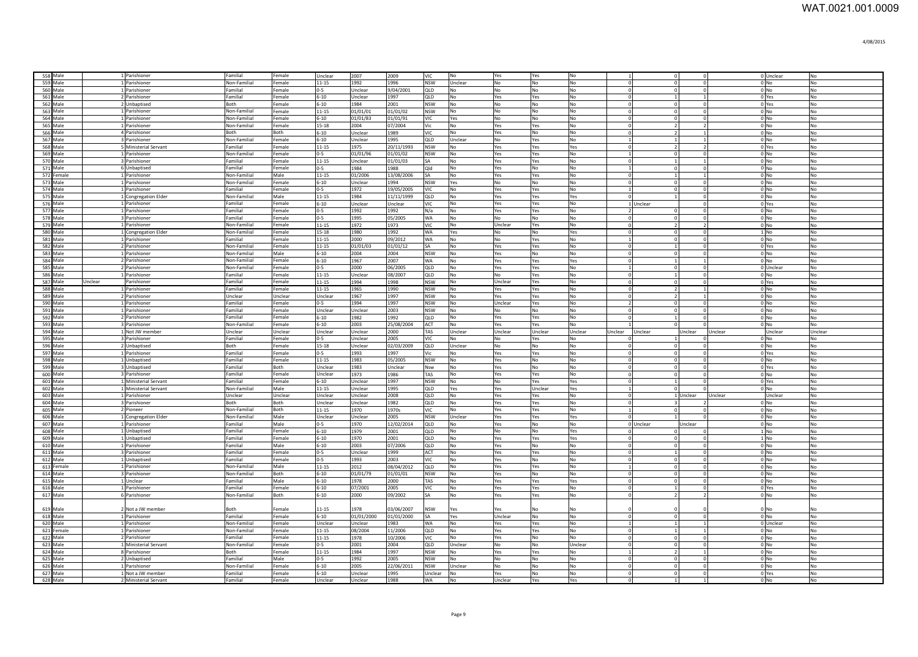| | | | | | | | | | | | | | | | | | | | | | |
|---|---|---|---|---|---|---|---|---|---|---|---|---|---|---|---|---|---|---|---|---|---|
| 558 | Male | | 1 | Parishioner | Familial | Female | Unclear | 2007 | 2009 | VIC | No | Yes | Yes | No | 1 | 0 | 0 | 0 | Unclear | No |
| 559 | Male | | 1 | Parishioner | Non-Familial | Female | 11-15 | 1992 | 1996 | NSW | Unclear | No | No | No | 0 | 0 | 0 | 0 | No | No |
| 560 | Male | | 1 | Parishioner | Familial | Female | 0-5 | Unclear | 9/04/2001 | QLD | No | No | No | No | 0 | 0 | 0 | 0 | No | No |
| 561 | Male | | 2 | Parishioner | Familial | Female | 6-10 | Unclear | 1997 | QLD | No | Yes | Yes | No | 0 | 1 | 1 | 0 | Yes | No |
| 562 | Male | | 2 | Unbaptised | Both | Female | 6-10 | 1984 | 2001 | NSW | No | No | No | No | 0 | 0 | 0 | 0 | Yes | No |
| 563 | Male | | 1 | Parishioner | Non-Familial | Female | 11-15 | 01/01/01 | 01/01/02 | NSW | No | No | No | No | 0 | 0 | 0 | 0 | No | No |
| 564 | Male | | 1 | Parishioner | Non-Familial | Female | 6-10 | 01/01/83 | 01/01/91 | VIC | Yes | No | No | No | 0 | 0 | 0 | 0 | No | No |
| 565 | Male | | 1 | Parishioner | Non-Familial | Female | 15-18 | 2004 | 07/2004 | Vic | No | Yes | Yes | No | 0 | 2 | 2 | 0 | No | No |
| 566 | Male | | 4 | Parishioner | Both | Both | 6-10 | Unclear | 1989 | VIC | No | Yes | No | No | 0 | 2 | 1 | 0 | No | No |
| 567 | Male | | 3 | Parishioner | Non-Familial | Female | 6-10 | Unclear | 1995 | QLD | Unclear | No | Yes | No | 1 | 1 | 1 | 0 | No | No |
| 568 | Male | | 5 | Ministerial Servant | Familial | Female | 11-15 | 1975 | 20/11/1993 | NSW | No | Yes | Yes | Yes | 0 | 2 | 2 | 0 | Yes | No |
| 569 | Male | | 1 | Parishioner | Non-Familial | Female | 0-5 | 01/01/96 | 01/01/02 | NSW | No | Yes | Yes | No | 1 | 0 | 0 | 0 | No | No |
| 570 | Male | | 3 | Parishioner | Familial | Female | 11-15 | Unclear | 01/01/03 | SA | No | Yes | Yes | No | 0 | 1 | 1 | 0 | No | No |
| 571 | Male | | 6 | Unbaptised | Familial | Female | 0-5 | 1984 | 1988 | Qld | No | Yes | No | No | 1 | 0 | 0 | 0 | No | No |
| 572 | Female | | 1 | Parishioner | Non-Familial | Male | 11-15 | 01/2006 | 13/08/2006 | SA | No | Yes | Yes | No | 0 | 1 | 1 | 0 | No | No |
| 573 | Male | | 1 | Parishioner | Non-Familial | Female | 6-10 | Unclear | 1994 | NSW | Yes | No | No | No | 0 | 0 | 0 | 0 | No | No |
| 574 | Male | | 1 | Parishioner | Familial | Female | 0-5 | 1972 | 19/05/2005 | VIC | No | Yes | Yes | No | 1 | 0 | 0 | 0 | No | No |
| 575 | Male | | 1 | Congregation Elder | Non-Familial | Male | 11-15 | 1984 | 11/11/1999 | QLD | No | Yes | Yes | Yes | 0 | 1 | 0 | 0 | No | No |
| 576 | Male | | 1 | Parishioner | Familial | Female | 6-10 | Unclear | Unclear | VIC | No | Yes | Yes | No | 1 | Unclear | 0 | 0 | Yes | No |
| 577 | Male | | 1 | Parishioner | Familial | Female | 0-5 | 1992 | 1992 | N/a | No | Yes | Yes | No | 2 | 0 | 0 | 0 | No | No |
| 578 | Male | | 3 | Parishioner | Familial | Female | 0-5 | 1995 | 05/2005 | WA | No | No | No | No | 0 | 0 | 0 | 0 | No | No |
| 579 | Male | | 1 | Parishioner | Non-Familial | Female | 11-15 | 1972 | 1973 | VIC | No | Unclear | Yes | No | 0 | 2 | 2 | 0 | No | No |
| 580 | Male | | 1 | Congregation Elder | Non-Familial | Female | 15-18 | 1980 | 1992 | WA | Yes | No | No | Yes | 0 | 0 | 0 | 1 | No | No |
| 581 | Male | | 1 | Parishioner | Familial | Female | 11-15 | 2000 | 09/2012 | WA | No | No | Yes | No | 1 | 0 | 0 | 0 | No | No |
| 582 | Male | | 2 | Parishioner | Non-Familial | Female | 11-15 | 01/01/03 | 01/01/12 | SA | No | Yes | Yes | No | 0 | 1 | 0 | 0 | Yes | No |
| 583 | Male | | 1 | Parishioner | Non-Familial | Male | 6-10 | 2004 | 2004 | NSW | No | Yes | No | No | 0 | 0 | 0 | 0 | No | No |
| 584 | Male | | 2 | Parishioner | Non-Familial | Female | 6-10 | 1967 | 2007 | WA | No | Yes | Yes | Yes | 0 | 1 | 1 | 0 | No | No |
| 585 | Male | | 2 | Parishioner | Non-Familial | Female | 0-5 | 2000 | 06/2005 | QLD | No | Yes | Yes | No | 1 | 0 | 0 | 0 | Unclear | No |
| 586 | Male | | 1 | Parishioner | Familial | Female | 11-15 | Unclear | 08/2007 | QLD | No | No | Yes | No | 0 | 1 | 0 | 0 | No | No |
| 587 | Male | Unclear | | Parishioner | Familial | Female | 11-15 | 1994 | 1998 | NSW | No | Unclear | Yes | No | 0 | 0 | 0 | 0 | Yes | No |
| 588 | Male | | 1 | Parishioner | Familial | Female | 11-15 | 1965 | 1990 | NSW | No | Yes | Yes | No | 0 | 2 | 1 | 0 | No | No |
| 589 | Male | | 2 | Parishioner | Unclear | Unclear | Unclear | 1967 | 1997 | NSW | No | Yes | Yes | No | 0 | 2 | 1 | 0 | No | No |
| 590 | Male | | 1 | Parishioner | Familial | Female | 0-5 | 1994 | 1997 | NSW | No | Unclear | Yes | No | 2 | 0 | 0 | 0 | No | No |
| 591 | Male | | 1 | Parishioner | Familial | Female | Unclear | Unclear | 2003 | NSW | No | No | No | No | 0 | 0 | 0 | 0 | No | No |
| 592 | Male | | 2 | Parishioner | Familial | Female | 6-10 | 1982 | 1992 | QLD | No | Yes | Yes | No | 0 | 1 | 0 | 0 | No | No |
| 593 | Male | | 3 | Parishioner | Non-Familial | Female | 6-10 | 2003 | 25/08/2004 | ACT | No | Yes | Yes | No | 1 | 0 | 0 | 0 | No | No |
| 594 | Male | | 1 | Not JW member | Unclear | Unclear | Unclear | Unclear | 2000 | TAS | Unclear | Unclear | Unclear | Unclear | Unclear | Unclear | Unclear | Unclear | Unclear | Unclear |
| 595 | Male | | 3 | Parishioner | Familial | Female | 0-5 | Unclear | 2005 | VIC | No | No | Yes | No | 0 | 1 | 0 | 0 | No | No |
| 596 | Male | | 2 | Unbaptised | Both | Female | 15-18 | Unclear | 02/03/2009 | QLD | Unclear | No | No | No | 0 | 0 | 0 | 0 | No | No |
| 597 | Male | | 1 | Parishioner | Familial | Female | 0-5 | 1993 | 1997 | Vic | No | Yes | Yes | No | 0 | 0 | 0 | 0 | Yes | No |
| 598 | Male | | 1 | Unbaptised | Familial | Female | 11-15 | 1983 | 05/2005 | NSW | No | Yes | No | No | 0 | 0 | 0 | 0 | No | No |
| 599 | Male | | 3 | Unbaptised | Familial | Both | Unclear | 1983 | Unclear | Nsw | No | Yes | Yes | No | 0 | 0 | 0 | 0 | Yes | No |
| 600 | Male | | 3 | Parishioner | Familial | Female | Unclear | 1973 | 1986 | TAS | No | Yes | Yes | No | 0 | 0 | 0 | 0 | No | No |
| 601 | Male | | 1 | Ministerial Servant | Familial | Female | 6-10 | Unclear | 1997 | NSW | No | No | Yes | Yes | 0 | 1 | 0 | 0 | Yes | No |
| 602 | Male | | 1 | Ministerial Servant | Non-Familial | Male | 11-15 | Unclear | 1995 | QLD | Yes | Yes | Unclear | Yes | 1 | 0 | 0 | 0 | No | No |
| 603 | Male | | 1 | Parishioner | Unclear | Unclear | Unclear | Unclear | 2008 | QLD | No | Yes | Yes | No | 0 | 1 | Unclear | Unclear | Unclear | No |
| 604 | Male | | 3 | Parishioner | Both | Both | Unclear | Unclear | 1982 | QLD | No | Yes | Yes | No | 0 | 3 | 2 | 0 | No | No |
| 605 | Male | | 2 | Pioneer | Non-Familial | Both | 11-15 | 1970 | 1970s | VIC | No | Yes | Yes | No | 1 | 0 | 0 | 0 | No | No |
| 606 | Male | | 1 | Congregation Elder | Non-Familial | Male | Unclear | Unclear | 2005 | NSW | Unclear | Yes | Yes | Yes | 0 | 1 | 0 | 0 | No | No |
| 607 | Male | | 1 | Parishioner | Familial | Male | 0-5 | 1970 | 12/02/2014 | QLD | No | Yes | No | No | 0 | Unclear | Unclear | 0 | No | No |
| 608 | Male | | 1 | Unbaptised | Familial | Female | 6-10 | 1979 | 2001 | QLD | No | No | No | Yes | 0 | 0 | 0 | 1 | No | No |
| 609 | Male | | 1 | Unbaptised | Familial | Female | 6-10 | 1970 | 2001 | QLD | No | Yes | Yes | Yes | 0 | 0 | 0 | 1 | No | No |
| 610 | Male | | 1 | Parishioner | Familial | Male | 6-10 | 2003 | 07/2006 | QLD | No | Yes | No | No | 0 | 0 | 0 | 0 | No | No |
| 611 | Male | | 3 | Parishioner | Familial | Female | 0-5 | Unclear | 1999 | ACT | No | Yes | Yes | No | 0 | 1 | 0 | 0 | No | No |
| 612 | Male | | 1 | Unbaptised | Familial | Female | 0-5 | 1993 | 2003 | VIC | No | Yes | No | No | 0 | 0 | 0 | 0 | No | No |
| 613 | Female | | 1 | Parishioner | Non-Familial | Male | 11-15 | 2012 | 08/04/2012 | QLD | No | Yes | Yes | No | 1 | 0 | 0 | 0 | No | No |
| 614 | Male | | 3 | Parishioner | Non-Familial | Both | 6-10 | 01/01/79 | 01/01/01 | NSW | No | Yes | No | No | 0 | 0 | 0 | 0 | No | No |
| 615 | Male | | 1 | Unclear | Familial | Male | 6-10 | 1978 | 2000 | TAS | No | Yes | Yes | Yes | 0 | 0 | 0 | 0 | No | No |
| 616 | Male | | 1 | Parishioner | Familial | Female | 6-10 | 07/2001 | 2005 | VIC | No | Yes | Yes | No | 0 | 1 | 0 | 0 | Yes | No |
| 617 | Male | | 6 | Parishioner | Non-Familial | Both | 6-10 | 2000 | 09/2002 | SA | No | Yes | Yes | No | 0 | 2 | 2 | 0 | No | No |
| 619 | Male | | 2 | Not a JW member | Both | Female | 11-15 | 1978 | 03/06/2007 | NSW | Yes | Yes | No | No | 0 | 0 | 0 | 0 | No | No |
| 618 | Male | | 1 | Parishioner | Familial | Female | 6-10 | 01/01/2000 | 01/01/2000 | SA | Yes | Unclear | No | No | 0 | 0 | 0 | 0 | No | No |
| 620 | Male | | 1 | Parishioner | Non-Familial | Female | Unclear | Unclear | 1983 | WA | No | Yes | Yes | No | 1 | 1 | 1 | 0 | Unclear | No |
| 621 | Female | | 1 | Parishioner | Non-Familial | Female | 11-15 | 08/2004 | 11/2006 | QLD | No | Yes | Yes | No | 0 | 1 | 1 | 0 | No | No |
| 622 | Male | | 2 | Parishioner | Familial | Female | 11-15 | 1978 | 10/2006 | VIC | No | Yes | No | No | 0 | 0 | 0 | 0 | No | No |
| 623 | Male | | 1 | Ministerial Servant | Non-Familial | Female | 0-5 | 2001 | 2004 | QLD | Unclear | No | No | Unclear | 0 | 0 | 0 | 0 | No | No |
| 624 | Male | | 8 | Parishioner | Both | Female | 11-15 | 1984 | 1997 | NSW | No | Yes | Yes | No | 1 | 2 | 1 | 0 | No | No |
| 625 | Male | | 2 | Unbaptised | Familial | Male | 0-5 | 1992 | 2005 | NSW | No | No | No | No | 0 | 0 | 0 | 0 | No | No |
| 626 | Male | | 1 | Parishioner | Non-Familial | Female | 6-10 | 2005 | 22/06/2011 | NSW | Unclear | No | No | No | 0 | 0 | 0 | 0 | No | No |
| 627 | Male | | 1 | Not a JW member | Familial | Female | 6-10 | Unclear | 1995 | Unclear | No | Yes | No | No | 0 | 0 | 0 | 0 | Yes | No |
| 628 | Male | | 2 | Ministerial Servant | Familial | Female | Unclear | Unclear | 1988 | WA | No | Unclear | Yes | Yes | 0 | 1 | 1 | 0 | No | No |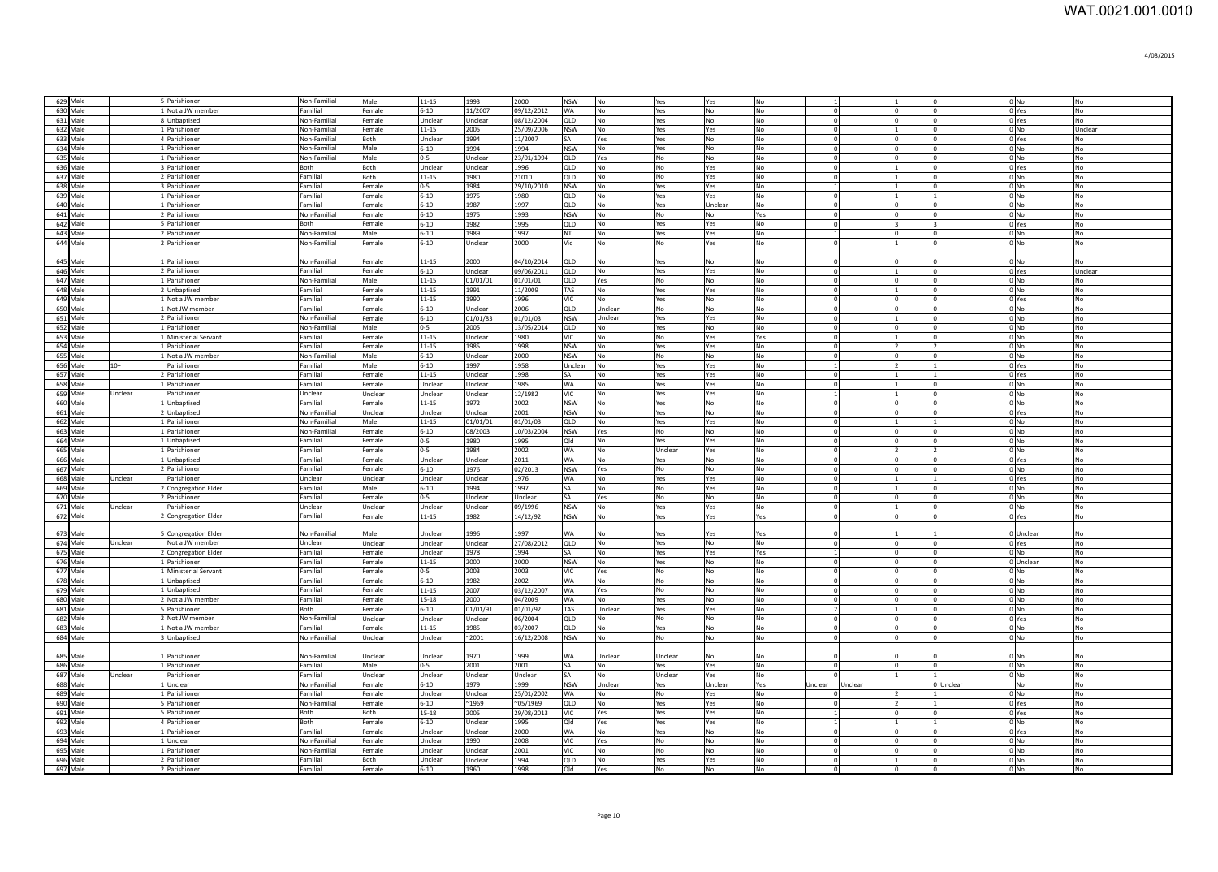| | | | | | | | | | | | | | | | | | | | |
|---|---|---|---|---|---|---|---|---|---|---|---|---|---|---|---|---|---|---|---|
| 629 | Male | 5 | Parishioner | Non-Familial | Male | 11-15 | 1993 | 2000 | NSW | No | Yes | Yes | No | 1 | 1 | 0 | 0 | No | No |
| 630 | Male | 1 | Not a JW member | Familial | Female | 6-10 | 11/2007 | 09/12/2012 | WA | No | Yes | No | No | 0 | 0 | 0 | 0 | Yes | No |
| 631 | Male | 8 | Unbaptised | Non-Familial | Female | Unclear | Unclear | 08/12/2004 | QLD | No | Yes | No | No | 0 | 0 | 0 | 0 | Yes | No |
| 632 | Male | 1 | Parishioner | Non-Familial | Female | 11-15 | 2005 | 25/09/2006 | NSW | No | Yes | Yes | No | 0 | 1 | 0 | 0 | No | Unclear |
| 633 | Male | 4 | Parishioner | Non-Familial | Both | Unclear | 1994 | 11/2007 | SA | Yes | Yes | No | No | 0 | 0 | 0 | 0 | Yes | No |
| 634 | Male | 1 | Parishioner | Non-Familial | Male | 6-10 | 1994 | 1994 | NSW | No | Yes | No | No | 0 | 0 | 0 | 0 | No | No |
| 635 | Male | 1 | Parishioner | Non-Familial | Male | 0-5 | Unclear | 23/01/1994 | QLD | Yes | No | No | No | 0 | 0 | 0 | 0 | No | No |
| 636 | Male | 3 | Parishioner | Both | Both | Unclear | Unclear | 1996 | QLD | No | No | Yes | No | 0 | 1 | 0 | 0 | Yes | No |
| 637 | Male | 2 | Parishioner | Familial | Both | 11-15 | 1980 | 21010 | QLD | No | No | Yes | No | 0 | 1 | 0 | 0 | No | No |
| 638 | Male | 3 | Parishioner | Familial | Female | 0-5 | 1984 | 29/10/2010 | NSW | No | Yes | Yes | No | 1 | 1 | 0 | 0 | No | No |
| 639 | Male | 1 | Parishioner | Familial | Female | 6-10 | 1975 | 1980 | QLD | No | Yes | Yes | No | 0 | 1 | 1 | 0 | No | No |
| 640 | Male | 1 | Parishioner | Familial | Female | 6-10 | 1987 | 1997 | QLD | No | Yes | Unclear | No | 0 | 0 | 0 | 0 | No | No |
| 641 | Male | 2 | Parishioner | Non-Familial | Female | 6-10 | 1975 | 1993 | NSW | No | No | No | Yes | 0 | 0 | 0 | 0 | No | No |
| 642 | Male | 5 | Parishioner | Both | Female | 6-10 | 1982 | 1995 | QLD | No | Yes | Yes | No | 0 | 3 | 3 | 0 | Yes | No |
| 643 | Male | 2 | Parishioner | Non-Familial | Male | 6-10 | 1989 | 1997 | NT | No | Yes | Yes | No | 1 | 0 | 0 | 0 | No | No |
| 644 | Male | 2 | Parishioner | Non-Familial | Female | 6-10 | Unclear | 2000 | Vic | No | No | Yes | No | 0 | 1 | 0 | 0 | No | No |
| 645 | Male | 1 | Parishioner | Non-Familial | Female | 11-15 | 2000 | 04/10/2014 | QLD | No | Yes | No | No | 0 | 0 | 0 | 0 | No | No |
| 646 | Male | 2 | Parishioner | Familial | Female | 6-10 | Unclear | 09/06/2011 | QLD | No | Yes | Yes | No | 0 | 1 | 0 | 0 | Yes | Unclear |
| 647 | Male | 1 | Parishioner | Non-Familial | Male | 11-15 | 01/01/01 | 01/01/01 | QLD | Yes | No | No | No | 0 | 0 | 0 | 0 | No | No |
| 648 | Male | 2 | Unbaptised | Familial | Female | 11-15 | 1991 | 11/2009 | TAS | No | Yes | Yes | No | 0 | 1 | 0 | 0 | No | No |
| 649 | Male | 1 | Not a JW member | Familial | Female | 11-15 | 1990 | 1996 | VIC | No | Yes | No | No | 0 | 0 | 0 | 0 | Yes | No |
| 650 | Male | 1 | Not JW member | Familial | Female | 6-10 | Unclear | 2006 | QLD | Unclear | No | No | No | 0 | 0 | 0 | 0 | No | No |
| 651 | Male | 2 | Parishioner | Non-Familial | Female | 6-10 | 01/01/83 | 01/01/03 | NSW | Unclear | Yes | Yes | No | 0 | 1 | 0 | 0 | No | No |
| 652 | Male | 1 | Parishioner | Non-Familial | Male | 0-5 | 2005 | 13/05/2014 | QLD | No | Yes | No | No | 0 | 0 | 0 | 0 | No | No |
| 653 | Male | 1 | Ministerial Servant | Familial | Female | 11-15 | Unclear | 1980 | VIC | No | No | Yes | Yes | 0 | 1 | 0 | 0 | No | No |
| 654 | Male | 1 | Parishioner | Familial | Female | 11-15 | 1985 | 1998 | NSW | No | Yes | Yes | No | 0 | 2 | 2 | 0 | No | No |
| 655 | Male | 1 | Not a JW member | Non-Familial | Male | 6-10 | Unclear | 2000 | NSW | No | No | No | No | 0 | 0 | 0 | 0 | No | No |
| 656 | Male | 10+ | Parishioner | Familial | Male | 6-10 | 1997 | 1958 | Unclear | No | Yes | Yes | No | 1 | 2 | 1 | 0 | Yes | No |
| 657 | Male | 2 | Parishioner | Familial | Female | 11-15 | Unclear | 1998 | SA | No | Yes | Yes | No | 0 | 1 | 1 | 0 | Yes | No |
| 658 | Male | 1 | Parishioner | Familial | Female | Unclear | Unclear | 1985 | WA | No | Yes | Yes | No | 0 | 1 | 0 | 0 | Yes | No |
| 659 | Male | Unclear | Parishioner | Unclear | Unclear | Unclear | Unclear | 12/1982 | VIC | No | Yes | Yes | No | 1 | 1 | 0 | 0 | No | No |
| 660 | Male | 1 | Unbaptised | Familial | Female | 11-15 | 1972 | 2002 | NSW | No | Yes | No | No | 0 | 0 | 0 | 0 | No | No |
| 661 | Male | 2 | Unbaptised | Non-Familial | Unclear | Unclear | Unclear | 2001 | NSW | No | Yes | No | No | 0 | 0 | 0 | 0 | Yes | No |
| 662 | Male | 1 | Parishioner | Non-Familial | Male | 11-15 | 01/01/01 | 01/01/03 | QLD | No | Yes | Yes | No | 0 | 1 | 1 | 0 | No | No |
| 663 | Male | 1 | Parishioner | Non-Familial | Female | 6-10 | 08/2003 | 10/03/2004 | NSW | Yes | No | No | No | 0 | 0 | 0 | 0 | No | No |
| 664 | Male | 1 | Unbaptised | Familial | Female | 0-5 | 1980 | 1995 | Qld | No | Yes | Yes | No | 0 | 0 | 0 | 0 | No | No |
| 665 | Male | 1 | Parishioner | Familial | Female | 0-5 | 1984 | 2002 | WA | No | Unclear | Yes | No | 0 | 2 | 2 | 0 | No | No |
| 666 | Male | 1 | Unbaptised | Familial | Female | Unclear | Unclear | 2011 | WA | No | Yes | No | No | 0 | 0 | 0 | 0 | Yes | No |
| 667 | Male | 2 | Parishioner | Familial | Female | 6-10 | 1976 | 02/2013 | NSW | Yes | No | No | No | 0 | 0 | 0 | 0 | No | No |
| 668 | Male | Unclear | Parishioner | Unclear | Unclear | Unclear | Unclear | 1976 | WA | No | Yes | Yes | No | 0 | 1 | 1 | 0 | Yes | No |
| 669 | Male | 2 | Congregation Elder | Familial | Male | 6-10 | 1994 | 1997 | SA | No | No | Yes | No | 0 | 1 | 0 | 0 | No | No |
| 670 | Male | 2 | Parishioner | Familial | Female | 0-5 | Unclear | Unclear | SA | Yes | No | No | No | 0 | 0 | 0 | 0 | No | No |
| 671 | Male | Unclear | Parishioner | Unclear | Unclear | Unclear | Unclear | 09/1996 | NSW | No | Yes | Yes | No | 0 | 1 | 0 | 0 | No | No |
| 672 | Male | 2 | Congregation Elder | Familial | Female | 11-15 | 1982 | 14/12/92 | NSW | No | Yes | Yes | Yes | 0 | 0 | 0 | 0 | Yes | No |
| 673 | Male | 5 | Congregation Elder | Non-Familial | Male | Unclear | 1996 | 1997 | WA | No | Yes | Yes | Yes | 0 | 1 | 1 | 0 | Unclear | No |
| 674 | Male | Unclear | Not a JW member | Unclear | Unclear | Unclear | Unclear | 27/08/2012 | QLD | No | Yes | No | No | 0 | 0 | 0 | 0 | Yes | No |
| 675 | Male | 2 | Congregation Elder | Familial | Female | Unclear | 1978 | 1994 | SA | No | Yes | Yes | Yes | 1 | 0 | 0 | 0 | No | No |
| 676 | Male | 1 | Parishioner | Familial | Female | 11-15 | 2000 | 2000 | NSW | No | Yes | No | No | 0 | 0 | 0 | 0 | Unclear | No |
| 677 | Male | 1 | Ministerial Servant | Familial | Female | 0-5 | 2003 | 2003 | VIC | Yes | No | No | No | 0 | 0 | 0 | 0 | No | No |
| 678 | Male | 1 | Unbaptised | Familial | Female | 6-10 | 1982 | 2002 | WA | No | No | No | No | 0 | 0 | 0 | 0 | No | No |
| 679 | Male | 1 | Unbaptised | Familial | Female | 11-15 | 2007 | 03/12/2007 | WA | Yes | No | No | No | 0 | 0 | 0 | 0 | No | No |
| 680 | Male | 2 | Not a JW member | Familial | Female | 15-18 | 2000 | 04/2009 | WA | No | Yes | No | No | 0 | 0 | 0 | 0 | No | No |
| 681 | Male | 5 | Parishioner | Both | Female | 6-10 | 01/01/91 | 01/01/92 | TAS | Unclear | Yes | Yes | No | 2 | 1 | 0 | 0 | No | No |
| 682 | Male | 2 | Not JW member | Non-Familial | Unclear | Unclear | Unclear | 06/2004 | QLD | No | No | No | No | 0 | 0 | 0 | 0 | Yes | No |
| 683 | Male | 1 | Not a JW member | Familial | Female | 11-15 | 1985 | 03/2007 | QLD | No | Yes | No | No | 0 | 0 | 0 | 0 | No | No |
| 684 | Male | 3 | Unbaptised | Non-Familial | Unclear | Unclear | ~2001 | 16/12/2008 | NSW | No | No | No | No | 0 | 0 | 0 | 0 | No | No |
| 685 | Male | 1 | Parishioner | Non-Familial | Unclear | Unclear | 1970 | 1999 | WA | Unclear | Unclear | No | No | 0 | 0 | 0 | 0 | No | No |
| 686 | Male | 1 | Parishioner | Familial | Male | 0-5 | 2001 | 2001 | SA | No | Yes | Yes | No | 0 | 0 | 0 | 0 | No | No |
| 687 | Male | Unclear | Parishioner | Familial | Unclear | Unclear | Unclear | Unclear | SA | No | Unclear | Yes | No | 0 | 1 | 1 | 0 | No | No |
| 688 | Male | 1 | Unclear | Non-Familial | Female | 6-10 | 1979 | 1999 | NSW | Unclear | Yes | Unclear | Yes | Unclear | Unclear | 0 | Unclear | No | No |
| 689 | Male | 1 | Parishioner | Familial | Female | Unclear | Unclear | 25/01/2002 | WA | No | No | Yes | No | 0 | 2 | 1 | 0 | No | No |
| 690 | Male | 5 | Parishioner | Non-Familial | Female | 6-10 | ~1969 | ~05/1969 | QLD | No | Yes | Yes | No | 0 | 2 | 1 | 0 | Yes | No |
| 691 | Male | 5 | Parishioner | Both | Both | 15-18 | 2005 | 29/08/2013 | VIC | Yes | Yes | Yes | No | 1 | 0 | 0 | 0 | Yes | No |
| 692 | Male | 4 | Parishioner | Both | Female | 6-10 | Unclear | 1995 | Qld | Yes | Yes | Yes | No | 1 | 1 | 1 | 0 | No | No |
| 693 | Male | 1 | Parishioner | Familial | Female | Unclear | Unclear | 2000 | WA | No | Yes | No | No | 0 | 0 | 0 | 0 | Yes | No |
| 694 | Male | 1 | Unclear | Non-Familial | Female | Unclear | 1990 | 2008 | VIC | Yes | No | No | No | 0 | 0 | 0 | 0 | No | No |
| 695 | Male | 1 | Parishioner | Non-Familial | Female | Unclear | Unclear | 2001 | VIC | No | No | No | No | 0 | 0 | 0 | 0 | No | No |
| 696 | Male | 2 | Parishioner | Familial | Both | Unclear | Unclear | 1994 | QLD | No | Yes | Yes | No | 0 | 1 | 0 | 0 | No | No |
| 697 | Male | 2 | Parishioner | Familial | Female | 6-10 | 1960 | 1998 | Qld | Yes | No | No | No | 0 | 0 | 0 | 0 | No | No |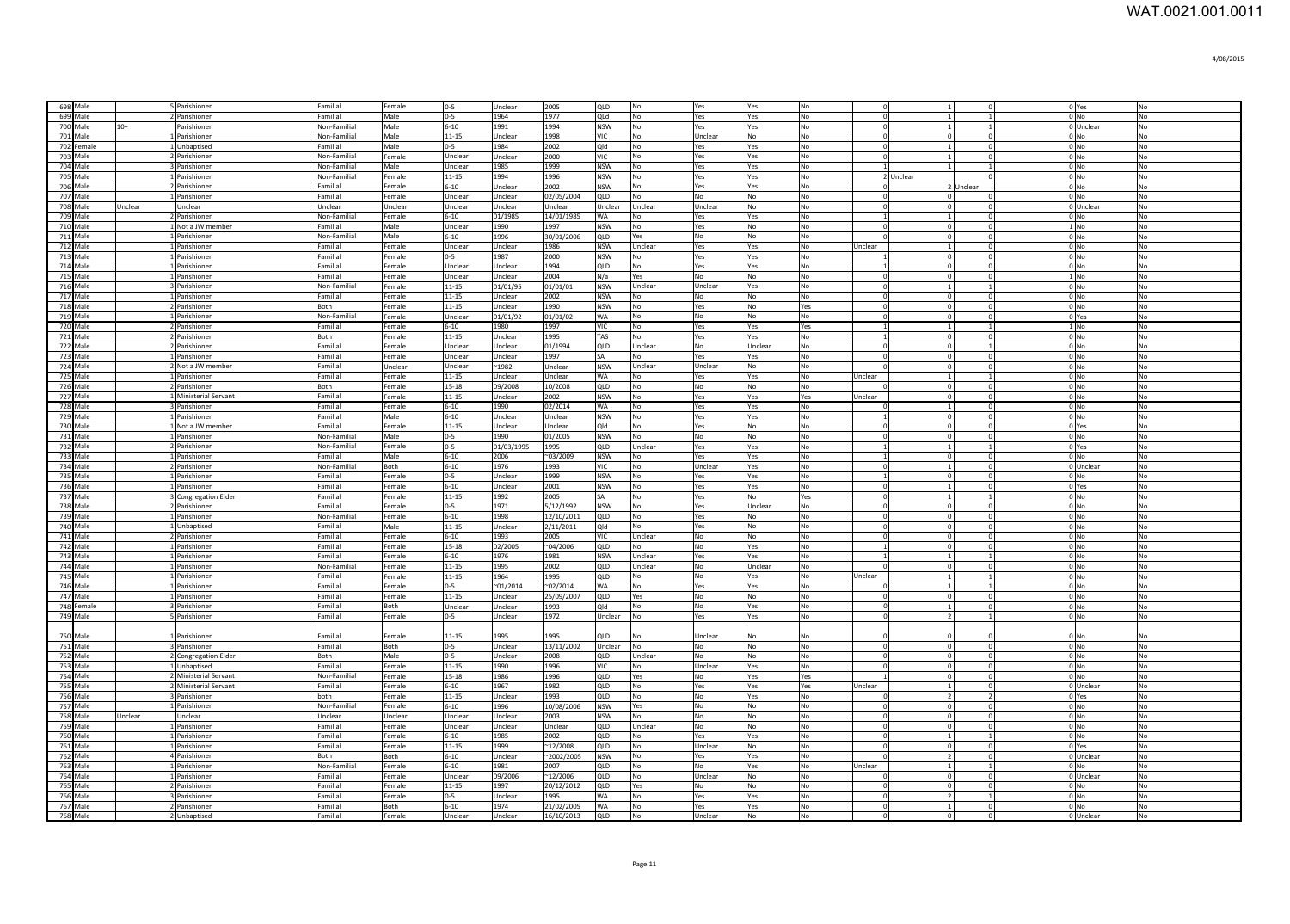| 698 | Male | | 5 | Parishioner | Familial | Female | 0-5 | Unclear | 2005 | QLD | No | Yes | Yes | No | 0 | 1 | 0 | 0 | Yes | No |
|---|---|---|---|---|---|---|---|---|---|---|---|---|---|---|---|---|---|---|---|---|
| 699 | Male | | 2 | Parishioner | Familial | Male | 0-5 | 1964 | 1977 | QLd | No | Yes | Yes | No | 0 | 1 | 1 | 0 | No | No |
| 700 | Male | 10+ | | Parishioner | Non-Familial | Male | 6-10 | 1991 | 1994 | NSW | No | Yes | Yes | No | 0 | 1 | 1 | 0 | Unclear | No |
| 701 | Male | | 1 | Parishioner | Non-Familial | Male | 11-15 | Unclear | 1998 | VIC | No | Unclear | No | No | 0 | 0 | 0 | 0 | No | No |
| 702 | Female | | 1 | Unbaptised | Familial | Male | 0-5 | 1984 | 2002 | Qld | No | Yes | Yes | No | 0 | 1 | 0 | 0 | No | No |
| 703 | Male | | 2 | Parishioner | Non-Familial | Female | Unclear | Unclear | 2000 | VIC | No | Yes | Yes | No | 0 | 1 | 0 | 0 | No | No |
| 704 | Male | | 3 | Parishioner | Non-Familial | Male | Unclear | 1985 | 1999 | NSW | No | Yes | Yes | No | 1 | 1 | 1 | 0 | No | No |
| 705 | Male | | 1 | Parishioner | Non-Familial | Female | 11-15 | 1994 | 1996 | NSW | No | Yes | Yes | No | 2 | Unclear | 0 | 0 | No | No |
| 706 | Male | | 2 | Parishioner | Familial | Female | 6-10 | Unclear | 2002 | NSW | No | Yes | Yes | No | 0 | 2 | Unclear | 0 | No | No |
| 707 | Male | | 1 | Parishioner | Familial | Female | Unclear | Unclear | 02/05/2004 | QLD | No | No | No | No | 0 | 0 | 0 | 0 | No | No |
| 708 | Male | Unclear | | Unclear | Unclear | Unclear | Unclear | Unclear | Unclear | Unclear | Unclear | Unclear | No | No | 0 | 0 | 0 | 0 | Unclear | No |
| 709 | Male | | 2 | Parishioner | Non-Familial | Female | 6-10 | 01/1985 | 14/01/1985 | WA | No | Yes | Yes | No | 1 | 1 | 0 | 0 | No | No |
| 710 | Male | | 1 | Not a JW member | Familial | Male | Unclear | 1990 | 1997 | NSW | No | Yes | No | No | 0 | 0 | 0 | 1 | No | No |
| 711 | Male | | 1 | Parishioner | Non-Familial | Male | 6-10 | 1996 | 30/01/2006 | QLD | Yes | No | No | No | 0 | 0 | 0 | 0 | No | No |
| 712 | Male | | 1 | Parishioner | Familial | Female | Unclear | Unclear | 1986 | NSW | Unclear | Yes | Yes | No | Unclear | 1 | 0 | 0 | No | No |
| 713 | Male | | 1 | Parishioner | Familial | Female | 0-5 | 1987 | 2000 | NSW | No | Yes | Yes | No | 1 | 0 | 0 | 0 | No | No |
| 714 | Male | | 1 | Parishioner | Familial | Female | Unclear | Unclear | 1994 | QLD | No | Yes | Yes | No | 1 | 0 | 0 | 0 | No | No |
| 715 | Male | | 1 | Parishioner | Familial | Female | Unclear | Unclear | 2004 | N/a | Yes | No | No | No | 0 | 0 | 0 | 1 | No | No |
| 716 | Male | | 3 | Parishioner | Non-Familial | Female | 11-15 | 01/01/95 | 01/01/01 | NSW | Unclear | Unclear | Yes | No | 0 | 1 | 1 | 0 | No | No |
| 717 | Male | | 1 | Parishioner | Familial | Female | 11-15 | Unclear | 2002 | NSW | No | No | No | No | 0 | 0 | 0 | 0 | No | No |
| 718 | Male | | 2 | Parishioner | Both | Female | 11-15 | Unclear | 1990 | NSW | No | Yes | No | Yes | 0 | 0 | 0 | 0 | No | No |
| 719 | Male | | 1 | Parishioner | Non-Familial | Female | Unclear | 01/01/92 | 01/01/02 | WA | No | No | No | No | 0 | 0 | 0 | 0 | Yes | No |
| 720 | Male | | 2 | Parishioner | Familial | Female | 6-10 | 1980 | 1997 | VIC | No | Yes | Yes | Yes | 1 | 1 | 1 | 1 | No | No |
| 721 | Male | | 2 | Parishioner | Both | Female | 11-15 | Unclear | 1995 | TAS | No | Yes | Yes | No | 1 | 0 | 0 | 0 | No | No |
| 722 | Male | | 2 | Parishioner | Familial | Female | Unclear | Unclear | 01/1994 | QLD | Unclear | No | Unclear | No | 0 | 0 | 1 | 0 | No | No |
| 723 | Male | | 1 | Parishioner | Familial | Female | Unclear | Unclear | 1997 | SA | No | Yes | Yes | No | 0 | 0 | 0 | 0 | No | No |
| 724 | Male | | 2 | Not a JW member | Familial | Unclear | Unclear | ~1982 | Unclear | NSW | Unclear | Unclear | No | No | 0 | 0 | 0 | 0 | No | No |
| 725 | Male | | 1 | Parishioner | Familial | Female | 11-15 | Unclear | Unclear | WA | No | Yes | Yes | No | Unclear | 1 | 1 | 0 | No | No |
| 726 | Male | | 2 | Parishioner | Both | Female | 15-18 | 09/2008 | 10/2008 | QLD | No | No | No | No | 0 | 0 | 0 | 0 | No | No |
| 727 | Male | | 1 | Ministerial Servant | Familial | Female | 11-15 | Unclear | 2002 | NSW | No | Yes | Yes | Yes | Unclear | 0 | 0 | 0 | No | No |
| 728 | Male | | 3 | Parishioner | Familial | Female | 6-10 | 1990 | 02/2014 | WA | No | Yes | Yes | No | 0 | 1 | 0 | 0 | No | No |
| 729 | Male | | 1 | Parishioner | Familial | Male | 6-10 | Unclear | Unclear | NSW | No | Yes | Yes | No | 1 | 0 | 0 | 0 | No | No |
| 730 | Male | | 1 | Not a JW member | Familial | Female | 11-15 | Unclear | Unclear | Qld | No | Yes | No | No | 0 | 0 | 0 | 0 | Yes | No |
| 731 | Male | | 1 | Parishioner | Non-Familial | Male | 0-5 | 1990 | 01/2005 | NSW | No | No | No | No | 0 | 0 | 0 | 0 | No | No |
| 732 | Male | | 2 | Parishioner | Non-Familial | Female | 0-5 | 01/03/1995 | 1995 | QLD | Unclear | Yes | Yes | No | 1 | 1 | 1 | 0 | Yes | No |
| 733 | Male | | 1 | Parishioner | Familial | Male | 6-10 | 2006 | ~03/2009 | NSW | No | Yes | Yes | No | 1 | 0 | 0 | 0 | No | No |
| 734 | Male | | 2 | Parishioner | Non-Familial | Both | 6-10 | 1976 | 1993 | VIC | No | Unclear | Yes | No | 0 | 1 | 0 | 0 | Unclear | No |
| 735 | Male | | 1 | Parishioner | Familial | Female | 0-5 | Unclear | 1999 | NSW | No | Yes | Yes | No | 1 | 0 | 0 | 0 | No | No |
| 736 | Male | | 1 | Parishioner | Familial | Female | 6-10 | Unclear | 2001 | NSW | No | Yes | Yes | No | 0 | 1 | 0 | 0 | Yes | No |
| 737 | Male | | 3 | Congregation Elder | Familial | Female | 11-15 | 1992 | 2005 | SA | No | Yes | No | Yes | 0 | 1 | 1 | 0 | No | No |
| 738 | Male | | 2 | Parishioner | Familial | Female | 0-5 | 1971 | 5/12/1992 | NSW | No | Yes | Unclear | No | 0 | 0 | 0 | 0 | No | No |
| 739 | Male | | 1 | Parishioner | Non-Familial | Female | 6-10 | 1998 | 12/10/2011 | QLD | No | Yes | No | No | 0 | 0 | 0 | 0 | No | No |
| 740 | Male | | 1 | Unbaptised | Familial | Male | 11-15 | Unclear | 2/11/2011 | Qld | No | Yes | No | No | 0 | 0 | 0 | 0 | No | No |
| 741 | Male | | 2 | Parishioner | Familial | Female | 6-10 | 1993 | 2005 | VIC | Unclear | No | No | No | 0 | 0 | 0 | 0 | No | No |
| 742 | Male | | 1 | Parishioner | Familial | Female | 15-18 | 02/2005 | ~04/2006 | QLD | No | No | Yes | No | 1 | 0 | 0 | 0 | No | No |
| 743 | Male | | 1 | Parishioner | Familial | Female | 6-10 | 1976 | 1981 | NSW | Unclear | Yes | Yes | No | 1 | 1 | 1 | 0 | No | No |
| 744 | Male | | 1 | Parishioner | Non-Familial | Female | 11-15 | 1995 | 2002 | QLD | Unclear | No | Unclear | No | 0 | 0 | 0 | 0 | No | No |
| 745 | Male | | 1 | Parishioner | Familial | Female | 11-15 | 1964 | 1995 | QLD | No | No | Yes | No | Unclear | 1 | 1 | 0 | No | No |
| 746 | Male | | 1 | Parishioner | Familial | Female | 0-5 | ~01/2014 | ~02/2014 | WA | No | Yes | Yes | No | 0 | 1 | 1 | 0 | No | No |
| 747 | Male | | 1 | Parishioner | Familial | Female | 11-15 | Unclear | 25/09/2007 | QLD | Yes | No | No | No | 0 | 0 | 0 | 0 | No | No |
| 748 | Female | | 3 | Parishioner | Familial | Both | Unclear | Unclear | 1993 | Qld | No | No | Yes | No | 0 | 1 | 0 | 0 | No | No |
| 749 | Male | | 5 | Parishioner | Familial | Female | 0-5 | Unclear | 1972 | Unclear | No | Yes | Yes | No | 0 | 2 | 1 | 0 | No | No |
| 750 | Male | | 1 | Parishioner | Familial | Female | 11-15 | 1995 | 1995 | QLD | No | Unclear | No | No | 0 | 0 | 0 | 0 | No | No |
| 751 | Male | | 3 | Parishioner | Familial | Both | 0-5 | Unclear | 13/11/2002 | Unclear | No | No | No | No | 0 | 0 | 0 | 0 | No | No |
| 752 | Male | | 2 | Congregation Elder | Both | Male | 0-5 | Unclear | 2008 | QLD | Unclear | No | No | No | 0 | 0 | 0 | 0 | No | No |
| 753 | Male | | 1 | Unbaptised | Familial | Female | 11-15 | 1990 | 1996 | VIC | No | Unclear | Yes | No | 0 | 0 | 0 | 0 | No | No |
| 754 | Male | | 2 | Ministerial Servant | Non-Familial | Female | 15-18 | 1986 | 1996 | QLD | Yes | No | Yes | Yes | 1 | 0 | 0 | 0 | No | No |
| 755 | Male | | 2 | Ministerial Servant | Familial | Female | 6-10 | 1967 | 1982 | QLD | No | Yes | Yes | Yes | Unclear | 1 | 0 | 0 | Unclear | No |
| 756 | Male | | 3 | Parishioner | both | Female | 11-15 | Unclear | 1993 | QLD | No | No | Yes | No | 0 | 2 | 2 | 0 | Yes | No |
| 757 | Male | | 1 | Parishioner | Non-Familial | Female | 6-10 | 1996 | 10/08/2006 | NSW | Yes | No | No | No | 0 | 0 | 0 | 0 | No | No |
| 758 | Male | Unclear | | Unclear | Unclear | Unclear | Unclear | Unclear | 2003 | NSW | No | No | No | No | 0 | 0 | 0 | 0 | No | No |
| 759 | Male | | 1 | Parishioner | Familial | Female | Unclear | Unclear | Unclear | QLD | Unclear | No | No | No | 0 | 0 | 0 | 0 | No | No |
| 760 | Male | | 1 | Parishioner | Familial | Female | 6-10 | 1985 | 2002 | QLD | No | Yes | Yes | No | 0 | 1 | 1 | 0 | No | No |
| 761 | Male | | 1 | Parishioner | Familial | Female | 11-15 | 1999 | ~12/2008 | QLD | No | Unclear | No | No | 0 | 0 | 0 | 0 | Yes | No |
| 762 | Male | | 4 | Parishioner | Both | Both | 6-10 | Unclear | ~2002/2005 | NSW | No | Yes | Yes | No | 0 | 2 | 0 | 0 | Unclear | No |
| 763 | Male | | 1 | Parishioner | Non-Familial | Female | 6-10 | 1981 | 2007 | QLD | No | No | Yes | No | Unclear | 1 | 1 | 0 | No | No |
| 764 | Male | | 1 | Parishioner | Familial | Female | Unclear | 09/2006 | ~12/2006 | QLD | No | Unclear | No | No | 0 | 0 | 0 | 0 | Unclear | No |
| 765 | Male | | 2 | Parishioner | Familial | Female | 11-15 | 1997 | 20/12/2012 | QLD | Yes | No | No | No | 0 | 0 | 0 | 0 | No | No |
| 766 | Male | | 3 | Parishioner | Familial | Female | 0-5 | Unclear | 1995 | WA | No | Yes | Yes | No | 0 | 2 | 1 | 0 | No | No |
| 767 | Male | | 2 | Parishioner | Familial | Both | 6-10 | 1974 | 21/02/2005 | WA | No | Yes | Yes | No | 0 | 1 | 0 | 0 | No | No |
| 768 | Male | | 2 | Unbaptised | Familial | Female | Unclear | Unclear | 16/10/2013 | QLD | No | Unclear | No | No | 0 | 0 | 0 | 0 | Unclear | No |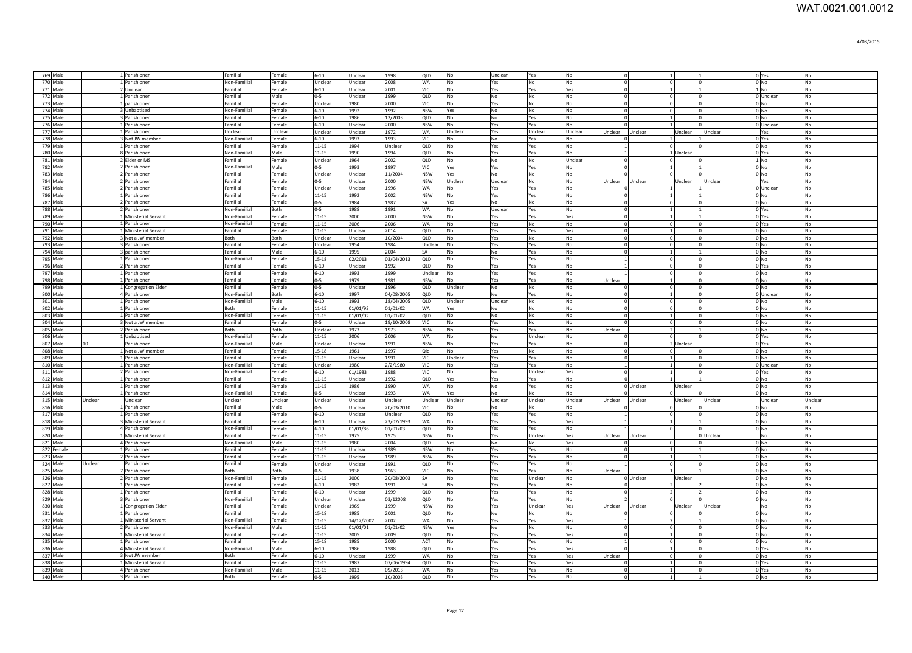| | | | | | | | | | | | | | | | | | | | |
|---|---|---|---|---|---|---|---|---|---|---|---|---|---|---|---|---|---|---|---|
| 769 | Male | 1 | Parishioner | Familial | Female | 6-10 | Unclear | 1998 | QLD | No | Unclear | Yes | No | 0 | 1 | 1 | 0 | Yes | No |
| 770 | Male | 1 | Parishioner | Non-Familial | Female | Unclear | Unclear | 2008 | WA | No | Yes | No | No | 0 | 0 | 0 | 0 | No | No |
| 771 | Male | 2 | Unclear | Familial | Female | 6-10 | Unclear | 2001 | VIC | No | Yes | Yes | Yes | 0 | 1 | 1 | 1 | No | No |
| 772 | Male | 1 | Parishioner | Familial | Male | 0-5 | Unclear | 1999 | QLD | No | No | No | No | 0 | 0 | 0 | 0 | Unclear | No |
| 773 | Male | 1 | parishioner | Familial | Female | Unclear | 1980 | 2000 | VIC | No | Yes | No | No | 0 | 0 | 0 | 0 | No | No |
| 774 | Male | 3 | Unbaptised | Non-Familial | Female | 6-10 | 1992 | 1992 | NSW | Yes | No | No | No | 0 | 0 | 0 | 0 | No | No |
| 775 | Male | 3 | Parishioner | Familial | Female | 6-10 | 1986 | 12/2003 | QLD | No | No | Yes | No | 0 | 1 | 0 | 0 | No | No |
| 776 | Male | 1 | Parishioner | Familial | Female | 6-10 | Unclear | 2000 | NSW | No | Yes | Yes | No | 0 | 1 | 0 | 0 | Unclear | No |
| 777 | Male | 1 | Parishioner | Unclear | Unclear | Unclear | Unclear | 1972 | WA | Unclear | Yes | Unclear | Unclear | Unclear | Unclear | Unclear | Unclear | Yes | No |
| 778 | Male | 3 | Not JW member | Non-Familial | Female | 6-10 | 1993 | 1993 | VIC | No | No | Yes | No | 0 | 2 | 1 | 0 | Yes | No |
| 779 | Male | 1 | Parishioner | Familial | Female | 11-15 | 1994 | Unclear | QLD | No | Yes | Yes | No | 1 | 0 | 0 | 0 | No | No |
| 780 | Male | 8 | Parishioner | Non-Familial | Male | 11-15 | 1990 | 1994 | QLD | No | Yes | Yes | No | 1 | 1 | Unclear | 0 | Yes | No |
| 781 | Male | 2 | Elder or MS | Familial | Female | Unclear | 1964 | 2002 | QLD | No | No | No | Unclear | 0 | 0 | | 1 | No | No |
| 782 | Male | 2 | Parishioner | Non-Familial | Male | 0-5 | 1993 | 1997 | VIC | Yes | Yes | Yes | No | 0 | 1 | 1 | 0 | No | No |
| 783 | Male | 2 | Parishioner | Familial | Female | Unclear | Unclear | 11/2004 | NSW | Yes | No | No | No | 0 | 0 | | 0 | No | No |
| 784 | Male | 2 | Parishioner | Familial | Female | 0-5 | Unclear | 2000 | NSW | Unclear | Unclear | No | No | Unclear | Unclear | Unclear | Unclear | Yes | No |
| 785 | Male | 2 | Parishioner | Familial | Female | Unclear | Unclear | 1996 | WA | No | Yes | Yes | No | 0 | 1 | 1 | 0 | Unclear | No |
| 786 | Male | 1 | Parishioner | Familial | Female | 11-15 | 1992 | 2002 | NSW | No | Yes | Yes | No | 0 | 1 | 1 | 0 | No | No |
| 787 | Male | 2 | Parishioner | Familial | Female | 0-5 | 1984 | 1987 | SA | Yes | No | No | No | 0 | 0 | 0 | 0 | No | No |
| 788 | Male | 2 | Parishioner | Non-Familial | Both | 0-5 | 1988 | 1991 | WA | No | Unclear | Yes | No | 0 | 1 | 1 | 0 | Yes | No |
| 789 | Male | 1 | Ministerial Servant | Non-Familial | Female | 11-15 | 2000 | 2000 | NSW | No | Yes | Yes | Yes | 0 | 1 | 1 | 0 | Yes | No |
| 790 | Male | 1 | Parishioner | Non-Familial | Female | 11-15 | 2006 | 2006 | WA | No | Yes | No | No | 0 | 0 | 0 | 0 | Yes | No |
| 791 | Male | 1 | Ministerial Servant | Familial | Female | 11-15 | Unclear | 2014 | QLD | No | Yes | Yes | Yes | 0 | 1 | 0 | 0 | No | No |
| 792 | Male | 3 | Not a JW member | Both | Both | Unclear | Unclear | 10/2004 | QLD | No | Yes | No | No | 0 | 0 | 0 | 0 | No | No |
| 793 | Male | 3 | Parishioner | Familial | Female | Unclear | 1954 | 1984 | Unclear | No | Yes | Yes | No | 0 | 0 | 0 | 0 | No | No |
| 794 | Male | 3 | parishioner | Familial | Male | 6-10 | 1995 | 2004 | SA | No | No | Yes | No | 0 | 1 | 1 | 0 | No | No |
| 795 | Male | 1 | Parishioner | Non-Familial | Female | 15-18 | 02/2013 | 03/04/2013 | QLD | No | Yes | Yes | No | 1 | 0 | 0 | 0 | No | No |
| 796 | Male | 2 | Parishioner | Familial | Female | 6-10 | Unclear | 1992 | QLD | No | Yes | Yes | No | 1 | 0 | 0 | 0 | Yes | No |
| 797 | Male | 1 | Parishioner | Familial | Female | 6-10 | 1993 | 1999 | Unclear | No | Yes | Yes | No | 1 | 0 | 0 | 0 | No | No |
| 798 | Male | 1 | Parishioner | Familial | Female | 0-5 | 1979 | 1981 | NSW | No | Yes | Yes | No | Unclear | 1 | 0 | 0 | No | No |
| 799 | Male | 1 | Congregation Elder | Familial | Female | 0-5 | Unclear | 1996 | QLD | Unclear | No | No | No | 0 | 0 | 0 | 0 | No | No |
| 800 | Male | 4 | Parishioner | Non-Familial | Both | 6-10 | 1997 | 04/08/2005 | QLD | No | No | Yes | No | 0 | 1 | 0 | 0 | Unclear | No |
| 801 | Male | 1 | Parishioner | Non-Familial | Male | 6-10 | 1993 | 18/04/2005 | QLD | Unclear | Unclear | No | No | 0 | 0 | 0 | 0 | Unclear | No |
| 802 | Male | 1 | Parishioner | Both | Female | 11-15 | 01/01/93 | 01/01/02 | WA | Yes | No | No | No | 0 | 0 | 0 | 0 | No | No |
| 803 | Male | 1 | Parishioner | Non-Familial | Female | 11-15 | 01/01/02 | 01/01/02 | QLD | No | No | No | No | 0 | 1 | 0 | 0 | No | No |
| 804 | Male | 3 | Not a JW member | Familial | Female | 0-5 | Unclear | 19/10/2008 | VIC | No | Yes | No | No | 0 | 0 | 0 | 0 | No | No |
| 805 | Male | 2 | Parishioner | Both | Both | Unclear | 1973 | 1973 | NSW | No | Yes | Yes | No | Unclear | 2 | 1 | 0 | No | No |
| 806 | Male | 1 | Unbaptised | Non-Familial | Female | 11-15 | 2006 | 2006 | WA | No | No | Unclear | No | 0 | 0 | 0 | 0 | Yes | No |
| 807 | Male | 10+ | Parishioner | Non-Familial | Male | Unclear | Unclear | 1991 | NSW | No | Yes | Yes | No | 0 | 2 | Unclear | 0 | Yes | No |
| 808 | Male | 1 | Not a JW member | Familial | Female | 15-18 | 1961 | 1997 | Qld | No | Yes | No | No | 0 | 0 | 0 | 0 | No | No |
| 809 | Male | 1 | Parishioner | Familial | Female | 11-15 | Unclear | 1991 | VIC | Unclear | Yes | Yes | No | 0 | 1 | 0 | 0 | No | No |
| 810 | Male | 1 | Parishioner | Non-Familial | Female | Unclear | 1980 | 2/2/1980 | VIC | No | Yes | Yes | No | 1 | 1 | 0 | 0 | Unclear | No |
| 811 | Male | 2 | Parishioner | Non-Familial | Female | 6-10 | 01/1983 | 1988 | VIC | No | No | Unclear | Yes | 0 | 1 | 0 | 0 | Yes | No |
| 812 | Male | 1 | Parishioner | Familial | Female | 11-15 | Unclear | 1992 | QLD | Yes | Yes | Yes | No | 0 | 1 | 1 | 0 | No | No |
| 813 | Male | 1 | Parishioner | Familial | Female | 11-15 | 1986 | 1990 | WA | No | No | Yes | No | 0 | Unclear | Unclear | 0 | No | No |
| 814 | Male | 1 | Parishioner | Non-Familial | Female | 0-5 | Unclear | 1993 | WA | Yes | No | No | No | 0 | | 0 | 0 | No | No |
| 815 | Male | Unclear | Unclear | Unclear | Unclear | Unclear | Unclear | Unclear | Unclear | Unclear | Unclear | Unclear | Unclear | Unclear | Unclear | Unclear | Unclear | Unclear | Unclear |
| 816 | Male | 1 | Parishioner | Familial | Male | 0-5 | Unclear | 20/03/2010 | VIC | No | No | No | No | | 0 | 0 | 0 | No | No |
| 817 | Male | 1 | Parishioner | Familial | Female | 6-10 | Unclear | Unclear | QLD | No | Yes | Yes | No | 1 | 0 | 0 | 0 | No | No |
| 818 | Male | 3 | Ministerial Servant | Familial | Female | 6-10 | Unclear | 23/07/1993 | WA | No | Yes | Yes | Yes | 1 | 1 | 1 | 0 | No | No |
| 819 | Male | 4 | Parishioner | Non-Familial | Female | 6-10 | 01/01/86 | 01/01/03 | QLD | No | Yes | Yes | No | 1 | 0 | 0 | 0 | No | No |
| 820 | Male | 1 | Ministerial Servant | Familial | Female | 11-15 | 1975 | 1975 | NSW | No | Yes | Unclear | Yes | Unclear | Unclear | 0 | Unclear | No | No |
| 821 | Male | 4 | Parishioner | Non-Familial | Male | 11-15 | 1980 | 2004 | QLD | Yes | No | No | No | 0 | 0 | 0 | 0 | No | No |
| 822 | Female | 1 | Parishioner | Familial | Female | 11-15 | Unclear | 1989 | NSW | No | Yes | Yes | No | 0 | 1 | 1 | 0 | No | No |
| 823 | Male | 2 | Parishioner | Familial | Female | 11-15 | Unclear | 1989 | NSW | No | Yes | Yes | No | 0 | 1 | 1 | 0 | No | No |
| 824 | Male | Unclear | Parishioner | Familial | Female | Unclear | Unclear | 1991 | QLD | No | Yes | Yes | No | 1 | 0 | 0 | 0 | No | No |
| 825 | Male | 7 | Parishioner | Both | Both | 0-5 | 1938 | 1963 | VIC | No | Yes | Yes | No | Unclear | 1 | 1 | 0 | No | No |
| 826 | Male | 2 | Parishioner | Non-Familial | Female | 11-15 | 2000 | 20/08/2003 | SA | No | Yes | Unclear | No | 0 | Unclear | Unclear | 0 | No | No |
| 827 | Male | 1 | Parishioner | Familial | Female | 6-10 | 1982 | 1991 | SA | No | Yes | Yes | No | 0 | 2 | 2 | 0 | No | No |
| 828 | Male | 1 | Parishioner | Familial | Female | 6-10 | Unclear | 1999 | QLD | No | Yes | Yes | No | 0 | 2 | 2 | 0 | No | No |
| 829 | Male | 3 | Parishioner | Non-Familial | Female | Unclear | Unclear | 03/12008 | QLD | No | Yes | Yes | No | 2 | 0 | 0 | 0 | No | No |
| 830 | Male | 1 | Congregation Elder | Familial | Female | Unclear | 1969 | 1999 | NSW | No | Yes | Unclear | Yes | Unclear | Unclear | Unclear | Unclear | No | No |
| 831 | Male | 1 | Parishioner | Familial | Female | 15-18 | 1985 | 2001 | QLD | No | No | No | No | 0 | 0 | 0 | 0 | No | No |
| 832 | Male | 1 | Ministerial Servant | Non-Familial | Female | 11-15 | 14/12/2002 | 2002 | WA | No | Yes | Yes | Yes | 1 | 2 | 1 | 0 | No | No |
| 833 | Male | 2 | Parishioner | Non-Familial | Male | 11-15 | 01/01/01 | 01/01/02 | NSW | Yes | No | No | No | 0 | 0 | 0 | 0 | No | No |
| 834 | Male | 1 | Ministerial Servant | Familial | Female | 11-15 | 2005 | 2009 | QLD | No | Yes | Yes | Yes | 0 | 1 | 0 | 0 | No | No |
| 835 | Male | 1 | Parishioner | Familial | Female | 15-18 | 1985 | 2000 | ACT | No | Yes | Yes | No | 1 | 0 | 0 | 0 | No | No |
| 836 | Male | 4 | Ministerial Servant | Non-Familial | Male | 6-10 | 1986 | 1988 | QLD | No | Yes | Yes | Yes | 0 | 1 | 0 | 0 | Yes | No |
| 837 | Male | 3 | Not JW member | Both | Female | 6-10 | Unclear | 1999 | WA | No | Yes | Yes | Yes | Unclear | 0 | 0 | 0 | No | No |
| 838 | Male | 1 | Ministerial Servant | Familial | Female | 11-15 | 1987 | 07/06/1994 | QLD | No | Yes | Yes | Yes | 0 | 1 | 0 | 0 | Yes | No |
| 839 | Male | 4 | Parishioner | Non-Familial | Male | 11-15 | 2013 | 09/2013 | WA | No | Yes | Yes | No | 0 | 1 | 0 | 0 | Yes | No |
| 840 | Male | 3 | Parishioner | Both | Female | 0-5 | 1995 | 10/2005 | QLD | No | Yes | Yes | No | 0 | 1 | 1 | 0 | No | No |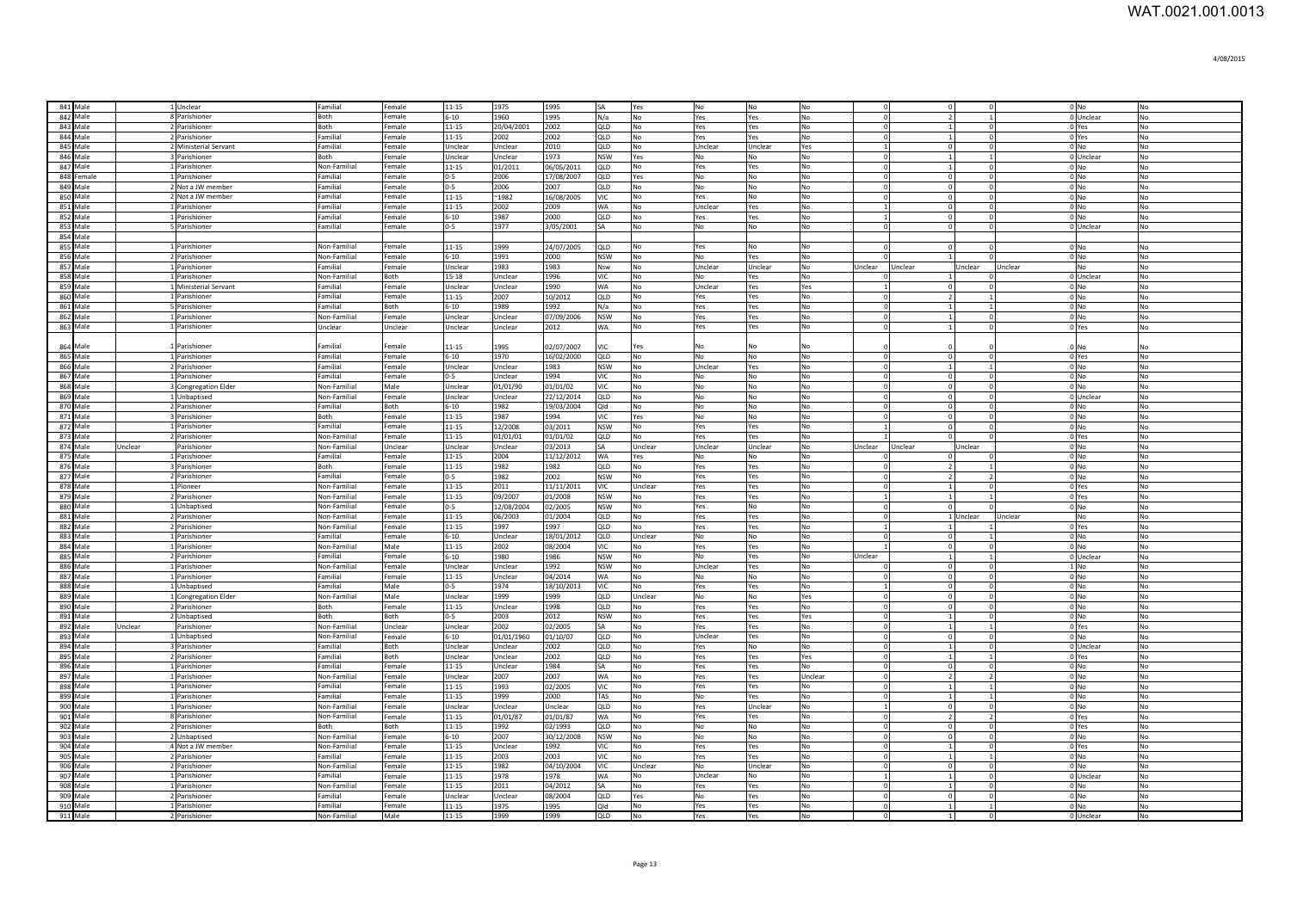| | | | | | | | | | | | | | | | | | | | | |
|---|---|---|---|---|---|---|---|---|---|---|---|---|---|---|---|---|---|---|---|---|
| 841 | Male | | 1 | Unclear | Familial | Female | 11-15 | 1975 | 1995 | SA | Yes | No | No | No | 0 | 0 | 0 | 0 | No | No |
| 842 | Male | | 8 | Parishioner | Both | Female | 6-10 | 1960 | 1995 | N/a | No | Yes | Yes | No | 0 | 2 | 1 | 0 | Unclear | No |
| 843 | Male | | 2 | Parishioner | Both | Female | 11-15 | 20/04/2001 | 2002 | QLD | No | Yes | Yes | No | 0 | 1 | 0 | 0 | Yes | No |
| 844 | Male | | 2 | Parishioner | Familial | Female | 11-15 | 2002 | 2002 | QLD | No | Yes | Yes | No | 0 | 1 | 0 | 0 | Yes | No |
| 845 | Male | | 2 | Ministerial Servant | Familial | Female | Unclear | Unclear | 2010 | QLD | No | Unclear | Unclear | Yes | 1 | 0 | 0 | 0 | No | No |
| 846 | Male | | 3 | Parishioner | Both | Female | Unclear | Unclear | 1973 | NSW | Yes | No | No | No | 0 | 1 | 1 | 0 | Unclear | No |
| 847 | Male | | 1 | Parishioner | Non-Familial | Female | 11-15 | 01/2011 | 06/05/2011 | QLD | No | Yes | Yes | No | 0 | 1 | 0 | 0 | No | No |
| 848 | Female | | 1 | Parishioner | Familial | Female | 0-5 | 2006 | 17/08/2007 | QLD | Yes | No | No | No | 0 | 0 | 0 | 0 | No | No |
| 849 | Male | | 2 | Not a JW member | Familial | Female | 0-5 | 2006 | 2007 | QLD | No | No | No | No | 0 | 0 | 0 | 0 | No | No |
| 850 | Male | | 2 | Not a JW member | Familial | Female | 11-15 | ~1982 | 16/08/2005 | VIC | No | Yes | No | No | 0 | 0 | 0 | 0 | No | No |
| 851 | Male | | 1 | Parishioner | Familial | Female | 11-15 | 2002 | 2009 | WA | No | Unclear | Yes | No | 1 | 0 | 0 | 0 | No | No |
| 852 | Male | | 1 | Parishioner | Familial | Female | 6-10 | 1987 | 2000 | QLD | No | Yes | Yes | No | 1 | 0 | 0 | 0 | No | No |
| 853 | Male | | 5 | Parishioner | Familial | Female | 0-5 | 1977 | 3/05/2001 | SA | No | No | No | No | 0 | 0 | 0 | 0 | Unclear | No |
| 854 | Male | | | | | | | | | | | | | | | | | | | |
| 855 | Male | | 1 | Parishioner | Non-Familial | Female | 11-15 | 1999 | 24/07/2005 | QLD | No | Yes | No | No | 0 | 0 | 0 | 0 | No | No |
| 856 | Male | | 2 | Parishioner | Non-Familial | Female | 6-10 | 1991 | 2000 | NSW | No | No | Yes | No | 0 | 1 | 0 | 0 | No | No |
| 857 | Male | | 1 | Parishioner | Familial | Female | Unclear | 1983 | 1983 | Nsw | No | Unclear | Unclear | No | Unclear | Unclear | Unclear | Unclear | No | No |
| 858 | Male | | 1 | Parishioner | Non-Familial | Both | 15-18 | Unclear | 1996 | VIC | No | No | Yes | No | 0 | 1 | 0 | 0 | Unclear | No |
| 859 | Male | | 1 | Ministerial Servant | Familial | Female | Unclear | Unclear | 1990 | WA | No | Unclear | Yes | Yes | 1 | 0 | 0 | 0 | No | No |
| 860 | Male | | 1 | Parishioner | Familial | Female | 11-15 | 2007 | 10/2012 | QLD | No | Yes | Yes | No | 0 | 2 | 1 | 0 | No | No |
| 861 | Male | | 5 | Parishioner | Familial | Both | 6-10 | 1989 | 1992 | N/a | No | Yes | Yes | No | 0 | 1 | 1 | 0 | No | No |
| 862 | Male | | 1 | Parishioner | Non-Familial | Female | Unclear | Unclear | 07/09/2006 | NSW | No | Yes | Yes | No | 0 | 1 | 0 | 0 | No | No |
| 863 | Male | | 1 | Parishioner | Unclear | Unclear | Unclear | Unclear | 2012 | WA | No | Yes | Yes | No | 0 | 1 | 0 | 0 | Yes | No |
| 864 | Male | | 1 | Parishioner | Familial | Female | 11-15 | 1995 | 02/07/2007 | VIC | Yes | No | No | No | 0 | 0 | 0 | 0 | No | No |
| 865 | Male | | 1 | Parishioner | Familial | Female | 6-10 | 1970 | 16/02/2000 | QLD | No | No | No | No | 0 | 0 | 0 | 0 | Yes | No |
| 866 | Male | | 2 | Parishioner | Familial | Female | Unclear | Unclear | 1983 | NSW | No | Unclear | Yes | No | 0 | 1 | 1 | 0 | No | No |
| 867 | Male | | 1 | Parishioner | Familial | Female | 0-5 | Unclear | 1994 | VIC | No | No | No | No | 0 | 0 | 0 | 0 | No | No |
| 868 | Male | | 3 | Congregation Elder | Non-Familial | Male | Unclear | 01/01/90 | 01/01/02 | VIC | No | No | No | No | 0 | 0 | 0 | 0 | No | No |
| 869 | Male | | 1 | Unbaptised | Non-Familial | Female | Unclear | Unclear | 22/12/2014 | QLD | No | No | No | No | 0 | 0 | 0 | 0 | Unclear | No |
| 870 | Male | | 2 | Parishioner | Familial | Both | 6-10 | 1982 | 19/03/2004 | Qld | No | No | No | No | 0 | 0 | 0 | 0 | No | No |
| 871 | Male | | 3 | Parishioner | Both | Female | 11-15 | 1987 | 1994 | VIC | Yes | No | No | No | 0 | 0 | 0 | 0 | No | No |
| 872 | Male | | 1 | Parishioner | Familial | Female | 11-15 | 12/2008 | 03/2011 | NSW | No | Yes | Yes | No | 1 | 0 | 0 | 0 | No | No |
| 873 | Male | | 2 | Parishioner | Non-Familial | Female | 11-15 | 01/01/01 | 01/01/02 | QLD | No | Yes | Yes | No | 1 | 0 | 0 | 0 | Yes | No |
| 874 | Male | Unclear | | Parishioner | Non-Familial | Unclear | Unclear | Unclear | 03/2013 | SA | Unclear | Unclear | Unclear | No | Unclear | Unclear | Unclear | 0 | No | No |
| 875 | Male | | 1 | Parishioner | Familial | Female | 11-15 | 2004 | 11/12/2012 | WA | Yes | No | No | No | 0 | 0 | 0 | 0 | No | No |
| 876 | Male | | 3 | Parishioner | Both | Female | 11-15 | 1982 | 1982 | QLD | No | Yes | Yes | No | 0 | 2 | 1 | 0 | No | No |
| 877 | Male | | 2 | Parishioner | Familial | Female | 0-5 | 1982 | 2002 | NSW | No | Yes | Yes | No | 0 | 2 | 2 | 0 | No | No |
| 878 | Male | | 1 | Pioneer | Non-Familial | Female | 11-15 | 2011 | 11/11/2011 | VIC | Unclear | Yes | Yes | No | 0 | 1 | 0 | 0 | Yes | No |
| 879 | Male | | 2 | Parishioner | Non-Familial | Female | 11-15 | 09/2007 | 01/2008 | NSW | No | Yes | Yes | No | 1 | 1 | 1 | 0 | Yes | No |
| 880 | Male | | 1 | Unbaptised | Non-Familial | Female | 0-5 | 12/08/2004 | 02/2005 | NSW | No | Yes | No | No | 0 | 0 | 0 | 0 | No | No |
| 881 | Male | | 2 | Parishioner | Non-Familial | Female | 11-15 | 06/2003 | 01/2004 | QLD | No | Yes | Yes | No | 0 | 1 | Unclear | Unclear | No | No |
| 882 | Male | | 2 | Parishioner | Non-Familial | Female | 11-15 | 1997 | 1997 | QLD | No | Yes | Yes | No | 1 | 1 | 1 | 0 | Yes | No |
| 883 | Male | | 1 | Parishioner | Familial | Female | 6-10 | Unclear | 18/01/2012 | QLD | Unclear | No | No | No | 0 | 0 | 1 | 0 | No | No |
| 884 | Male | | 1 | Parishioner | Non-Familial | Male | 11-15 | 2002 | 08/2004 | VIC | No | Yes | Yes | No | 1 | 0 | 0 | 0 | No | No |
| 885 | Male | | 2 | Parishioner | Familial | Female | 6-10 | 1980 | 1986 | NSW | No | No | Yes | No | Unclear | 1 | 1 | 0 | Unclear | No |
| 886 | Male | | 1 | Parishioner | Non-Familial | Female | Unclear | Unclear | 1992 | NSW | No | Unclear | Yes | No | 0 | 0 | 0 | 1 | No | No |
| 887 | Male | | 1 | Parishioner | Familial | Female | 11-15 | Unclear | 04/2014 | WA | No | No | No | No | 0 | 0 | 0 | 0 | No | No |
| 888 | Male | | 1 | Unbaptised | Familial | Male | 0-5 | 1974 | 18/10/2013 | VIC | No | Yes | Yes | No | 1 | 0 | 0 | 0 | No | No |
| 889 | Male | | 1 | Congregation Elder | Non-Familial | Male | Unclear | 1999 | 1999 | QLD | Unclear | No | No | Yes | 0 | 0 | 0 | 0 | No | No |
| 890 | Male | | 2 | Parishioner | Both | Female | 11-15 | Unclear | 1998 | QLD | No | Yes | Yes | No | 0 | 0 | 0 | 0 | No | No |
| 891 | Male | | 2 | Unbaptised | Both | Both | 0-5 | 2003 | 2012 | NSW | No | Yes | Yes | Yes | 0 | 1 | 0 | 0 | No | No |
| 892 | Male | Unclear | | Parishioner | Non-Familial | Unclear | Unclear | 2002 | 02/2005 | SA | No | Yes | Yes | No | 0 | 1 | 1 | 0 | Yes | No |
| 893 | Male | | 1 | Unbaptised | Non-Familial | Female | 6-10 | 01/01/1960 | 01/10/07 | QLD | No | Unclear | Yes | No | 0 | 0 | 0 | 0 | No | No |
| 894 | Male | | 3 | Parishioner | Familial | Both | Unclear | Unclear | 2002 | QLD | No | Yes | No | No | 0 | 1 | 0 | 0 | Unclear | No |
| 895 | Male | | 2 | Parishioner | Familial | Both | Unclear | Unclear | 2002 | QLD | No | Yes | Yes | Yes | 0 | 1 | 1 | 0 | Yes | No |
| 896 | Male | | 1 | Parishioner | Familial | Female | 11-15 | Unclear | 1984 | SA | No | Yes | Yes | No | 0 | 0 | 0 | 0 | No | No |
| 897 | Male | | 1 | Parishioner | Non-Familial | Female | Unclear | 2007 | 2007 | WA | No | Yes | Yes | Unclear | 0 | 2 | 2 | 0 | No | No |
| 898 | Male | | 1 | Parishioner | Familial | Female | 11-15 | 1993 | 02/2005 | VIC | No | Yes | Yes | No | 0 | 1 | 1 | 0 | No | No |
| 899 | Male | | 1 | Parishioner | Familial | Female | 11-15 | 1999 | 2000 | TAS | No | No | Yes | No | 0 | 1 | 1 | 0 | No | No |
| 900 | Male | | 1 | Parishioner | Non-Familial | Female | Unclear | Unclear | Unclear | QLD | No | Yes | Unclear | No | 1 | 0 | 0 | 0 | No | No |
| 901 | Male | | 8 | Parishioner | Non-Familial | Female | 11-15 | 01/01/87 | 01/01/87 | WA | No | Yes | Yes | No | 0 | 2 | 2 | 0 | Yes | No |
| 902 | Male | | 2 | Parishioner | Both | Both | 11-15 | 1992 | 02/1993 | QLD | No | No | No | No | 0 | 0 | 0 | 0 | Yes | No |
| 903 | Male | | 2 | Unbaptised | Non-Familial | Female | 6-10 | 2007 | 30/12/2008 | NSW | No | No | No | No | 0 | 0 | 0 | 0 | No | No |
| 904 | Male | | 4 | Not a JW member | Non-Familial | Female | 11-15 | Unclear | 1992 | VIC | No | Yes | Yes | No | 0 | 1 | 0 | 0 | Yes | No |
| 905 | Male | | 2 | Parishioner | Familial | Female | 11-15 | 2003 | 2003 | VIC | No | Yes | Yes | No | 0 | 1 | 1 | 0 | No | No |
| 906 | Male | | 2 | Parishioner | Non-Familial | Female | 11-15 | 1982 | 04/10/2004 | VIC | Unclear | No | Unclear | No | 0 | 0 | 0 | 0 | No | No |
| 907 | Male | | 1 | Parishioner | Familial | Female | 11-15 | 1978 | 1978 | WA | No | Unclear | No | No | 1 | 1 | 0 | 0 | Unclear | No |
| 908 | Male | | 1 | Parishioner | Non-Familial | Female | 11-15 | 2011 | 04/2012 | SA | No | Yes | Yes | No | 0 | 1 | 0 | 0 | No | No |
| 909 | Male | | 2 | Parishioner | Familial | Female | Unclear | Unclear | 08/2004 | QLD | Yes | No | Yes | No | 0 | 0 | 0 | 0 | No | No |
| 910 | Male | | 1 | Parishioner | Familial | Female | 11-15 | 1975 | 1995 | Qld | No | Yes | Yes | No | 0 | 1 | 1 | 0 | No | No |
| 911 | Male | | 2 | Parishioner | Non-Familial | Male | 11-15 | 1999 | 1999 | QLD | No | Yes | Yes | No | 0 | 1 | 0 | 0 | Unclear | No |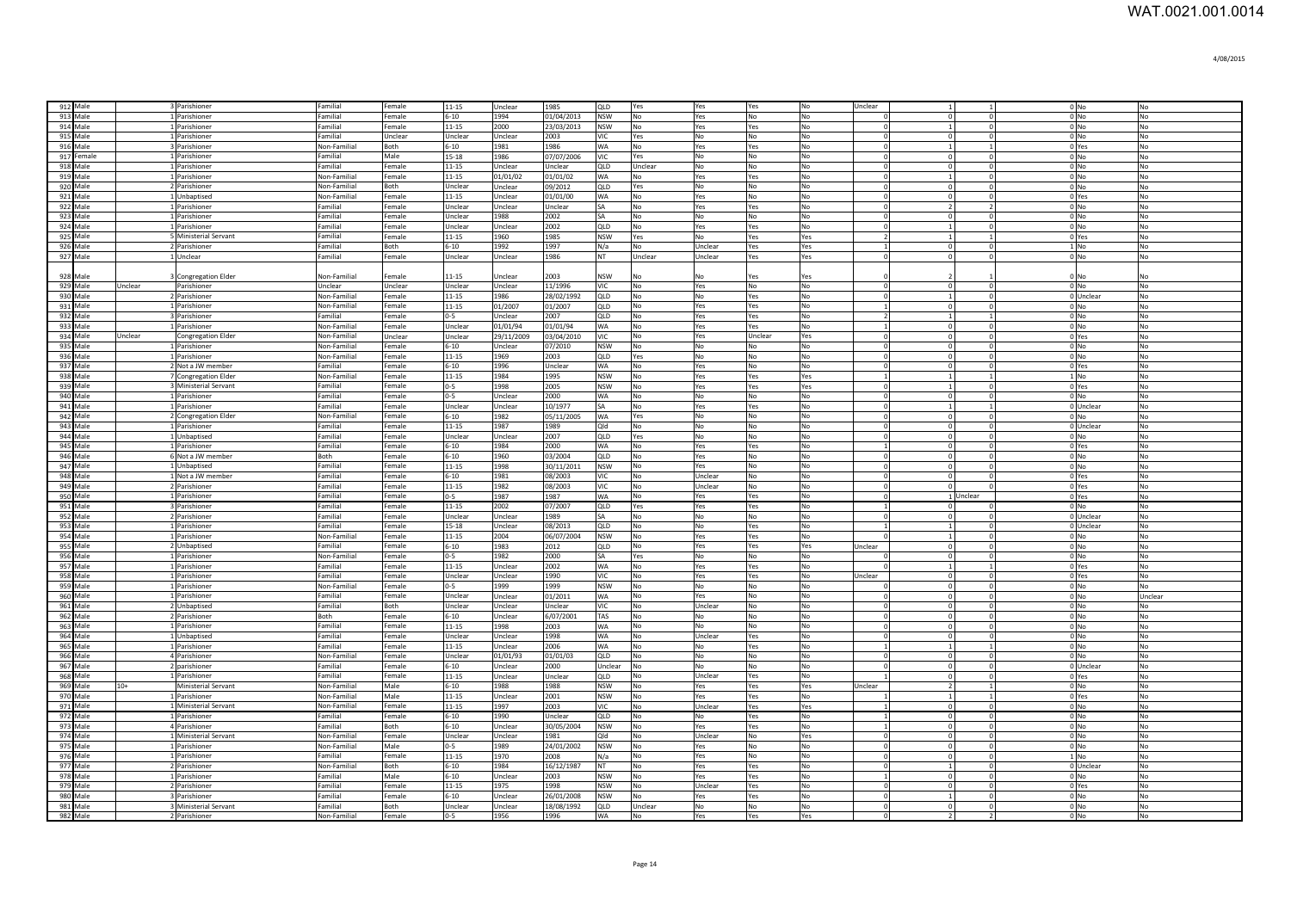| | | | | | | | | | | | | | | | | | | | |
|---|---|---|---|---|---|---|---|---|---|---|---|---|---|---|---|---|---|---|---|
| 912 | Male | | 3 | Parishioner | Familial | Female | 11-15 | Unclear | 1985 | QLD | Yes | Yes | Yes | No | Unclear | 1 | 1 | 0 | No | No |
| 913 | Male | | 1 | Parishioner | Familial | Female | 6-10 | 1994 | 01/04/2013 | NSW | No | Yes | No | No | 0 | 0 | 0 | 0 | No | No |
| 914 | Male | | 1 | Parishioner | Familial | Female | 11-15 | 2000 | 23/03/2013 | NSW | No | Yes | Yes | No | 0 | 1 | 0 | 0 | No | No |
| 915 | Male | | 1 | Parishioner | Familial | Unclear | Unclear | Unclear | 2003 | VIC | Yes | No | No | No | 0 | 0 | 0 | 0 | No | No |
| 916 | Male | | 3 | Parishioner | Non-Familial | Both | 6-10 | 1981 | 1986 | WA | No | Yes | Yes | No | 0 | 1 | 1 | 0 | Yes | No |
| 917 | Female | | 1 | Parishioner | Familial | Male | 15-18 | 1986 | 07/07/2006 | VIC | Yes | No | No | No | 0 | 0 | 0 | 0 | No | No |
| 918 | Male | | 1 | Parishioner | Familial | Female | 11-15 | Unclear | Unclear | QLD | Unclear | No | No | No | 0 | 0 | 0 | 0 | No | No |
| 919 | Male | | 1 | Parishioner | Non-Familial | Female | 11-15 | 01/01/02 | 01/01/02 | WA | No | Yes | Yes | No | 0 | 1 | 0 | 0 | No | No |
| 920 | Male | | 2 | Parishioner | Non-Familial | Both | Unclear | Unclear | 09/2012 | QLD | Yes | No | No | No | 0 | 0 | 0 | 0 | No | No |
| 921 | Male | | 1 | Unbaptised | Non-Familial | Female | 11-15 | Unclear | 01/01/00 | WA | No | Yes | No | No | 0 | 0 | 0 | 0 | Yes | No |
| 922 | Male | | 1 | Parishioner | Familial | Female | Unclear | Unclear | Unclear | SA | No | Yes | Yes | No | 0 | 2 | 2 | 0 | No | No |
| 923 | Male | | 1 | Parishioner | Familial | Female | Unclear | 1988 | 2002 | SA | No | No | No | No | 0 | 0 | 0 | 0 | No | No |
| 924 | Male | | 1 | Parishioner | Familial | Female | Unclear | Unclear | 2002 | QLD | No | Yes | Yes | No | 0 | 1 | 0 | 0 | No | No |
| 925 | Male | | 5 | Ministerial Servant | Familial | Female | 11-15 | 1960 | 1985 | NSW | Yes | No | Yes | Yes | 2 | 1 | 1 | 0 | Yes | No |
| 926 | Male | | 2 | Parishioner | Familial | Both | 6-10 | 1992 | 1997 | N/a | No | Unclear | Yes | Yes | 1 | 0 | 0 | 1 | No | No |
| 927 | Male | | 1 | Unclear | Familial | Female | Unclear | Unclear | 1986 | NT | Unclear | Unclear | Yes | Yes | 0 | 0 | 0 | 0 | No | No |
| 928 | Male | | 3 | Congregation Elder | Non-Familial | Female | 11-15 | Unclear | 2003 | NSW | No | No | Yes | Yes | 0 | 2 | 1 | 0 | No | No |
| 929 | Male | Unclear | | Parishioner | Unclear | Unclear | Unclear | Unclear | 11/1996 | VIC | No | Yes | No | No | 0 | 0 | 0 | 0 | No | No |
| 930 | Male | | 2 | Parishioner | Non-Familial | Female | 11-15 | 1986 | 28/02/1992 | QLD | No | No | Yes | No | 0 | 1 | 0 | 0 | Unclear | No |
| 931 | Male | | 1 | Parishioner | Non-Familial | Female | 11-15 | 01/2007 | 01/2007 | QLD | No | Yes | Yes | No | 1 | 0 | 0 | 0 | No | No |
| 932 | Male | | 3 | Parishioner | Familial | Female | 0-5 | Unclear | 2007 | QLD | No | Yes | Yes | No | 2 | 1 | 1 | 0 | No | No |
| 933 | Male | | 1 | Parishioner | Non-Familial | Female | Unclear | 01/01/94 | 01/01/94 | WA | No | Yes | Yes | No | 1 | 0 | 0 | 0 | No | No |
| 934 | Male | Unclear | | Congregation Elder | Non-Familial | Unclear | Unclear | 29/11/2009 | 03/04/2010 | VIC | No | Yes | Unclear | Yes | 0 | 0 | 0 | 0 | Yes | No |
| 935 | Male | | 1 | Parishioner | Non-Familial | Female | 6-10 | Unclear | 07/2010 | NSW | No | No | No | No | 0 | 0 | 0 | 0 | No | No |
| 936 | Male | | 1 | Parishioner | Non-Familial | Female | 11-15 | 1969 | 2003 | QLD | Yes | No | No | No | 0 | 0 | 0 | 0 | No | No |
| 937 | Male | | 2 | Not a JW member | Familial | Female | 6-10 | 1996 | Unclear | WA | No | Yes | No | No | 0 | 0 | 0 | 0 | Yes | No |
| 938 | Male | | 7 | Congregation Elder | Non-Familial | Female | 11-15 | 1984 | 1995 | NSW | No | Yes | Yes | Yes | 1 | 1 | 1 | 1 | No | No |
| 939 | Male | | 3 | Ministerial Servant | Familial | Female | 0-5 | 1998 | 2005 | NSW | No | Yes | Yes | Yes | 0 | 1 | 0 | 0 | Yes | No |
| 940 | Male | | 1 | Parishioner | Familial | Female | 0-5 | Unclear | 2000 | WA | No | No | No | No | 0 | 0 | 0 | 0 | No | No |
| 941 | Male | | 1 | Parishioner | Familial | Female | Unclear | Unclear | 10/1977 | SA | No | Yes | Yes | No | 0 | 1 | 1 | 0 | Unclear | No |
| 942 | Male | | 2 | Congregation Elder | Non-Familial | Female | 6-10 | 1982 | 05/11/2005 | WA | Yes | No | No | No | 0 | 0 | 0 | 0 | No | No |
| 943 | Male | | 1 | Parishioner | Familial | Female | 11-15 | 1987 | 1989 | Qld | No | No | No | No | 0 | 0 | 0 | 0 | Unclear | No |
| 944 | Male | | 1 | Unbaptised | Familial | Female | Unclear | Unclear | 2007 | QLD | Yes | No | No | No | 0 | 0 | 0 | 0 | No | No |
| 945 | Male | | 1 | Parishioner | Familial | Female | 6-10 | 1984 | 2000 | WA | No | Yes | Yes | No | 1 | 0 | 0 | 0 | Yes | No |
| 946 | Male | | 6 | Not a JW member | Both | Female | 6-10 | 1960 | 03/2004 | QLD | No | Yes | No | No | 0 | 0 | 0 | 0 | No | No |
| 947 | Male | | 1 | Unbaptised | Familial | Female | 11-15 | 1998 | 30/11/2011 | NSW | No | Yes | No | No | 0 | 0 | 0 | 0 | No | No |
| 948 | Male | | 1 | Not a JW member | Familial | Female | 6-10 | 1981 | 08/2003 | VIC | No | Unclear | No | No | 0 | 0 | 0 | 0 | Yes | No |
| 949 | Male | | 2 | Parishioner | Familial | Female | 11-15 | 1982 | 08/2003 | VIC | No | Unclear | No | No | 0 | 0 | 0 | 0 | Yes | No |
| 950 | Male | | 1 | Parishioner | Familial | Female | 0-5 | 1987 | 1987 | WA | No | Yes | Yes | No | 0 | 1 | Unclear | 0 | Yes | No |
| 951 | Male | | 3 | Parishioner | Familial | Female | 11-15 | 2002 | 07/2007 | QLD | Yes | Yes | Yes | No | 1 | 0 | 0 | 0 | No | No |
| 952 | Male | | 2 | Parishioner | Familial | Female | Unclear | Unclear | 1989 | SA | No | No | No | No | 0 | 0 | 0 | 0 | Unclear | No |
| 953 | Male | | 1 | Parishioner | Familial | Female | 15-18 | Unclear | 08/2013 | QLD | No | No | Yes | No | 1 | 1 | 0 | 0 | Unclear | No |
| 954 | Male | | 1 | Parishioner | Non-Familial | Female | 11-15 | 2004 | 06/07/2004 | NSW | No | Yes | Yes | No | 0 | 1 | 0 | 0 | No | No |
| 955 | Male | | 2 | Unbaptised | Familial | Female | 6-10 | 1983 | 2012 | QLD | No | Yes | Yes | Yes | Unclear | 0 | 0 | 0 | No | No |
| 956 | Male | | 1 | Parishioner | Non-Familial | Female | 0-5 | 1982 | 2000 | SA | Yes | No | No | No | 0 | 0 | 0 | 0 | No | No |
| 957 | Male | | 1 | Parishioner | Familial | Female | 11-15 | Unclear | 2002 | WA | No | Yes | Yes | No | 0 | 1 | 1 | 0 | Yes | No |
| 958 | Male | | 1 | Parishioner | Familial | Female | Unclear | Unclear | 1990 | VIC | No | Yes | Yes | No | Unclear | 0 | 0 | 0 | Yes | No |
| 959 | Male | | 1 | Parishioner | Non-Familial | Female | 0-5 | 1999 | 1999 | NSW | No | No | No | No | 0 | 0 | 0 | 0 | No | No |
| 960 | Male | | 1 | Parishioner | Familial | Female | Unclear | Unclear | 01/2011 | WA | No | Yes | No | No | 0 | 0 | 0 | 0 | No | Unclear |
| 961 | Male | | 2 | Unbaptised | Familial | Both | Unclear | Unclear | Unclear | VIC | No | Unclear | No | No | 0 | 0 | 0 | 0 | No | No |
| 962 | Male | | 2 | Parishioner | Both | Female | 6-10 | Unclear | 6/07/2001 | TAS | No | No | No | No | 0 | 0 | 0 | 0 | No | No |
| 963 | Male | | 1 | Parishioner | Familial | Female | 11-15 | 1998 | 2003 | WA | No | No | No | No | 0 | 0 | 0 | 0 | No | No |
| 964 | Male | | 1 | Unbaptised | Familial | Female | Unclear | Unclear | 1998 | WA | No | Unclear | Yes | No | 0 | 0 | 0 | 0 | No | No |
| 965 | Male | | 1 | Parishioner | Familial | Female | 11-15 | Unclear | 2006 | WA | No | No | Yes | No | 1 | 1 | 1 | 0 | No | No |
| 966 | Male | | 4 | Parishioner | Non-Familial | Female | Unclear | 01/01/03 | 01/01/03 | QLD | No | No | No | No | 0 | 0 | 0 | 0 | No | No |
| 967 | Male | | 2 | parishioner | Familial | Female | 6-10 | Unclear | 2000 | Unclear | No | No | No | No | 0 | 0 | 0 | 0 | Unclear | No |
| 968 | Male | | 1 | Parishioner | Familial | Female | 11-15 | Unclear | Unclear | QLD | No | Unclear | Yes | No | 1 | 0 | 0 | 0 | Yes | No |
| 969 | Male | 10+ | | Ministerial Servant | Non-Familial | Male | 6-10 | 1988 | 1988 | NSW | No | Yes | Yes | Yes | Unclear | 2 | 1 | 0 | No | No |
| 970 | Male | | 1 | Parishioner | Non-Familial | Male | 11-15 | Unclear | 2001 | NSW | No | Yes | Yes | No | 1 | 1 | 1 | 0 | Yes | No |
| 971 | Male | | 1 | Ministerial Servant | Non-Familial | Female | 11-15 | 1997 | 2003 | VIC | No | Unclear | Yes | Yes | 1 | 0 | 0 | 0 | No | No |
| 972 | Male | | 1 | Parishioner | Familial | Female | 6-10 | 1990 | Unclear | QLD | No | No | Yes | No | 1 | 0 | 0 | 0 | No | No |
| 973 | Male | | 4 | Parishioner | Familial | Both | 6-10 | Unclear | 30/05/2004 | NSW | No | Yes | Yes | No | 1 | 0 | 0 | 0 | No | No |
| 974 | Male | | 1 | Ministerial Servant | Non-Familial | Female | Unclear | Unclear | 1981 | Qld | No | Unclear | No | Yes | 0 | 0 | 0 | 0 | No | No |
| 975 | Male | | 1 | Parishioner | Non-Familial | Male | 0-5 | 1989 | 24/01/2002 | NSW | No | Yes | No | No | 0 | 0 | 0 | 0 | No | No |
| 976 | Male | | 1 | Parishioner | Familial | Female | 11-15 | 1970 | 2008 | N/a | No | Yes | No | No | 0 | 0 | 0 | 1 | No | No |
| 977 | Male | | 2 | Parishioner | Non-Familial | Both | 6-10 | 1984 | 16/12/1987 | NT | No | Yes | Yes | No | 0 | 1 | 0 | 0 | Unclear | No |
| 978 | Male | | 1 | Parishioner | Familial | Male | 6-10 | Unclear | 2003 | NSW | No | Yes | Yes | No | 1 | 0 | 0 | 0 | No | No |
| 979 | Male | | 2 | Parishioner | Familial | Female | 11-15 | 1975 | 1998 | NSW | No | Unclear | Yes | No | 0 | 0 | 0 | 0 | Yes | No |
| 980 | Male | | 3 | Parishioner | Familial | Female | 6-10 | Unclear | 26/01/2008 | NSW | No | Yes | Yes | No | 0 | 1 | 0 | 0 | No | No |
| 981 | Male | | 3 | Ministerial Servant | Familial | Both | Unclear | Unclear | 18/08/1992 | QLD | Unclear | No | No | No | 0 | 0 | 0 | 0 | No | No |
| 982 | Male | | 2 | Parishioner | Non-Familial | Female | 0-5 | 1956 | 1996 | WA | No | Yes | Yes | Yes | 0 | 2 | 2 | 0 | No | No |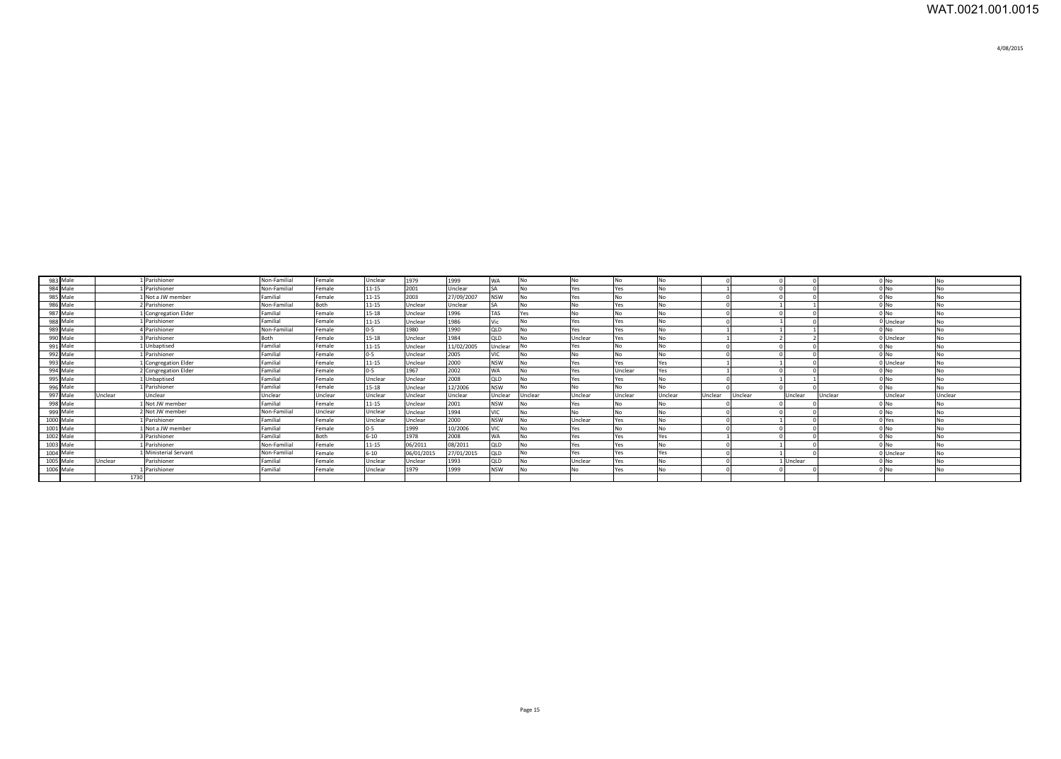| | | | | | | | | | | | | | | | | | | | | |
|---|---|---|---|---|---|---|---|---|---|---|---|---|---|---|---|---|---|---|---|---|
| 983 | Male | | 1 | Parishioner | Non-Familial | Female | Unclear | 1979 | 1999 | WA | No | No | No | No | 0 | 0 | 0 | 0 | No | No |
| 984 | Male | | 1 | Parishioner | Non-Familial | Female | 11-15 | 2001 | Unclear | SA | No | Yes | Yes | No | 1 | 0 | 0 | 0 | No | No |
| 985 | Male | | 1 | Not a JW member | Familial | Female | 11-15 | 2003 | 27/09/2007 | NSW | No | Yes | No | No | 0 | 0 | 0 | 0 | No | No |
| 986 | Male | | 2 | Parishioner | Non-Familial | Both | 11-15 | Unclear | Unclear | SA | No | No | Yes | No | 0 | 1 | 1 | 0 | No | No |
| 987 | Male | | 1 | Congregation Elder | Familial | Female | 15-18 | Unclear | 1996 | TAS | Yes | No | No | No | 0 | 0 | 0 | 0 | No | No |
| 988 | Male | | 1 | Parishioner | Familial | Female | 11-15 | Unclear | 1986 | Vic | No | Yes | Yes | No | 0 | 1 | 0 | 0 | Unclear | No |
| 989 | Male | | 4 | Parishioner | Non-Familial | Female | 0-5 | 1980 | 1990 | QLD | No | Yes | Yes | No | 1 | 1 | 1 | 0 | No | No |
| 990 | Male | | 3 | Parishioner | Both | Female | 15-18 | Unclear | 1984 | QLD | No | Unclear | Yes | No | 1 | 2 | 2 | 0 | Unclear | No |
| 991 | Male | | 1 | Unbaptised | Familial | Female | 11-15 | Unclear | 11/02/2005 | Unclear | No | Yes | No | No | 0 | 0 | 0 | 0 | No | No |
| 992 | Male | | 1 | Parishioner | Familial | Female | 0-5 | Unclear | 2005 | VIC | No | No | No | No | 0 | 0 | 0 | 0 | No | No |
| 993 | Male | | 1 | Congregation Elder | Familial | Female | 11-15 | Unclear | 2000 | NSW | No | Yes | Yes | Yes | 1 | 1 | 0 | 0 | Unclear | No |
| 994 | Male | | 2 | Congregation Elder | Familial | Female | 0-5 | 1967 | 2002 | WA | No | Yes | Unclear | Yes | 1 | 0 | 0 | 0 | No | No |
| 995 | Male | | 1 | Unbaptised | Familial | Female | Unclear | Unclear | 2008 | QLD | No | Yes | Yes | No | 0 | 1 | 1 | 0 | No | No |
| 996 | Male | | 1 | Parishioner | Familial | Female | 15-18 | Unclear | 12/2006 | NSW | No | No | No | No | 0 | 0 | 0 | 0 | No | No |
| 997 | Male | Unclear | | Unclear | Unclear | Unclear | Unclear | Unclear | Unclear | Unclear | Unclear | Unclear | Unclear | Unclear | Unclear | Unclear | Unclear | Unclear | Unclear | Unclear |
| 998 | Male | | 1 | Not JW member | Familial | Female | 11-15 | Unclear | 2001 | NSW | No | Yes | No | No | 0 | 0 | 0 | 0 | No | No |
| 999 | Male | | 2 | Not JW member | Non-Familial | Unclear | Unclear | Unclear | 1994 | VIC | No | No | No | No | 0 | 0 | 0 | 0 | No | No |
| 1000 | Male | | 1 | Parishioner | Familial | Female | Unclear | Unclear | 2000 | NSW | No | Unclear | Yes | No | 0 | 1 | 0 | 0 | Yes | No |
| 1001 | Male | | 1 | Not a JW member | Familial | Female | 0-5 | 1999 | 10/2006 | VIC | No | Yes | No | No | 0 | 0 | 0 | 0 | No | No |
| 1002 | Male | | 3 | Parishioner | Familial | Both | 6-10 | 1978 | 2008 | WA | No | Yes | Yes | Yes | 1 | 0 | 0 | 0 | No | No |
| 1003 | Male | | 1 | Parishioner | Non-Familial | Female | 11-15 | 06/2011 | 08/2011 | QLD | No | Yes | Yes | No | 0 | 1 | 0 | 0 | No | No |
| 1004 | Male | | 1 | Ministerial Servant | Non-Familial | Female | 6-10 | 06/01/2015 | 27/01/2015 | QLD | No | Yes | Yes | Yes | 0 | 1 | 0 | 0 | Unclear | No |
| 1005 | Male | Unclear | | Parishioner | Familial | Female | Unclear | Unclear | 1993 | QLD | No | Unclear | Yes | No | 0 | 1 | Unclear | 0 | No | No |
| 1006 | Male | | 1 | Parishioner | Familial | Female | Unclear | 1979 | 1999 | NSW | No | No | Yes | No | 0 | 0 | 0 | 0 | No | No |
| | | | 1730 | | | | | | | | | | | | | | | | | |